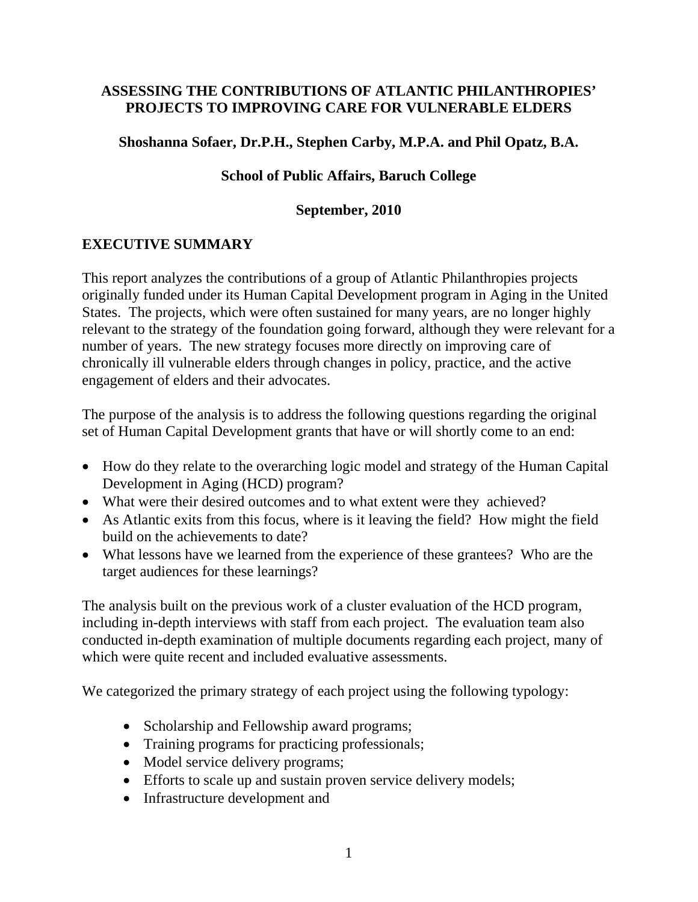# ASSESSING THE CONTRIBUTIONS OF ATLANTIC PHILANTHROPIES' PROJECTS TO IMPROVING CARE FOR VULNERABLE ELDERS

**Shoshanna Sofaer, Dr.P.H., Stephen Carby, M.P.A. and Phil Opatz, B.A.**

**School of Public Affairs, Baruch College**

**September, 2010**

## EXECUTIVE SUMMARY

This report analyzes the contributions of a group of Atlantic Philanthropies projects originally funded under its Human Capital Development program in Aging in the United States. The projects, which were often sustained for many years, are no longer highly relevant to the strategy of the foundation going forward, although they were relevant for a number of years. The new strategy focuses more directly on improving care of chronically ill vulnerable elders through changes in policy, practice, and the active engagement of elders and their advocates.

The purpose of the analysis is to address the following questions regarding the original set of Human Capital Development grants that have or will shortly come to an end:

- How do they relate to the overarching logic model and strategy of the Human Capital Development in Aging (HCD) program?
- What were their desired outcomes and to what extent were they achieved?
- As Atlantic exits from this focus, where is it leaving the field? How might the field build on the achievements to date?
- What lessons have we learned from the experience of these grantees? Who are the target audiences for these learnings?

The analysis built on the previous work of a cluster evaluation of the HCD program, including in-depth interviews with staff from each project. The evaluation team also conducted in-depth examination of multiple documents regarding each project, many of which were quite recent and included evaluative assessments.

We categorized the primary strategy of each project using the following typology:

- Scholarship and Fellowship award programs;
- Training programs for practicing professionals;
- Model service delivery programs;
- Efforts to scale up and sustain proven service delivery models;
- Infrastructure development and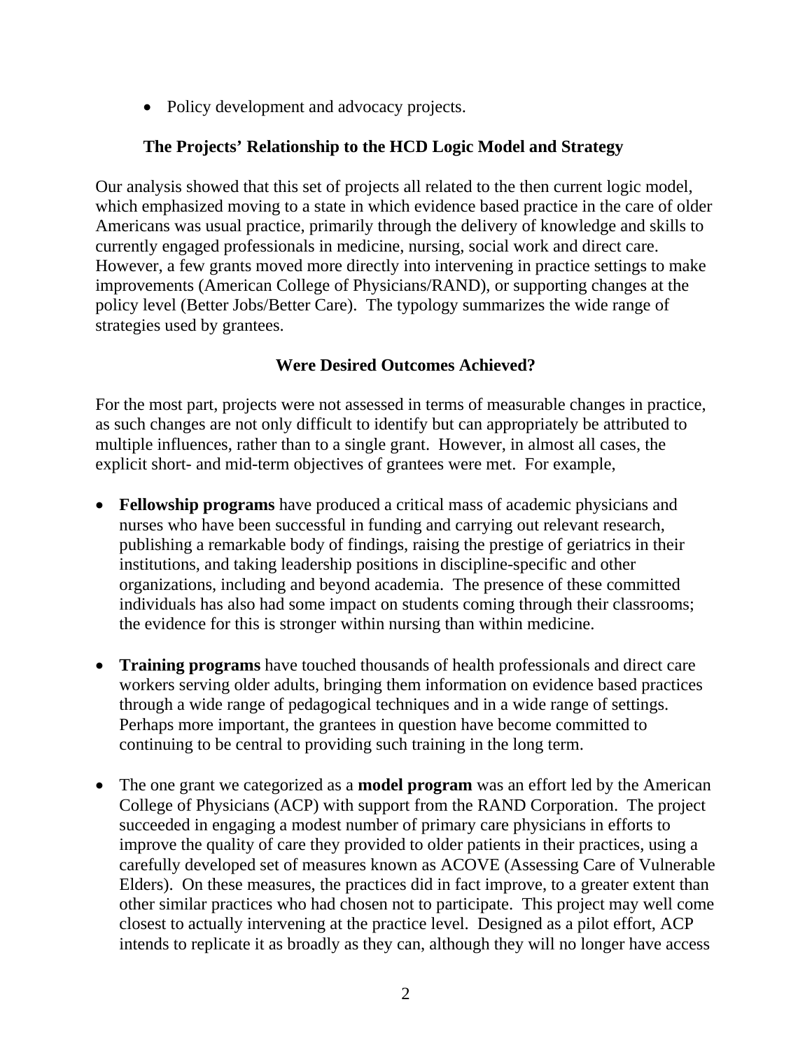- Policy development and advocacy projects.

## The Projects' Relationship to the HCD Logic Model and Strategy

Our analysis showed that this set of projects all related to the then current logic model, which emphasized moving to a state in which evidence based practice in the care of older Americans was usual practice, primarily through the delivery of knowledge and skills to currently engaged professionals in medicine, nursing, social work and direct care. However, a few grants moved more directly into intervening in practice settings to make improvements (American College of Physicians/RAND), or supporting changes at the policy level (Better Jobs/Better Care). The typology summarizes the wide range of strategies used by grantees.

## Were Desired Outcomes Achieved?

For the most part, projects were not assessed in terms of measurable changes in practice, as such changes are not only difficult to identify but can appropriately be attributed to multiple influences, rather than to a single grant. However, in almost all cases, the explicit short- and mid-term objectives of grantees were met. For example,

- **Fellowship programs** have produced a critical mass of academic physicians and nurses who have been successful in funding and carrying out relevant research, publishing a remarkable body of findings, raising the prestige of geriatrics in their institutions, and taking leadership positions in discipline-specific and other organizations, including and beyond academia. The presence of these committed individuals has also had some impact on students coming through their classrooms; the evidence for this is stronger within nursing than within medicine.

- **Training programs** have touched thousands of health professionals and direct care workers serving older adults, bringing them information on evidence based practices through a wide range of pedagogical techniques and in a wide range of settings. Perhaps more important, the grantees in question have become committed to continuing to be central to providing such training in the long term.

- The one grant we categorized as a **model program** was an effort led by the American College of Physicians (ACP) with support from the RAND Corporation. The project succeeded in engaging a modest number of primary care physicians in efforts to improve the quality of care they provided to older patients in their practices, using a carefully developed set of measures known as ACOVE (Assessing Care of Vulnerable Elders). On these measures, the practices did in fact improve, to a greater extent than other similar practices who had chosen not to participate. This project may well come closest to actually intervening at the practice level. Designed as a pilot effort, ACP intends to replicate it as broadly as they can, although they will no longer have access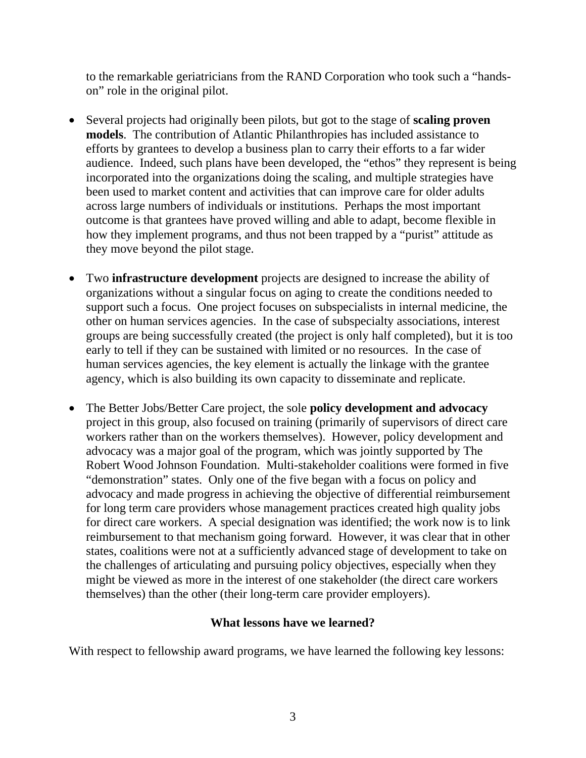to the remarkable geriatricians from the RAND Corporation who took such a "hands-on" role in the original pilot.

- Several projects had originally been pilots, but got to the stage of **scaling proven models**. The contribution of Atlantic Philanthropies has included assistance to efforts by grantees to develop a business plan to carry their efforts to a far wider audience. Indeed, such plans have been developed, the "ethos" they represent is being incorporated into the organizations doing the scaling, and multiple strategies have been used to market content and activities that can improve care for older adults across large numbers of individuals or institutions. Perhaps the most important outcome is that grantees have proved willing and able to adapt, become flexible in how they implement programs, and thus not been trapped by a "purist" attitude as they move beyond the pilot stage.

- Two **infrastructure development** projects are designed to increase the ability of organizations without a singular focus on aging to create the conditions needed to support such a focus. One project focuses on subspecialists in internal medicine, the other on human services agencies. In the case of subspecialty associations, interest groups are being successfully created (the project is only half completed), but it is too early to tell if they can be sustained with limited or no resources. In the case of human services agencies, the key element is actually the linkage with the grantee agency, which is also building its own capacity to disseminate and replicate.

- The Better Jobs/Better Care project, the sole **policy development and advocacy** project in this group, also focused on training (primarily of supervisors of direct care workers rather than on the workers themselves). However, policy development and advocacy was a major goal of the program, which was jointly supported by The Robert Wood Johnson Foundation. Multi-stakeholder coalitions were formed in five "demonstration" states. Only one of the five began with a focus on policy and advocacy and made progress in achieving the objective of differential reimbursement for long term care providers whose management practices created high quality jobs for direct care workers. A special designation was identified; the work now is to link reimbursement to that mechanism going forward. However, it was clear that in other states, coalitions were not at a sufficiently advanced stage of development to take on the challenges of articulating and pursuing policy objectives, especially when they might be viewed as more in the interest of one stakeholder (the direct care workers themselves) than the other (their long-term care provider employers).

## What lessons have we learned?

With respect to fellowship award programs, we have learned the following key lessons: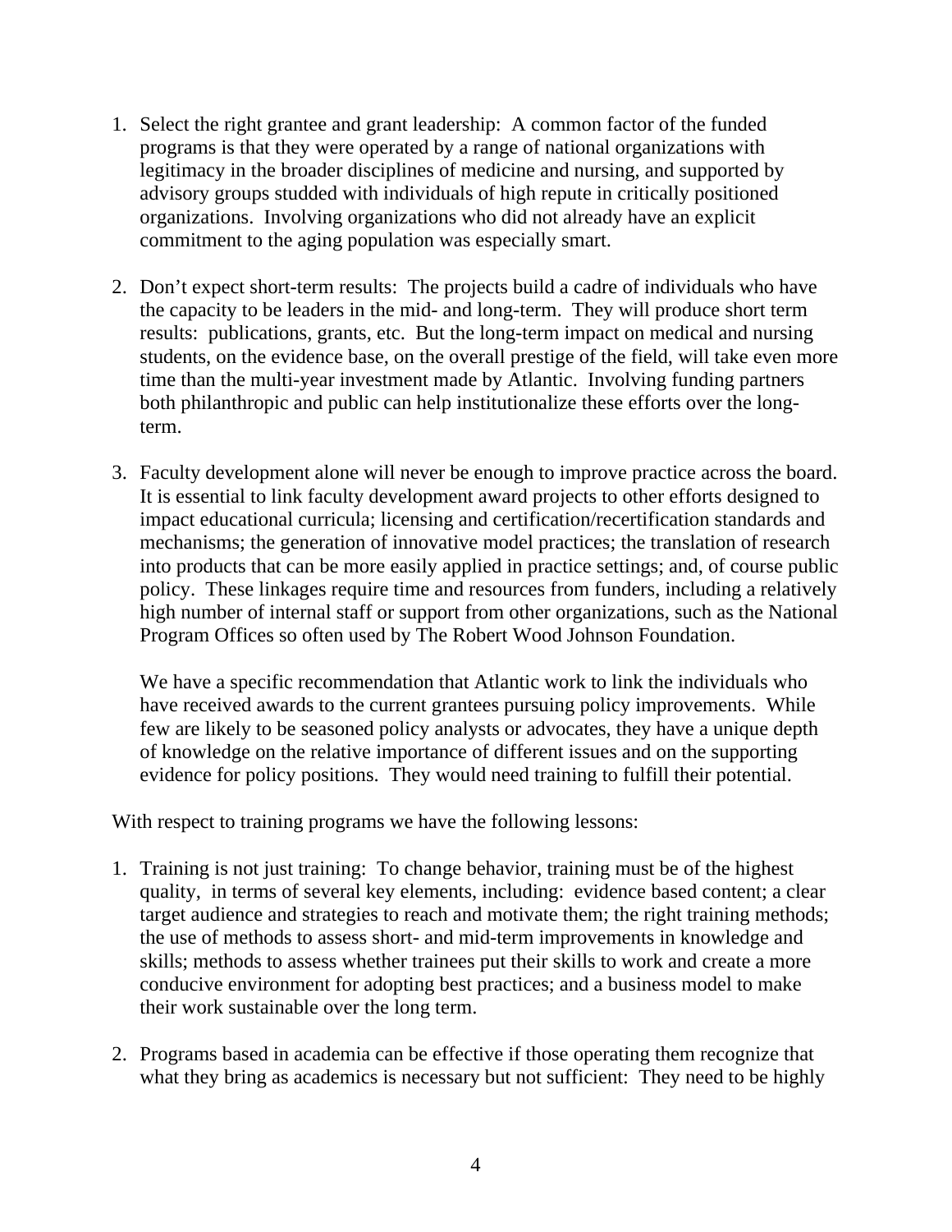1. Select the right grantee and grant leadership: A common factor of the funded programs is that they were operated by a range of national organizations with legitimacy in the broader disciplines of medicine and nursing, and supported by advisory groups studded with individuals of high repute in critically positioned organizations. Involving organizations who did not already have an explicit commitment to the aging population was especially smart.

2. Don't expect short-term results: The projects build a cadre of individuals who have the capacity to be leaders in the mid- and long-term. They will produce short term results: publications, grants, etc. But the long-term impact on medical and nursing students, on the evidence base, on the overall prestige of the field, will take even more time than the multi-year investment made by Atlantic. Involving funding partners both philanthropic and public can help institutionalize these efforts over the long-term.

3. Faculty development alone will never be enough to improve practice across the board. It is essential to link faculty development award projects to other efforts designed to impact educational curricula; licensing and certification/recertification standards and mechanisms; the generation of innovative model practices; the translation of research into products that can be more easily applied in practice settings; and, of course public policy. These linkages require time and resources from funders, including a relatively high number of internal staff or support from other organizations, such as the National Program Offices so often used by The Robert Wood Johnson Foundation.

   We have a specific recommendation that Atlantic work to link the individuals who have received awards to the current grantees pursuing policy improvements. While few are likely to be seasoned policy analysts or advocates, they have a unique depth of knowledge on the relative importance of different issues and on the supporting evidence for policy positions. They would need training to fulfill their potential.

With respect to training programs we have the following lessons:

1. Training is not just training: To change behavior, training must be of the highest quality, in terms of several key elements, including: evidence based content; a clear target audience and strategies to reach and motivate them; the right training methods; the use of methods to assess short- and mid-term improvements in knowledge and skills; methods to assess whether trainees put their skills to work and create a more conducive environment for adopting best practices; and a business model to make their work sustainable over the long term.

2. Programs based in academia can be effective if those operating them recognize that what they bring as academics is necessary but not sufficient: They need to be highly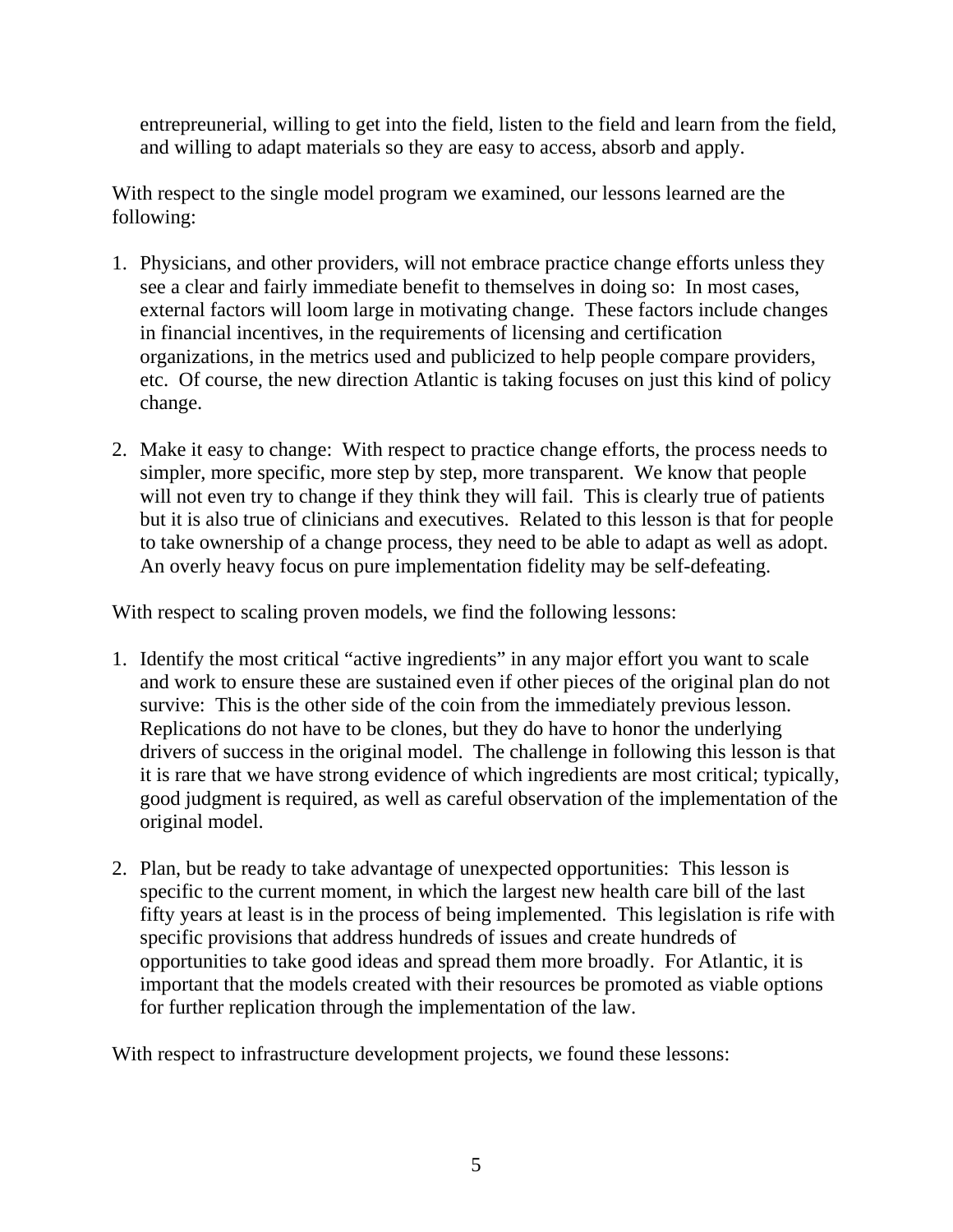entrepreneurial, willing to get into the field, listen to the field and learn from the field, and willing to adapt materials so they are easy to access, absorb and apply.

With respect to the single model program we examined, our lessons learned are the following:

1. Physicians, and other providers, will not embrace practice change efforts unless they see a clear and fairly immediate benefit to themselves in doing so: In most cases, external factors will loom large in motivating change. These factors include changes in financial incentives, in the requirements of licensing and certification organizations, in the metrics used and publicized to help people compare providers, etc. Of course, the new direction Atlantic is taking focuses on just this kind of policy change.

2. Make it easy to change: With respect to practice change efforts, the process needs to simpler, more specific, more step by step, more transparent. We know that people will not even try to change if they think they will fail. This is clearly true of patients but it is also true of clinicians and executives. Related to this lesson is that for people to take ownership of a change process, they need to be able to adapt as well as adopt. An overly heavy focus on pure implementation fidelity may be self-defeating.

With respect to scaling proven models, we find the following lessons:

1. Identify the most critical "active ingredients" in any major effort you want to scale and work to ensure these are sustained even if other pieces of the original plan do not survive: This is the other side of the coin from the immediately previous lesson. Replications do not have to be clones, but they do have to honor the underlying drivers of success in the original model. The challenge in following this lesson is that it is rare that we have strong evidence of which ingredients are most critical; typically, good judgment is required, as well as careful observation of the implementation of the original model.

2. Plan, but be ready to take advantage of unexpected opportunities: This lesson is specific to the current moment, in which the largest new health care bill of the last fifty years at least is in the process of being implemented. This legislation is rife with specific provisions that address hundreds of issues and create hundreds of opportunities to take good ideas and spread them more broadly. For Atlantic, it is important that the models created with their resources be promoted as viable options for further replication through the implementation of the law.

With respect to infrastructure development projects, we found these lessons: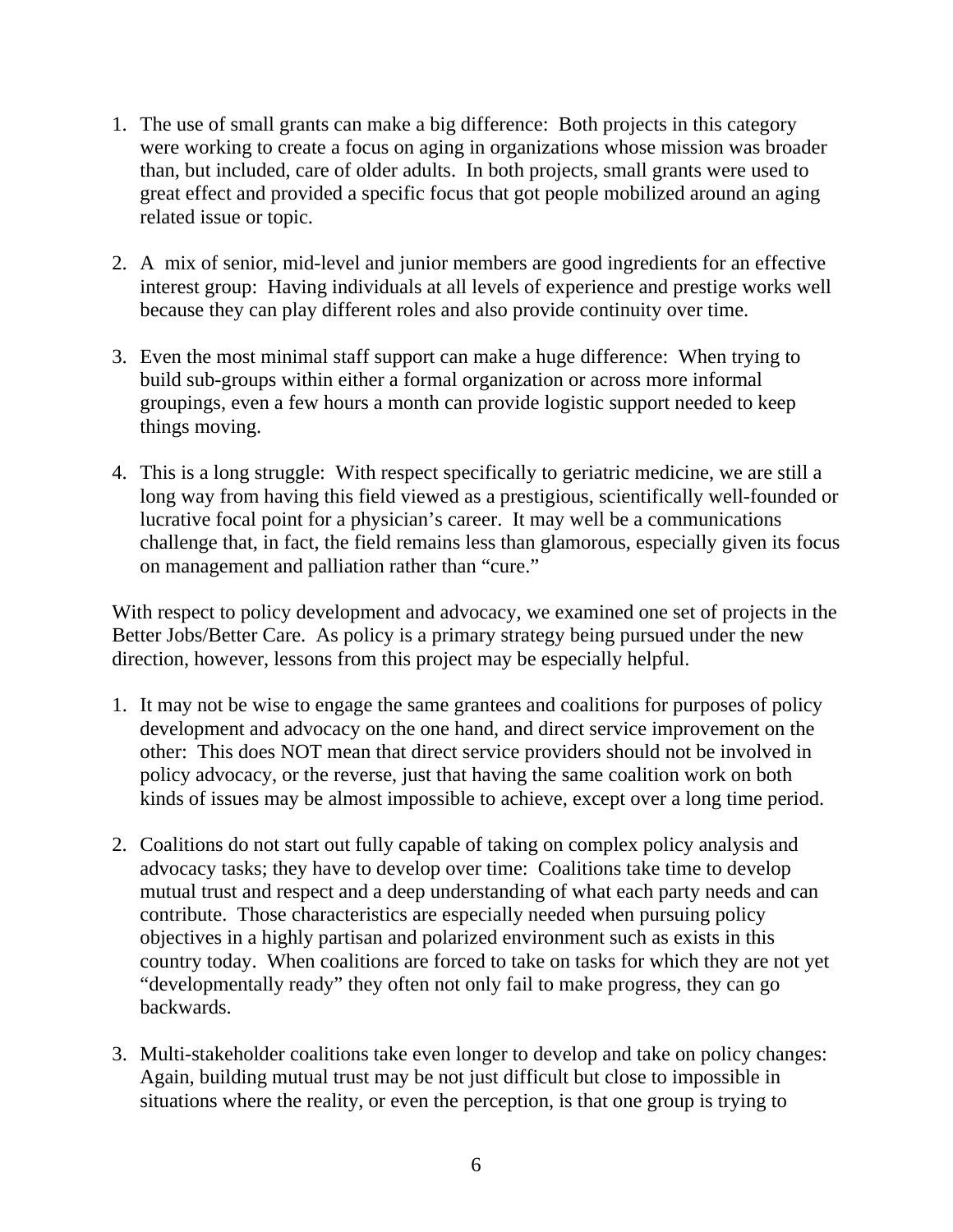1. The use of small grants can make a big difference: Both projects in this category were working to create a focus on aging in organizations whose mission was broader than, but included, care of older adults. In both projects, small grants were used to great effect and provided a specific focus that got people mobilized around an aging related issue or topic.

2. A mix of senior, mid-level and junior members are good ingredients for an effective interest group: Having individuals at all levels of experience and prestige works well because they can play different roles and also provide continuity over time.

3. Even the most minimal staff support can make a huge difference: When trying to build sub-groups within either a formal organization or across more informal groupings, even a few hours a month can provide logistic support needed to keep things moving.

4. This is a long struggle: With respect specifically to geriatric medicine, we are still a long way from having this field viewed as a prestigious, scientifically well-founded or lucrative focal point for a physician's career. It may well be a communications challenge that, in fact, the field remains less than glamorous, especially given its focus on management and palliation rather than "cure."

With respect to policy development and advocacy, we examined one set of projects in the Better Jobs/Better Care. As policy is a primary strategy being pursued under the new direction, however, lessons from this project may be especially helpful.

1. It may not be wise to engage the same grantees and coalitions for purposes of policy development and advocacy on the one hand, and direct service improvement on the other: This does NOT mean that direct service providers should not be involved in policy advocacy, or the reverse, just that having the same coalition work on both kinds of issues may be almost impossible to achieve, except over a long time period.

2. Coalitions do not start out fully capable of taking on complex policy analysis and advocacy tasks; they have to develop over time: Coalitions take time to develop mutual trust and respect and a deep understanding of what each party needs and can contribute. Those characteristics are especially needed when pursuing policy objectives in a highly partisan and polarized environment such as exists in this country today. When coalitions are forced to take on tasks for which they are not yet "developmentally ready" they often not only fail to make progress, they can go backwards.

3. Multi-stakeholder coalitions take even longer to develop and take on policy changes: Again, building mutual trust may be not just difficult but close to impossible in situations where the reality, or even the perception, is that one group is trying to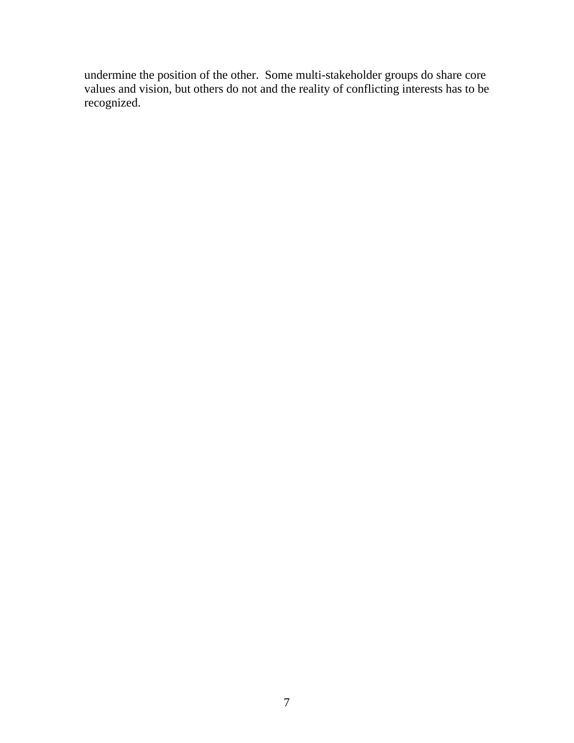undermine the position of the other.  Some multi-stakeholder groups do share core values and vision, but others do not and the reality of conflicting interests has to be recognized.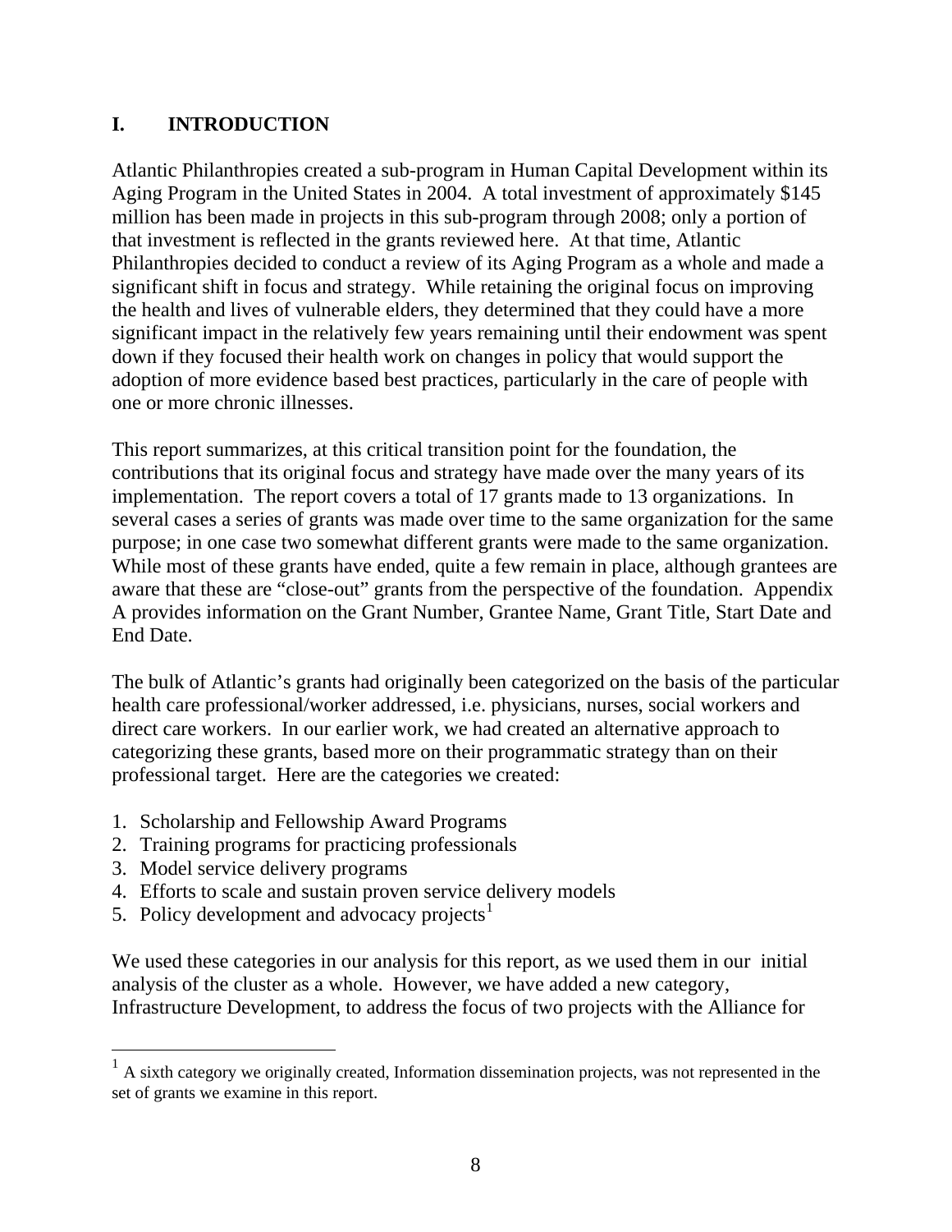## I. INTRODUCTION

Atlantic Philanthropies created a sub-program in Human Capital Development within its Aging Program in the United States in 2004. A total investment of approximately $145 million has been made in projects in this sub-program through 2008; only a portion of that investment is reflected in the grants reviewed here. At that time, Atlantic Philanthropies decided to conduct a review of its Aging Program as a whole and made a significant shift in focus and strategy. While retaining the original focus on improving the health and lives of vulnerable elders, they determined that they could have a more significant impact in the relatively few years remaining until their endowment was spent down if they focused their health work on changes in policy that would support the adoption of more evidence based best practices, particularly in the care of people with one or more chronic illnesses.

This report summarizes, at this critical transition point for the foundation, the contributions that its original focus and strategy have made over the many years of its implementation. The report covers a total of 17 grants made to 13 organizations. In several cases a series of grants was made over time to the same organization for the same purpose; in one case two somewhat different grants were made to the same organization. While most of these grants have ended, quite a few remain in place, although grantees are aware that these are "close-out" grants from the perspective of the foundation. Appendix A provides information on the Grant Number, Grantee Name, Grant Title, Start Date and End Date.

The bulk of Atlantic's grants had originally been categorized on the basis of the particular health care professional/worker addressed, i.e. physicians, nurses, social workers and direct care workers. In our earlier work, we had created an alternative approach to categorizing these grants, based more on their programmatic strategy than on their professional target. Here are the categories we created:

1. Scholarship and Fellowship Award Programs
2. Training programs for practicing professionals
3. Model service delivery programs
4. Efforts to scale and sustain proven service delivery models
5. Policy development and advocacy projects[1]

We used these categories in our analysis for this report, as we used them in our initial analysis of the cluster as a whole. However, we have added a new category, Infrastructure Development, to address the focus of two projects with the Alliance for

[1] A sixth category we originally created, Information dissemination projects, was not represented in the set of grants we examine in this report.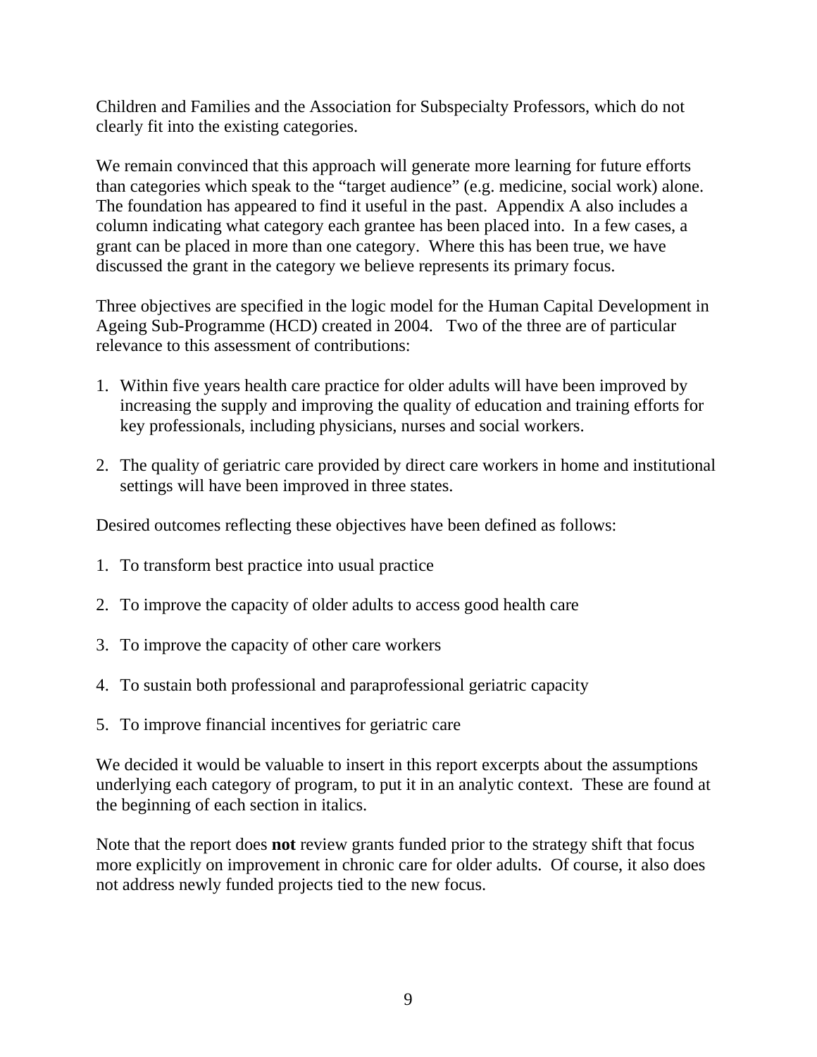Children and Families and the Association for Subspecialty Professors, which do not clearly fit into the existing categories.

We remain convinced that this approach will generate more learning for future efforts than categories which speak to the "target audience" (e.g. medicine, social work) alone. The foundation has appeared to find it useful in the past. Appendix A also includes a column indicating what category each grantee has been placed into. In a few cases, a grant can be placed in more than one category. Where this has been true, we have discussed the grant in the category we believe represents its primary focus.

Three objectives are specified in the logic model for the Human Capital Development in Ageing Sub-Programme (HCD) created in 2004. Two of the three are of particular relevance to this assessment of contributions:

1. Within five years health care practice for older adults will have been improved by increasing the supply and improving the quality of education and training efforts for key professionals, including physicians, nurses and social workers.

2. The quality of geriatric care provided by direct care workers in home and institutional settings will have been improved in three states.

Desired outcomes reflecting these objectives have been defined as follows:

1. To transform best practice into usual practice

2. To improve the capacity of older adults to access good health care

3. To improve the capacity of other care workers

4. To sustain both professional and paraprofessional geriatric capacity

5. To improve financial incentives for geriatric care

We decided it would be valuable to insert in this report excerpts about the assumptions underlying each category of program, to put it in an analytic context. These are found at the beginning of each section in italics.

Note that the report does **not** review grants funded prior to the strategy shift that focus more explicitly on improvement in chronic care for older adults. Of course, it also does not address newly funded projects tied to the new focus.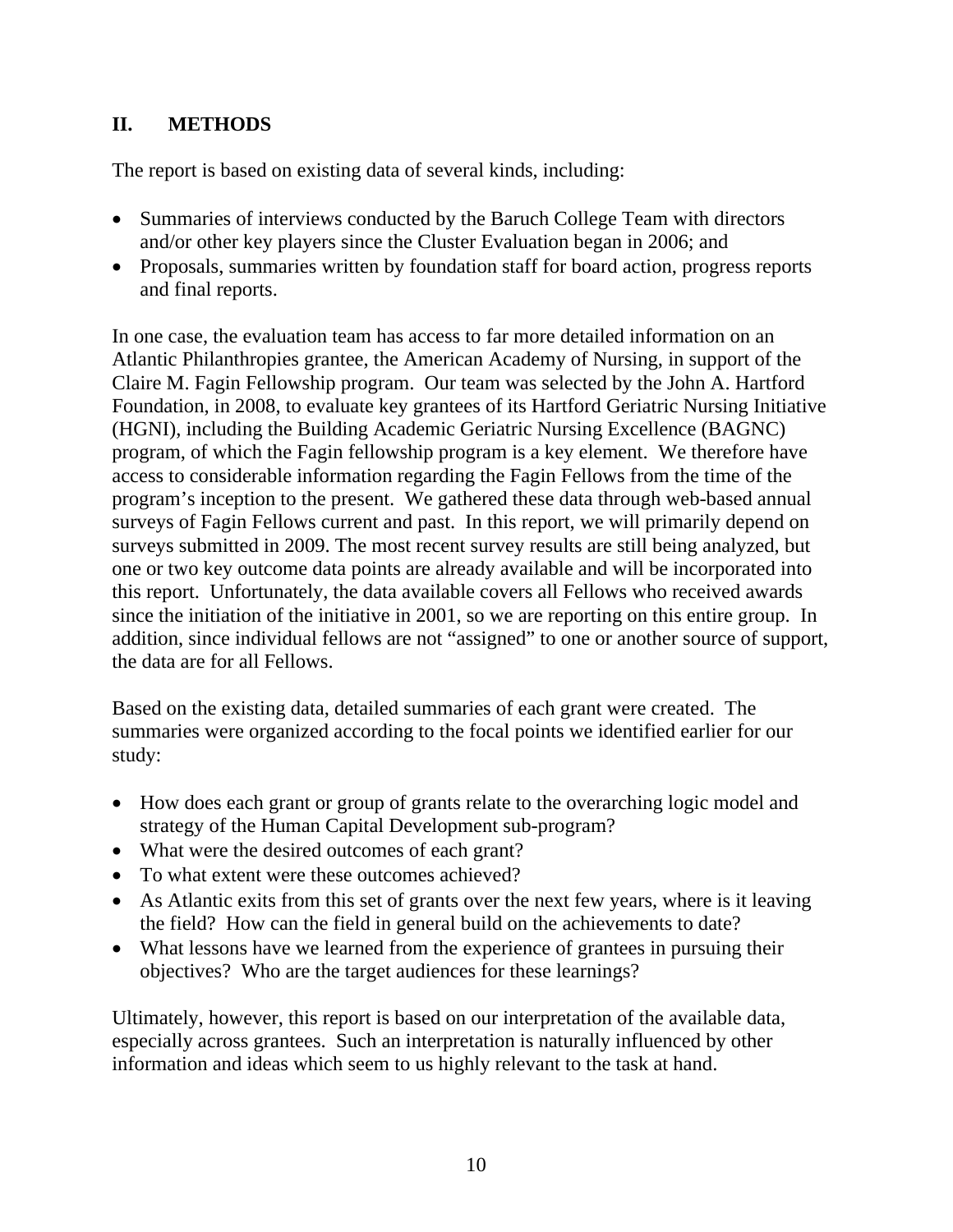## II. METHODS

The report is based on existing data of several kinds, including:

- Summaries of interviews conducted by the Baruch College Team with directors and/or other key players since the Cluster Evaluation began in 2006; and
- Proposals, summaries written by foundation staff for board action, progress reports and final reports.

In one case, the evaluation team has access to far more detailed information on an Atlantic Philanthropies grantee, the American Academy of Nursing, in support of the Claire M. Fagin Fellowship program. Our team was selected by the John A. Hartford Foundation, in 2008, to evaluate key grantees of its Hartford Geriatric Nursing Initiative (HGNI), including the Building Academic Geriatric Nursing Excellence (BAGNC) program, of which the Fagin fellowship program is a key element. We therefore have access to considerable information regarding the Fagin Fellows from the time of the program's inception to the present. We gathered these data through web-based annual surveys of Fagin Fellows current and past. In this report, we will primarily depend on surveys submitted in 2009. The most recent survey results are still being analyzed, but one or two key outcome data points are already available and will be incorporated into this report. Unfortunately, the data available covers all Fellows who received awards since the initiation of the initiative in 2001, so we are reporting on this entire group. In addition, since individual fellows are not "assigned" to one or another source of support, the data are for all Fellows.

Based on the existing data, detailed summaries of each grant were created. The summaries were organized according to the focal points we identified earlier for our study:

- How does each grant or group of grants relate to the overarching logic model and strategy of the Human Capital Development sub-program?
- What were the desired outcomes of each grant?
- To what extent were these outcomes achieved?
- As Atlantic exits from this set of grants over the next few years, where is it leaving the field? How can the field in general build on the achievements to date?
- What lessons have we learned from the experience of grantees in pursuing their objectives? Who are the target audiences for these learnings?

Ultimately, however, this report is based on our interpretation of the available data, especially across grantees. Such an interpretation is naturally influenced by other information and ideas which seem to us highly relevant to the task at hand.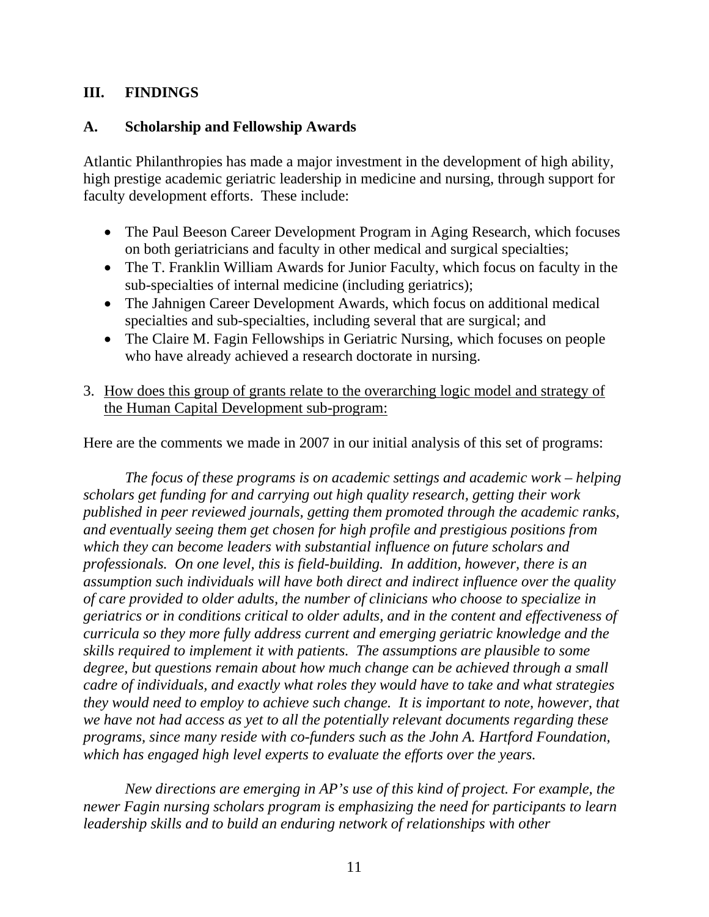## III. FINDINGS

### A. Scholarship and Fellowship Awards

Atlantic Philanthropies has made a major investment in the development of high ability, high prestige academic geriatric leadership in medicine and nursing, through support for faculty development efforts. These include:

- The Paul Beeson Career Development Program in Aging Research, which focuses on both geriatricians and faculty in other medical and surgical specialties;
- The T. Franklin William Awards for Junior Faculty, which focus on faculty in the sub-specialties of internal medicine (including geriatrics);
- The Jahnigen Career Development Awards, which focus on additional medical specialties and sub-specialties, including several that are surgical; and
- The Claire M. Fagin Fellowships in Geriatric Nursing, which focuses on people who have already achieved a research doctorate in nursing.

3. <u>How does this group of grants relate to the overarching logic model and strategy of the Human Capital Development sub-program:</u>

Here are the comments we made in 2007 in our initial analysis of this set of programs:

*The focus of these programs is on academic settings and academic work – helping scholars get funding for and carrying out high quality research, getting their work published in peer reviewed journals, getting them promoted through the academic ranks, and eventually seeing them get chosen for high profile and prestigious positions from which they can become leaders with substantial influence on future scholars and professionals. On one level, this is field-building. In addition, however, there is an assumption such individuals will have both direct and indirect influence over the quality of care provided to older adults, the number of clinicians who choose to specialize in geriatrics or in conditions critical to older adults, and in the content and effectiveness of curricula so they more fully address current and emerging geriatric knowledge and the skills required to implement it with patients. The assumptions are plausible to some degree, but questions remain about how much change can be achieved through a small cadre of individuals, and exactly what roles they would have to take and what strategies they would need to employ to achieve such change. It is important to note, however, that we have not had access as yet to all the potentially relevant documents regarding these programs, since many reside with co-funders such as the John A. Hartford Foundation, which has engaged high level experts to evaluate the efforts over the years.*

*New directions are emerging in AP's use of this kind of project. For example, the newer Fagin nursing scholars program is emphasizing the need for participants to learn leadership skills and to build an enduring network of relationships with other*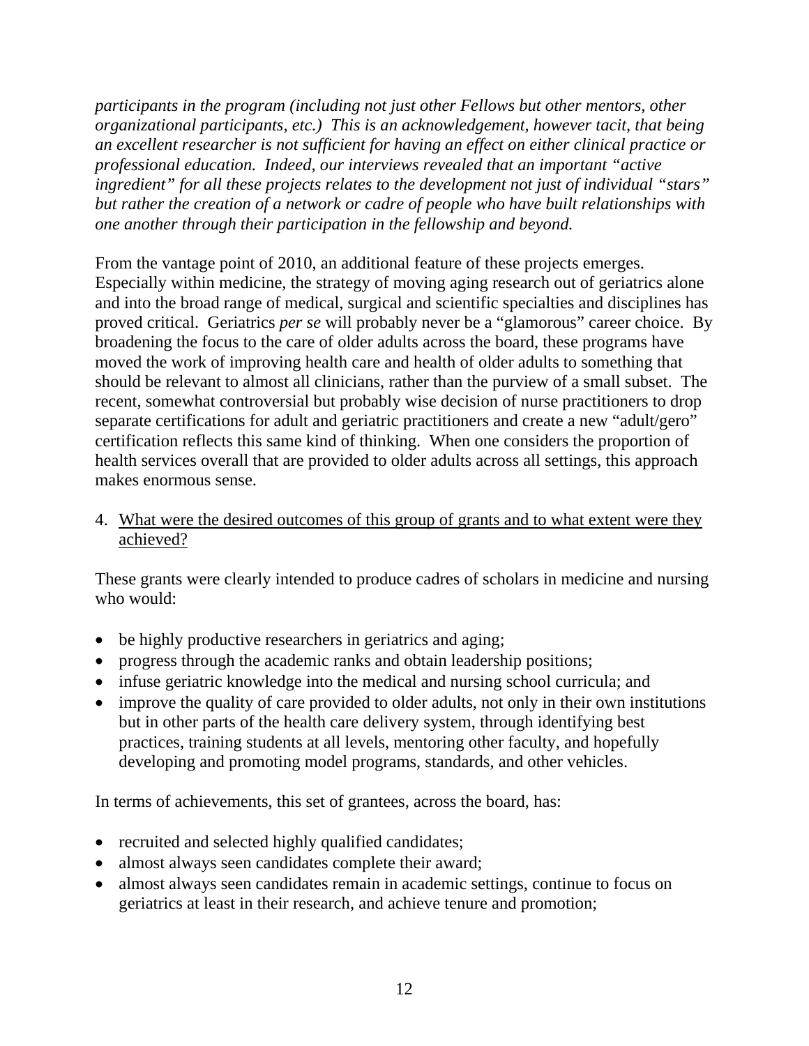*participants in the program (including not just other Fellows but other mentors, other organizational participants, etc.) This is an acknowledgement, however tacit, that being an excellent researcher is not sufficient for having an effect on either clinical practice or professional education. Indeed, our interviews revealed that an important "active ingredient" for all these projects relates to the development not just of individual "stars" but rather the creation of a network or cadre of people who have built relationships with one another through their participation in the fellowship and beyond.*

From the vantage point of 2010, an additional feature of these projects emerges. Especially within medicine, the strategy of moving aging research out of geriatrics alone and into the broad range of medical, surgical and scientific specialties and disciplines has proved critical. Geriatrics *per se* will probably never be a "glamorous" career choice. By broadening the focus to the care of older adults across the board, these programs have moved the work of improving health care and health of older adults to something that should be relevant to almost all clinicians, rather than the purview of a small subset. The recent, somewhat controversial but probably wise decision of nurse practitioners to drop separate certifications for adult and geriatric practitioners and create a new "adult/gero" certification reflects this same kind of thinking. When one considers the proportion of health services overall that are provided to older adults across all settings, this approach makes enormous sense.

4. <u>What were the desired outcomes of this group of grants and to what extent were they achieved?</u>

These grants were clearly intended to produce cadres of scholars in medicine and nursing who would:

- be highly productive researchers in geriatrics and aging;
- progress through the academic ranks and obtain leadership positions;
- infuse geriatric knowledge into the medical and nursing school curricula; and
- improve the quality of care provided to older adults, not only in their own institutions but in other parts of the health care delivery system, through identifying best practices, training students at all levels, mentoring other faculty, and hopefully developing and promoting model programs, standards, and other vehicles.

In terms of achievements, this set of grantees, across the board, has:

- recruited and selected highly qualified candidates;
- almost always seen candidates complete their award;
- almost always seen candidates remain in academic settings, continue to focus on geriatrics at least in their research, and achieve tenure and promotion;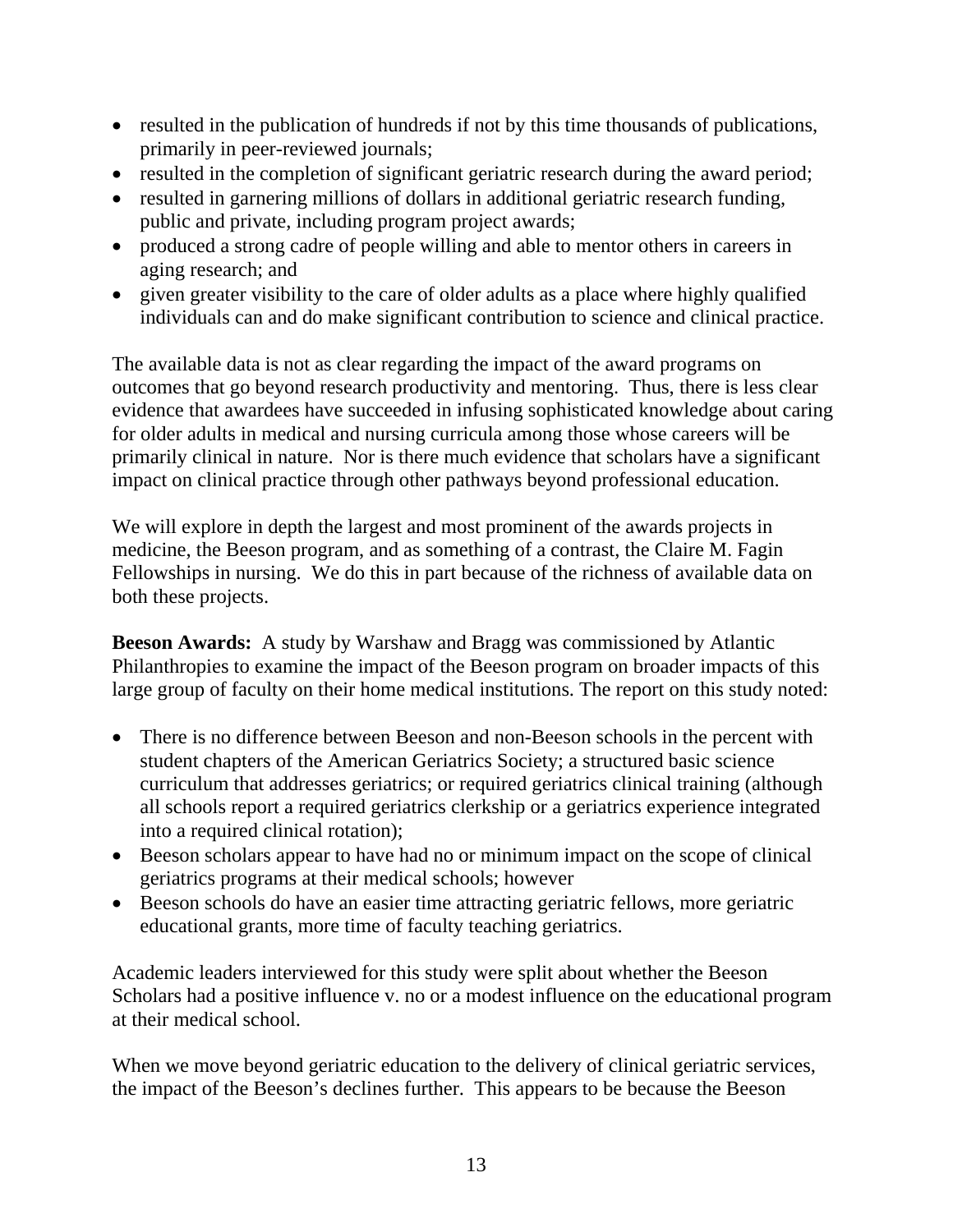- resulted in the publication of hundreds if not by this time thousands of publications, primarily in peer-reviewed journals;
- resulted in the completion of significant geriatric research during the award period;
- resulted in garnering millions of dollars in additional geriatric research funding, public and private, including program project awards;
- produced a strong cadre of people willing and able to mentor others in careers in aging research; and
- given greater visibility to the care of older adults as a place where highly qualified individuals can and do make significant contribution to science and clinical practice.

The available data is not as clear regarding the impact of the award programs on outcomes that go beyond research productivity and mentoring. Thus, there is less clear evidence that awardees have succeeded in infusing sophisticated knowledge about caring for older adults in medical and nursing curricula among those whose careers will be primarily clinical in nature. Nor is there much evidence that scholars have a significant impact on clinical practice through other pathways beyond professional education.

We will explore in depth the largest and most prominent of the awards projects in medicine, the Beeson program, and as something of a contrast, the Claire M. Fagin Fellowships in nursing. We do this in part because of the richness of available data on both these projects.

**Beeson Awards:** A study by Warshaw and Bragg was commissioned by Atlantic Philanthropies to examine the impact of the Beeson program on broader impacts of this large group of faculty on their home medical institutions. The report on this study noted:

- There is no difference between Beeson and non-Beeson schools in the percent with student chapters of the American Geriatrics Society; a structured basic science curriculum that addresses geriatrics; or required geriatrics clinical training (although all schools report a required geriatrics clerkship or a geriatrics experience integrated into a required clinical rotation);
- Beeson scholars appear to have had no or minimum impact on the scope of clinical geriatrics programs at their medical schools; however
- Beeson schools do have an easier time attracting geriatric fellows, more geriatric educational grants, more time of faculty teaching geriatrics.

Academic leaders interviewed for this study were split about whether the Beeson Scholars had a positive influence v. no or a modest influence on the educational program at their medical school.

When we move beyond geriatric education to the delivery of clinical geriatric services, the impact of the Beeson's declines further. This appears to be because the Beeson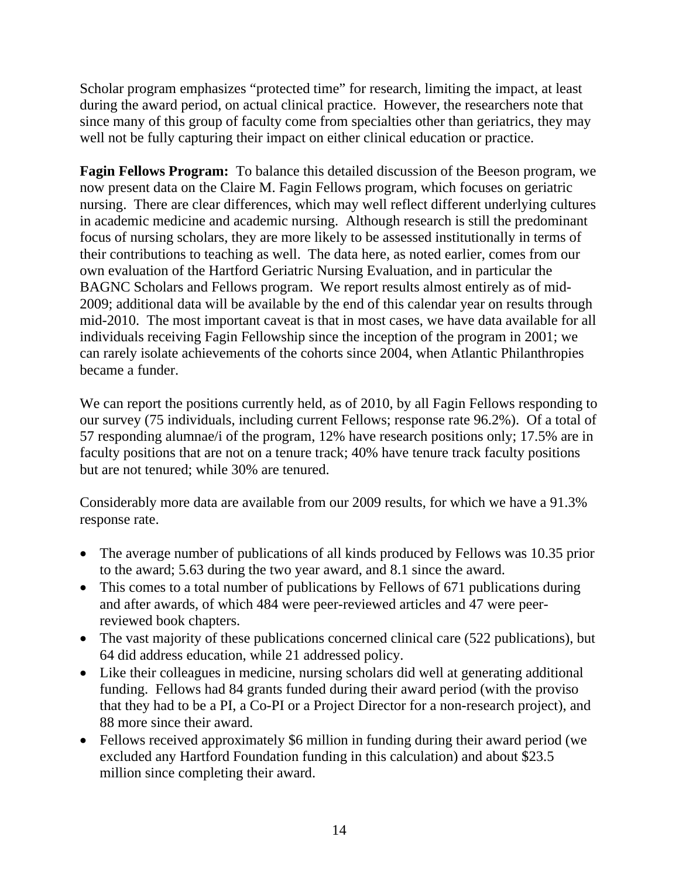Scholar program emphasizes "protected time" for research, limiting the impact, at least during the award period, on actual clinical practice. However, the researchers note that since many of this group of faculty come from specialties other than geriatrics, they may well not be fully capturing their impact on either clinical education or practice.

**Fagin Fellows Program:** To balance this detailed discussion of the Beeson program, we now present data on the Claire M. Fagin Fellows program, which focuses on geriatric nursing. There are clear differences, which may well reflect different underlying cultures in academic medicine and academic nursing. Although research is still the predominant focus of nursing scholars, they are more likely to be assessed institutionally in terms of their contributions to teaching as well. The data here, as noted earlier, comes from our own evaluation of the Hartford Geriatric Nursing Evaluation, and in particular the BAGNC Scholars and Fellows program. We report results almost entirely as of mid-2009; additional data will be available by the end of this calendar year on results through mid-2010. The most important caveat is that in most cases, we have data available for all individuals receiving Fagin Fellowship since the inception of the program in 2001; we can rarely isolate achievements of the cohorts since 2004, when Atlantic Philanthropies became a funder.

We can report the positions currently held, as of 2010, by all Fagin Fellows responding to our survey (75 individuals, including current Fellows; response rate 96.2%). Of a total of 57 responding alumnae/i of the program, 12% have research positions only; 17.5% are in faculty positions that are not on a tenure track; 40% have tenure track faculty positions but are not tenured; while 30% are tenured.

Considerably more data are available from our 2009 results, for which we have a 91.3% response rate.

- The average number of publications of all kinds produced by Fellows was 10.35 prior to the award; 5.63 during the two year award, and 8.1 since the award.
- This comes to a total number of publications by Fellows of 671 publications during and after awards, of which 484 were peer-reviewed articles and 47 were peer-reviewed book chapters.
- The vast majority of these publications concerned clinical care (522 publications), but 64 did address education, while 21 addressed policy.
- Like their colleagues in medicine, nursing scholars did well at generating additional funding. Fellows had 84 grants funded during their award period (with the proviso that they had to be a PI, a Co-PI or a Project Director for a non-research project), and 88 more since their award.
- Fellows received approximately $6 million in funding during their award period (we excluded any Hartford Foundation funding in this calculation) and about $23.5 million since completing their award.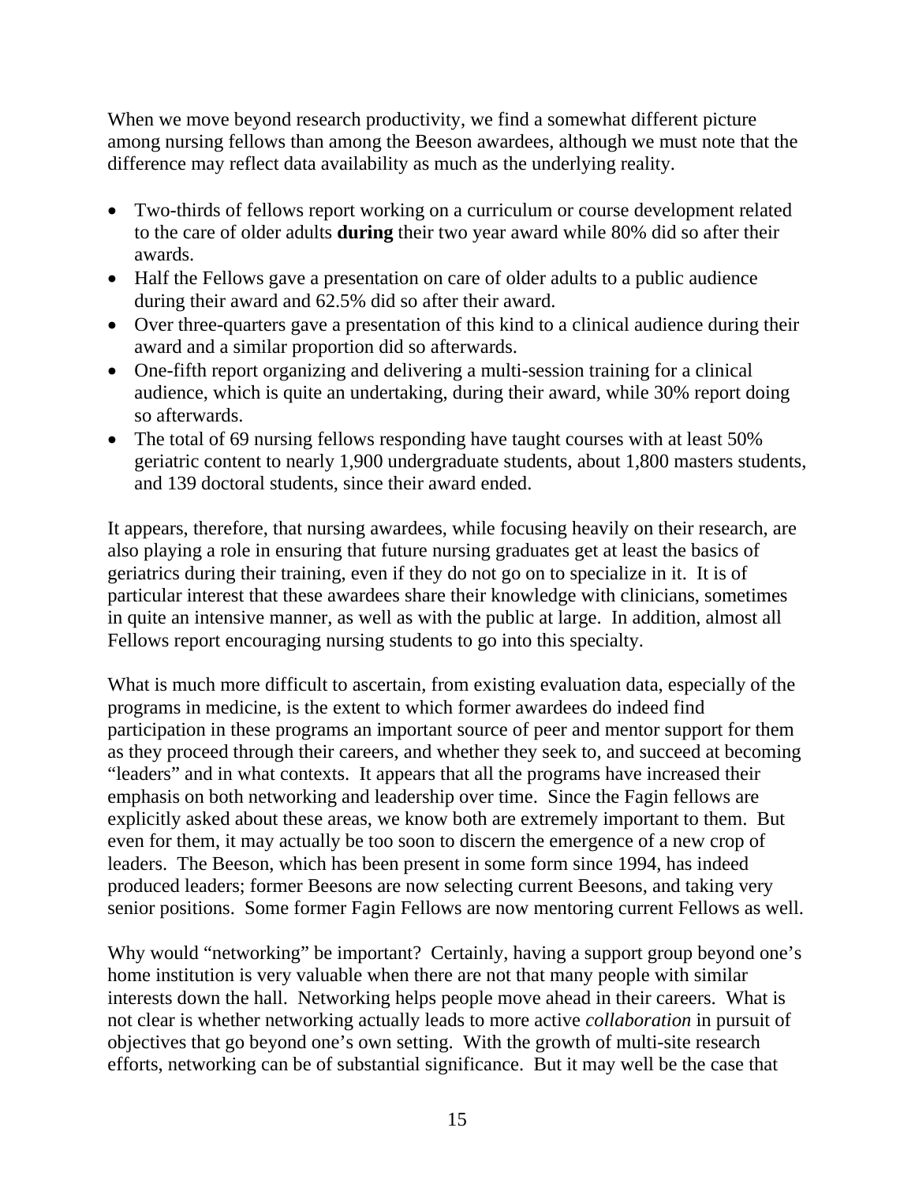When we move beyond research productivity, we find a somewhat different picture among nursing fellows than among the Beeson awardees, although we must note that the difference may reflect data availability as much as the underlying reality.

- Two-thirds of fellows report working on a curriculum or course development related to the care of older adults **during** their two year award while 80% did so after their awards.
- Half the Fellows gave a presentation on care of older adults to a public audience during their award and 62.5% did so after their award.
- Over three-quarters gave a presentation of this kind to a clinical audience during their award and a similar proportion did so afterwards.
- One-fifth report organizing and delivering a multi-session training for a clinical audience, which is quite an undertaking, during their award, while 30% report doing so afterwards.
- The total of 69 nursing fellows responding have taught courses with at least 50% geriatric content to nearly 1,900 undergraduate students, about 1,800 masters students, and 139 doctoral students, since their award ended.

It appears, therefore, that nursing awardees, while focusing heavily on their research, are also playing a role in ensuring that future nursing graduates get at least the basics of geriatrics during their training, even if they do not go on to specialize in it. It is of particular interest that these awardees share their knowledge with clinicians, sometimes in quite an intensive manner, as well as with the public at large. In addition, almost all Fellows report encouraging nursing students to go into this specialty.

What is much more difficult to ascertain, from existing evaluation data, especially of the programs in medicine, is the extent to which former awardees do indeed find participation in these programs an important source of peer and mentor support for them as they proceed through their careers, and whether they seek to, and succeed at becoming "leaders" and in what contexts. It appears that all the programs have increased their emphasis on both networking and leadership over time. Since the Fagin fellows are explicitly asked about these areas, we know both are extremely important to them. But even for them, it may actually be too soon to discern the emergence of a new crop of leaders. The Beeson, which has been present in some form since 1994, has indeed produced leaders; former Beesons are now selecting current Beesons, and taking very senior positions. Some former Fagin Fellows are now mentoring current Fellows as well.

Why would "networking" be important? Certainly, having a support group beyond one's home institution is very valuable when there are not that many people with similar interests down the hall. Networking helps people move ahead in their careers. What is not clear is whether networking actually leads to more active *collaboration* in pursuit of objectives that go beyond one's own setting. With the growth of multi-site research efforts, networking can be of substantial significance. But it may well be the case that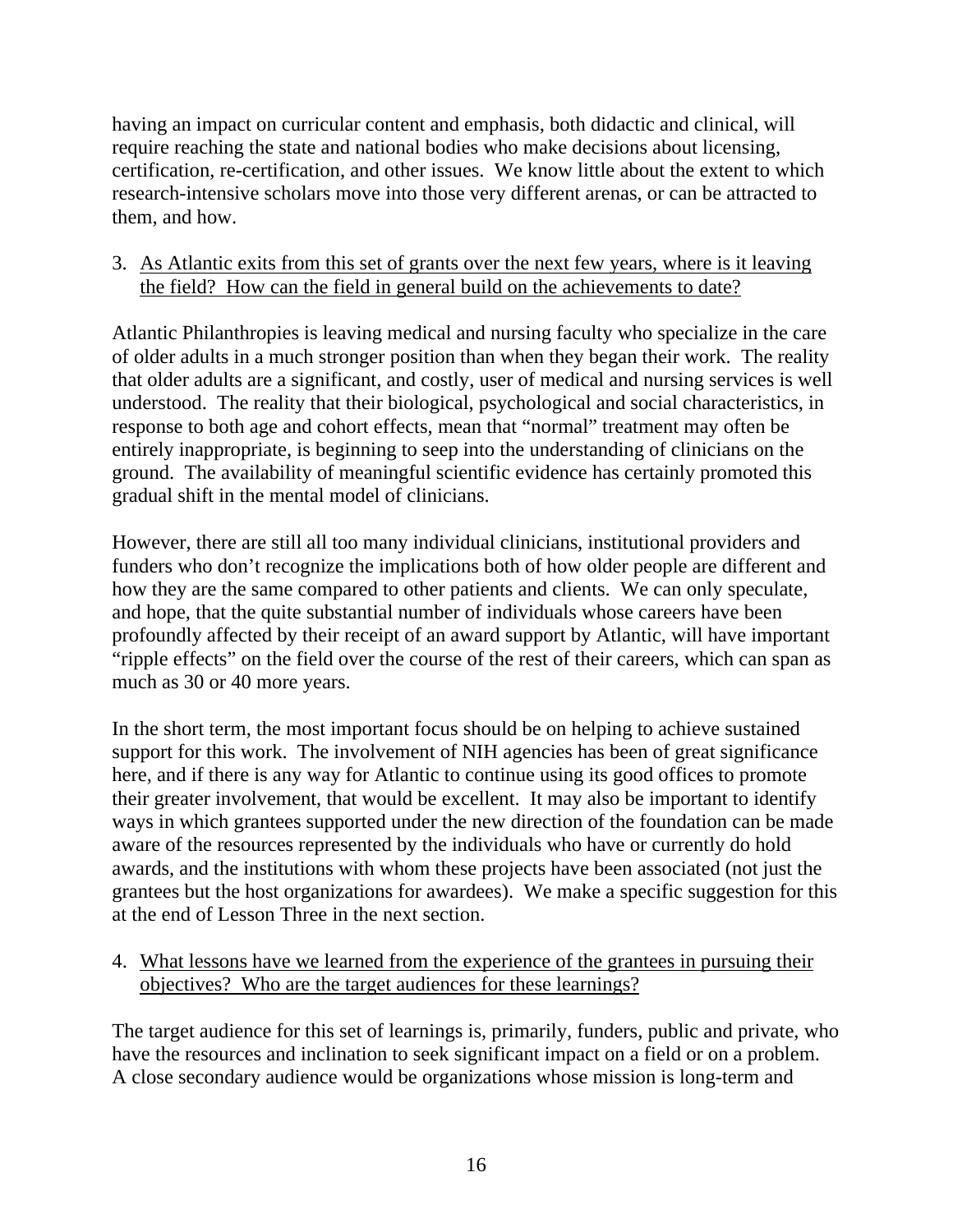having an impact on curricular content and emphasis, both didactic and clinical, will require reaching the state and national bodies who make decisions about licensing, certification, re-certification, and other issues. We know little about the extent to which research-intensive scholars move into those very different arenas, or can be attracted to them, and how.

3. <u>As Atlantic exits from this set of grants over the next few years, where is it leaving the field? How can the field in general build on the achievements to date?</u>

Atlantic Philanthropies is leaving medical and nursing faculty who specialize in the care of older adults in a much stronger position than when they began their work. The reality that older adults are a significant, and costly, user of medical and nursing services is well understood. The reality that their biological, psychological and social characteristics, in response to both age and cohort effects, mean that "normal" treatment may often be entirely inappropriate, is beginning to seep into the understanding of clinicians on the ground. The availability of meaningful scientific evidence has certainly promoted this gradual shift in the mental model of clinicians.

However, there are still all too many individual clinicians, institutional providers and funders who don't recognize the implications both of how older people are different and how they are the same compared to other patients and clients. We can only speculate, and hope, that the quite substantial number of individuals whose careers have been profoundly affected by their receipt of an award support by Atlantic, will have important "ripple effects" on the field over the course of the rest of their careers, which can span as much as 30 or 40 more years.

In the short term, the most important focus should be on helping to achieve sustained support for this work. The involvement of NIH agencies has been of great significance here, and if there is any way for Atlantic to continue using its good offices to promote their greater involvement, that would be excellent. It may also be important to identify ways in which grantees supported under the new direction of the foundation can be made aware of the resources represented by the individuals who have or currently do hold awards, and the institutions with whom these projects have been associated (not just the grantees but the host organizations for awardees). We make a specific suggestion for this at the end of Lesson Three in the next section.

4. <u>What lessons have we learned from the experience of the grantees in pursuing their objectives? Who are the target audiences for these learnings?</u>

The target audience for this set of learnings is, primarily, funders, public and private, who have the resources and inclination to seek significant impact on a field or on a problem. A close secondary audience would be organizations whose mission is long-term and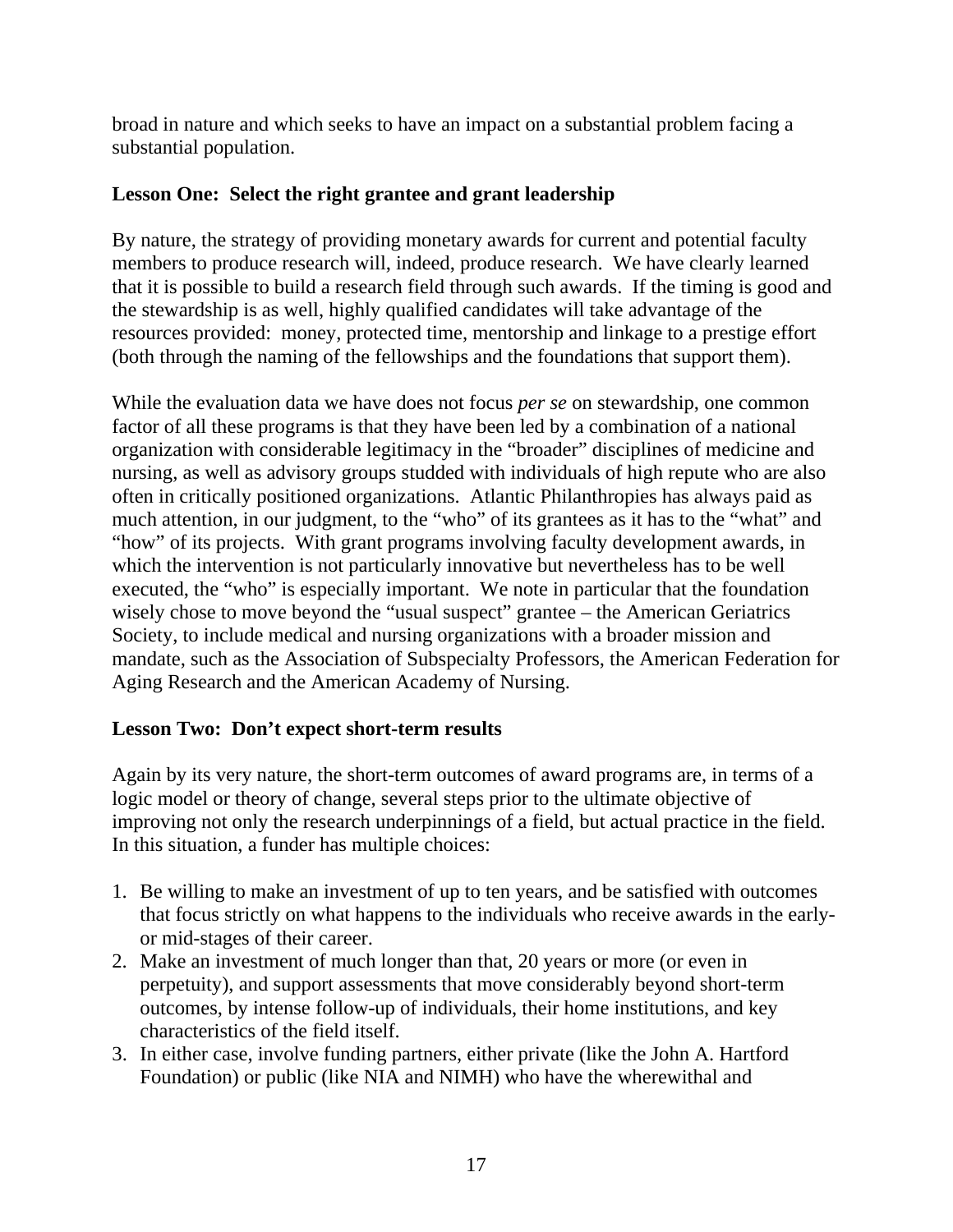broad in nature and which seeks to have an impact on a substantial problem facing a substantial population.

**Lesson One: Select the right grantee and grant leadership**

By nature, the strategy of providing monetary awards for current and potential faculty members to produce research will, indeed, produce research. We have clearly learned that it is possible to build a research field through such awards. If the timing is good and the stewardship is as well, highly qualified candidates will take advantage of the resources provided: money, protected time, mentorship and linkage to a prestige effort (both through the naming of the fellowships and the foundations that support them).

While the evaluation data we have does not focus *per se* on stewardship, one common factor of all these programs is that they have been led by a combination of a national organization with considerable legitimacy in the "broader" disciplines of medicine and nursing, as well as advisory groups studded with individuals of high repute who are also often in critically positioned organizations. Atlantic Philanthropies has always paid as much attention, in our judgment, to the "who" of its grantees as it has to the "what" and "how" of its projects. With grant programs involving faculty development awards, in which the intervention is not particularly innovative but nevertheless has to be well executed, the "who" is especially important. We note in particular that the foundation wisely chose to move beyond the "usual suspect" grantee – the American Geriatrics Society, to include medical and nursing organizations with a broader mission and mandate, such as the Association of Subspecialty Professors, the American Federation for Aging Research and the American Academy of Nursing.

**Lesson Two: Don't expect short-term results**

Again by its very nature, the short-term outcomes of award programs are, in terms of a logic model or theory of change, several steps prior to the ultimate objective of improving not only the research underpinnings of a field, but actual practice in the field. In this situation, a funder has multiple choices:

1. Be willing to make an investment of up to ten years, and be satisfied with outcomes that focus strictly on what happens to the individuals who receive awards in the early- or mid-stages of their career.
2. Make an investment of much longer than that, 20 years or more (or even in perpetuity), and support assessments that move considerably beyond short-term outcomes, by intense follow-up of individuals, their home institutions, and key characteristics of the field itself.
3. In either case, involve funding partners, either private (like the John A. Hartford Foundation) or public (like NIA and NIMH) who have the wherewithal and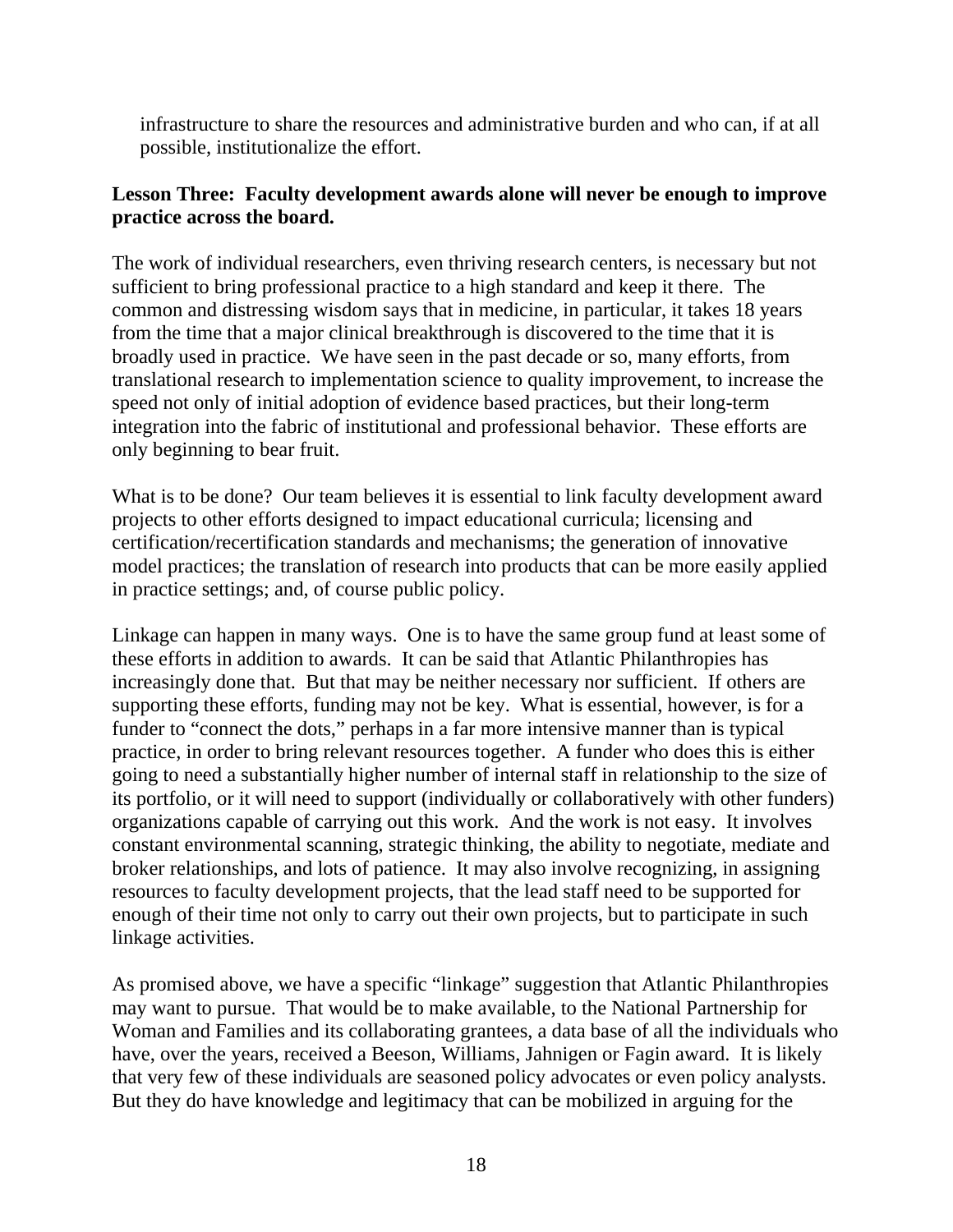infrastructure to share the resources and administrative burden and who can, if at all possible, institutionalize the effort.

**Lesson Three: Faculty development awards alone will never be enough to improve practice across the board.**

The work of individual researchers, even thriving research centers, is necessary but not sufficient to bring professional practice to a high standard and keep it there. The common and distressing wisdom says that in medicine, in particular, it takes 18 years from the time that a major clinical breakthrough is discovered to the time that it is broadly used in practice. We have seen in the past decade or so, many efforts, from translational research to implementation science to quality improvement, to increase the speed not only of initial adoption of evidence based practices, but their long-term integration into the fabric of institutional and professional behavior. These efforts are only beginning to bear fruit.

What is to be done? Our team believes it is essential to link faculty development award projects to other efforts designed to impact educational curricula; licensing and certification/recertification standards and mechanisms; the generation of innovative model practices; the translation of research into products that can be more easily applied in practice settings; and, of course public policy.

Linkage can happen in many ways. One is to have the same group fund at least some of these efforts in addition to awards. It can be said that Atlantic Philanthropies has increasingly done that. But that may be neither necessary nor sufficient. If others are supporting these efforts, funding may not be key. What is essential, however, is for a funder to "connect the dots," perhaps in a far more intensive manner than is typical practice, in order to bring relevant resources together. A funder who does this is either going to need a substantially higher number of internal staff in relationship to the size of its portfolio, or it will need to support (individually or collaboratively with other funders) organizations capable of carrying out this work. And the work is not easy. It involves constant environmental scanning, strategic thinking, the ability to negotiate, mediate and broker relationships, and lots of patience. It may also involve recognizing, in assigning resources to faculty development projects, that the lead staff need to be supported for enough of their time not only to carry out their own projects, but to participate in such linkage activities.

As promised above, we have a specific "linkage" suggestion that Atlantic Philanthropies may want to pursue. That would be to make available, to the National Partnership for Woman and Families and its collaborating grantees, a data base of all the individuals who have, over the years, received a Beeson, Williams, Jahnigen or Fagin award. It is likely that very few of these individuals are seasoned policy advocates or even policy analysts. But they do have knowledge and legitimacy that can be mobilized in arguing for the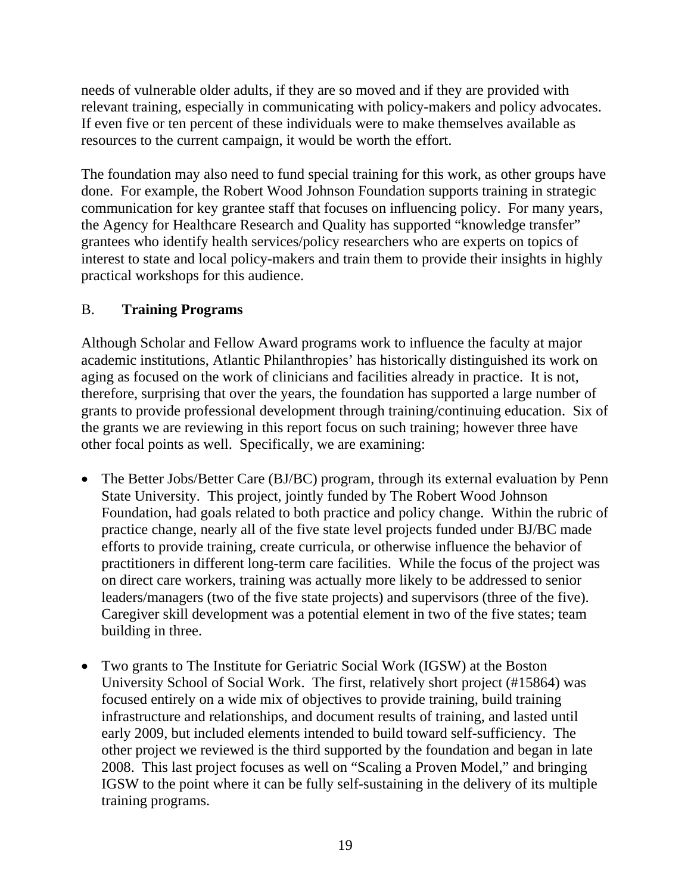needs of vulnerable older adults, if they are so moved and if they are provided with relevant training, especially in communicating with policy-makers and policy advocates. If even five or ten percent of these individuals were to make themselves available as resources to the current campaign, it would be worth the effort.

The foundation may also need to fund special training for this work, as other groups have done. For example, the Robert Wood Johnson Foundation supports training in strategic communication for key grantee staff that focuses on influencing policy. For many years, the Agency for Healthcare Research and Quality has supported "knowledge transfer" grantees who identify health services/policy researchers who are experts on topics of interest to state and local policy-makers and train them to provide their insights in highly practical workshops for this audience.

## B. **Training Programs**

Although Scholar and Fellow Award programs work to influence the faculty at major academic institutions, Atlantic Philanthropies' has historically distinguished its work on aging as focused on the work of clinicians and facilities already in practice. It is not, therefore, surprising that over the years, the foundation has supported a large number of grants to provide professional development through training/continuing education. Six of the grants we are reviewing in this report focus on such training; however three have other focal points as well. Specifically, we are examining:

- The Better Jobs/Better Care (BJ/BC) program, through its external evaluation by Penn State University. This project, jointly funded by The Robert Wood Johnson Foundation, had goals related to both practice and policy change. Within the rubric of practice change, nearly all of the five state level projects funded under BJ/BC made efforts to provide training, create curricula, or otherwise influence the behavior of practitioners in different long-term care facilities. While the focus of the project was on direct care workers, training was actually more likely to be addressed to senior leaders/managers (two of the five state projects) and supervisors (three of the five). Caregiver skill development was a potential element in two of the five states; team building in three.

- Two grants to The Institute for Geriatric Social Work (IGSW) at the Boston University School of Social Work. The first, relatively short project (#15864) was focused entirely on a wide mix of objectives to provide training, build training infrastructure and relationships, and document results of training, and lasted until early 2009, but included elements intended to build toward self-sufficiency. The other project we reviewed is the third supported by the foundation and began in late 2008. This last project focuses as well on "Scaling a Proven Model," and bringing IGSW to the point where it can be fully self-sustaining in the delivery of its multiple training programs.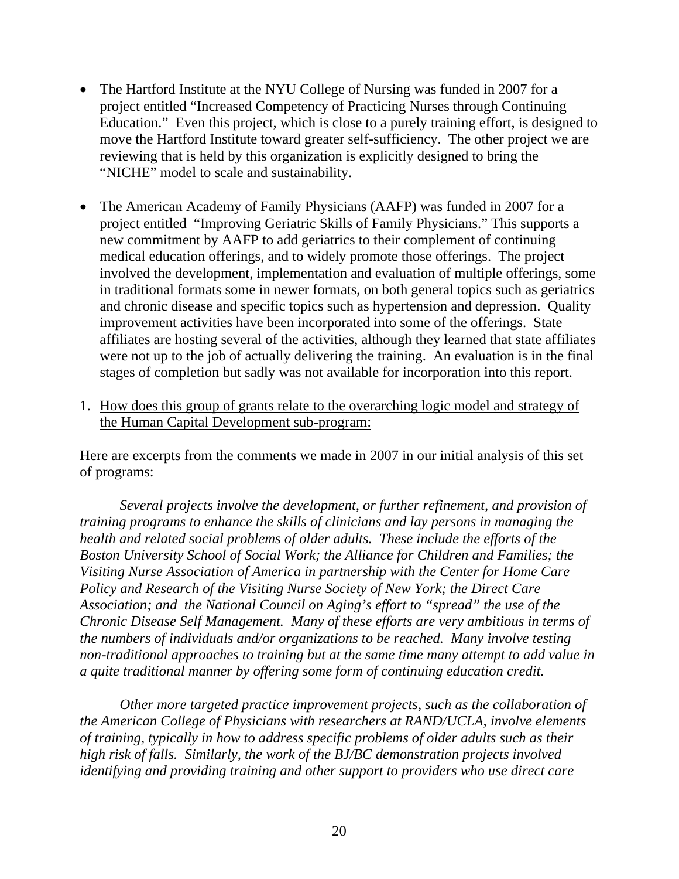- The Hartford Institute at the NYU College of Nursing was funded in 2007 for a project entitled "Increased Competency of Practicing Nurses through Continuing Education." Even this project, which is close to a purely training effort, is designed to move the Hartford Institute toward greater self-sufficiency. The other project we are reviewing that is held by this organization is explicitly designed to bring the "NICHE" model to scale and sustainability.

- The American Academy of Family Physicians (AAFP) was funded in 2007 for a project entitled "Improving Geriatric Skills of Family Physicians." This supports a new commitment by AAFP to add geriatrics to their complement of continuing medical education offerings, and to widely promote those offerings. The project involved the development, implementation and evaluation of multiple offerings, some in traditional formats some in newer formats, on both general topics such as geriatrics and chronic disease and specific topics such as hypertension and depression. Quality improvement activities have been incorporated into some of the offerings. State affiliates are hosting several of the activities, although they learned that state affiliates were not up to the job of actually delivering the training. An evaluation is in the final stages of completion but sadly was not available for incorporation into this report.

1. <u>How does this group of grants relate to the overarching logic model and strategy of the Human Capital Development sub-program:</u>

Here are excerpts from the comments we made in 2007 in our initial analysis of this set of programs:

*Several projects involve the development, or further refinement, and provision of training programs to enhance the skills of clinicians and lay persons in managing the health and related social problems of older adults. These include the efforts of the Boston University School of Social Work; the Alliance for Children and Families; the Visiting Nurse Association of America in partnership with the Center for Home Care Policy and Research of the Visiting Nurse Society of New York; the Direct Care Association; and the National Council on Aging's effort to "spread" the use of the Chronic Disease Self Management. Many of these efforts are very ambitious in terms of the numbers of individuals and/or organizations to be reached. Many involve testing non-traditional approaches to training but at the same time many attempt to add value in a quite traditional manner by offering some form of continuing education credit.*

*Other more targeted practice improvement projects, such as the collaboration of the American College of Physicians with researchers at RAND/UCLA, involve elements of training, typically in how to address specific problems of older adults such as their high risk of falls. Similarly, the work of the BJ/BC demonstration projects involved identifying and providing training and other support to providers who use direct care*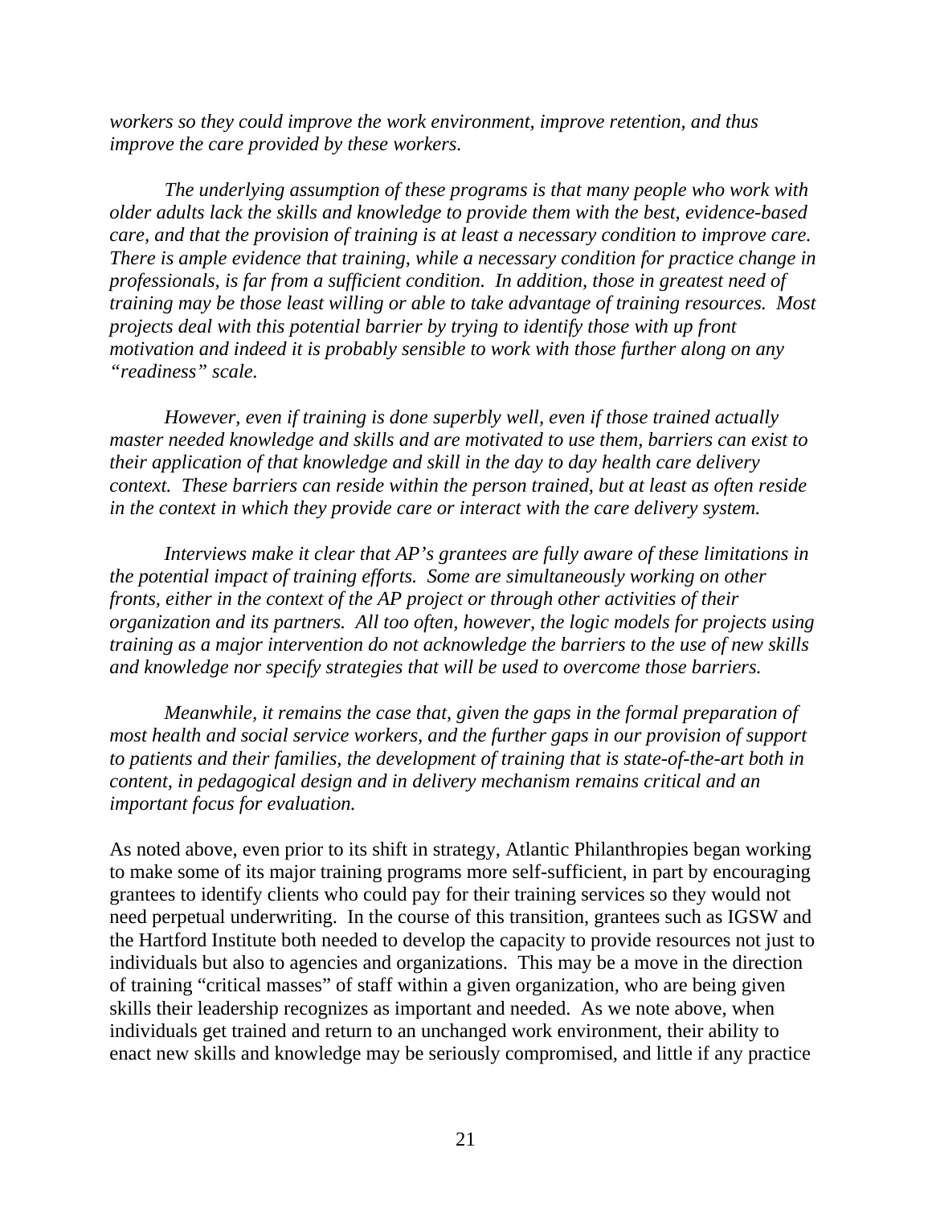*workers so they could improve the work environment, improve retention, and thus improve the care provided by these workers.*

*The underlying assumption of these programs is that many people who work with older adults lack the skills and knowledge to provide them with the best, evidence-based care, and that the provision of training is at least a necessary condition to improve care. There is ample evidence that training, while a necessary condition for practice change in professionals, is far from a sufficient condition. In addition, those in greatest need of training may be those least willing or able to take advantage of training resources. Most projects deal with this potential barrier by trying to identify those with up front motivation and indeed it is probably sensible to work with those further along on any "readiness" scale.*

*However, even if training is done superbly well, even if those trained actually master needed knowledge and skills and are motivated to use them, barriers can exist to their application of that knowledge and skill in the day to day health care delivery context. These barriers can reside within the person trained, but at least as often reside in the context in which they provide care or interact with the care delivery system.*

*Interviews make it clear that AP's grantees are fully aware of these limitations in the potential impact of training efforts. Some are simultaneously working on other fronts, either in the context of the AP project or through other activities of their organization and its partners. All too often, however, the logic models for projects using training as a major intervention do not acknowledge the barriers to the use of new skills and knowledge nor specify strategies that will be used to overcome those barriers.*

*Meanwhile, it remains the case that, given the gaps in the formal preparation of most health and social service workers, and the further gaps in our provision of support to patients and their families, the development of training that is state-of-the-art both in content, in pedagogical design and in delivery mechanism remains critical and an important focus for evaluation.*

As noted above, even prior to its shift in strategy, Atlantic Philanthropies began working to make some of its major training programs more self-sufficient, in part by encouraging grantees to identify clients who could pay for their training services so they would not need perpetual underwriting. In the course of this transition, grantees such as IGSW and the Hartford Institute both needed to develop the capacity to provide resources not just to individuals but also to agencies and organizations. This may be a move in the direction of training "critical masses" of staff within a given organization, who are being given skills their leadership recognizes as important and needed. As we note above, when individuals get trained and return to an unchanged work environment, their ability to enact new skills and knowledge may be seriously compromised, and little if any practice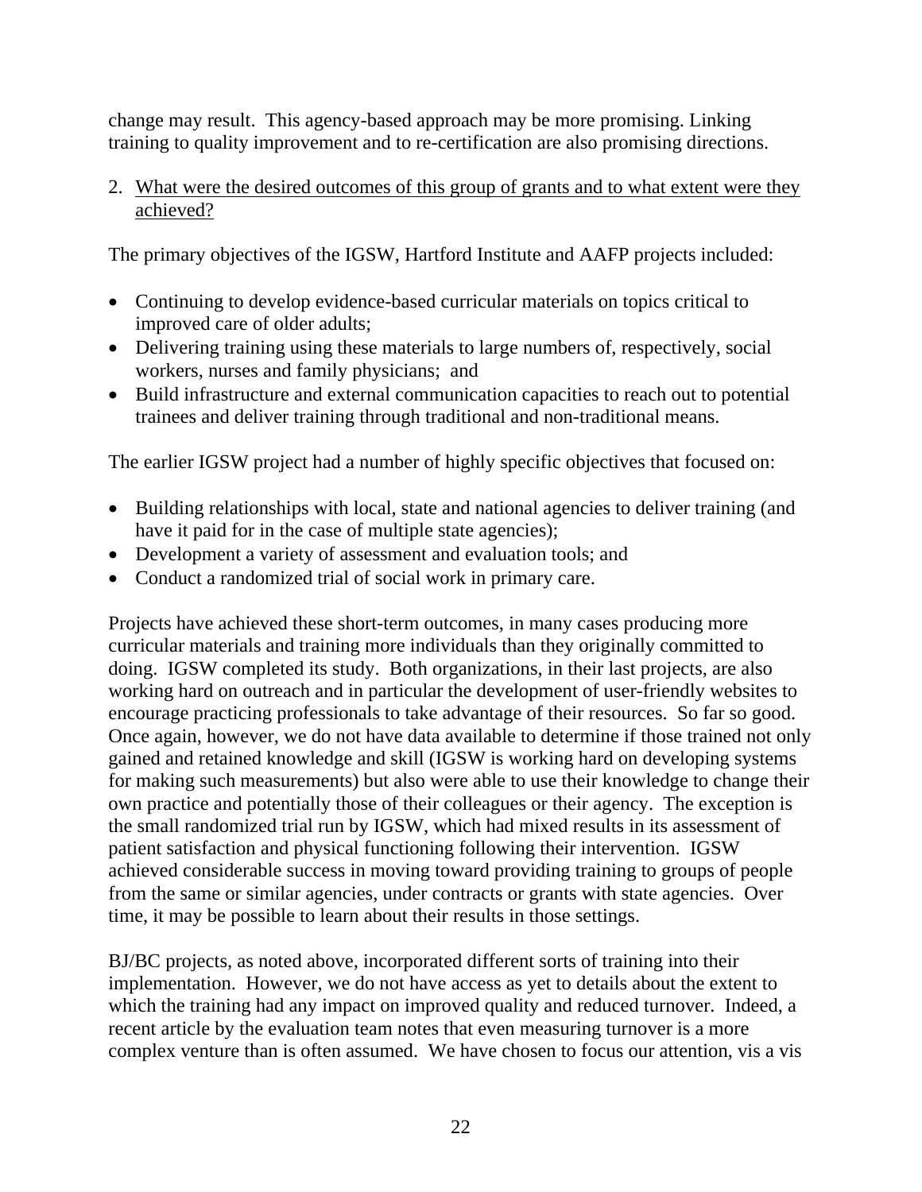change may result. This agency-based approach may be more promising. Linking training to quality improvement and to re-certification are also promising directions.

2. <u>What were the desired outcomes of this group of grants and to what extent were they achieved?</u>

The primary objectives of the IGSW, Hartford Institute and AAFP projects included:

- Continuing to develop evidence-based curricular materials on topics critical to improved care of older adults;
- Delivering training using these materials to large numbers of, respectively, social workers, nurses and family physicians; and
- Build infrastructure and external communication capacities to reach out to potential trainees and deliver training through traditional and non-traditional means.

The earlier IGSW project had a number of highly specific objectives that focused on:

- Building relationships with local, state and national agencies to deliver training (and have it paid for in the case of multiple state agencies);
- Development a variety of assessment and evaluation tools; and
- Conduct a randomized trial of social work in primary care.

Projects have achieved these short-term outcomes, in many cases producing more curricular materials and training more individuals than they originally committed to doing. IGSW completed its study. Both organizations, in their last projects, are also working hard on outreach and in particular the development of user-friendly websites to encourage practicing professionals to take advantage of their resources. So far so good. Once again, however, we do not have data available to determine if those trained not only gained and retained knowledge and skill (IGSW is working hard on developing systems for making such measurements) but also were able to use their knowledge to change their own practice and potentially those of their colleagues or their agency. The exception is the small randomized trial run by IGSW, which had mixed results in its assessment of patient satisfaction and physical functioning following their intervention. IGSW achieved considerable success in moving toward providing training to groups of people from the same or similar agencies, under contracts or grants with state agencies. Over time, it may be possible to learn about their results in those settings.

BJ/BC projects, as noted above, incorporated different sorts of training into their implementation. However, we do not have access as yet to details about the extent to which the training had any impact on improved quality and reduced turnover. Indeed, a recent article by the evaluation team notes that even measuring turnover is a more complex venture than is often assumed. We have chosen to focus our attention, vis a vis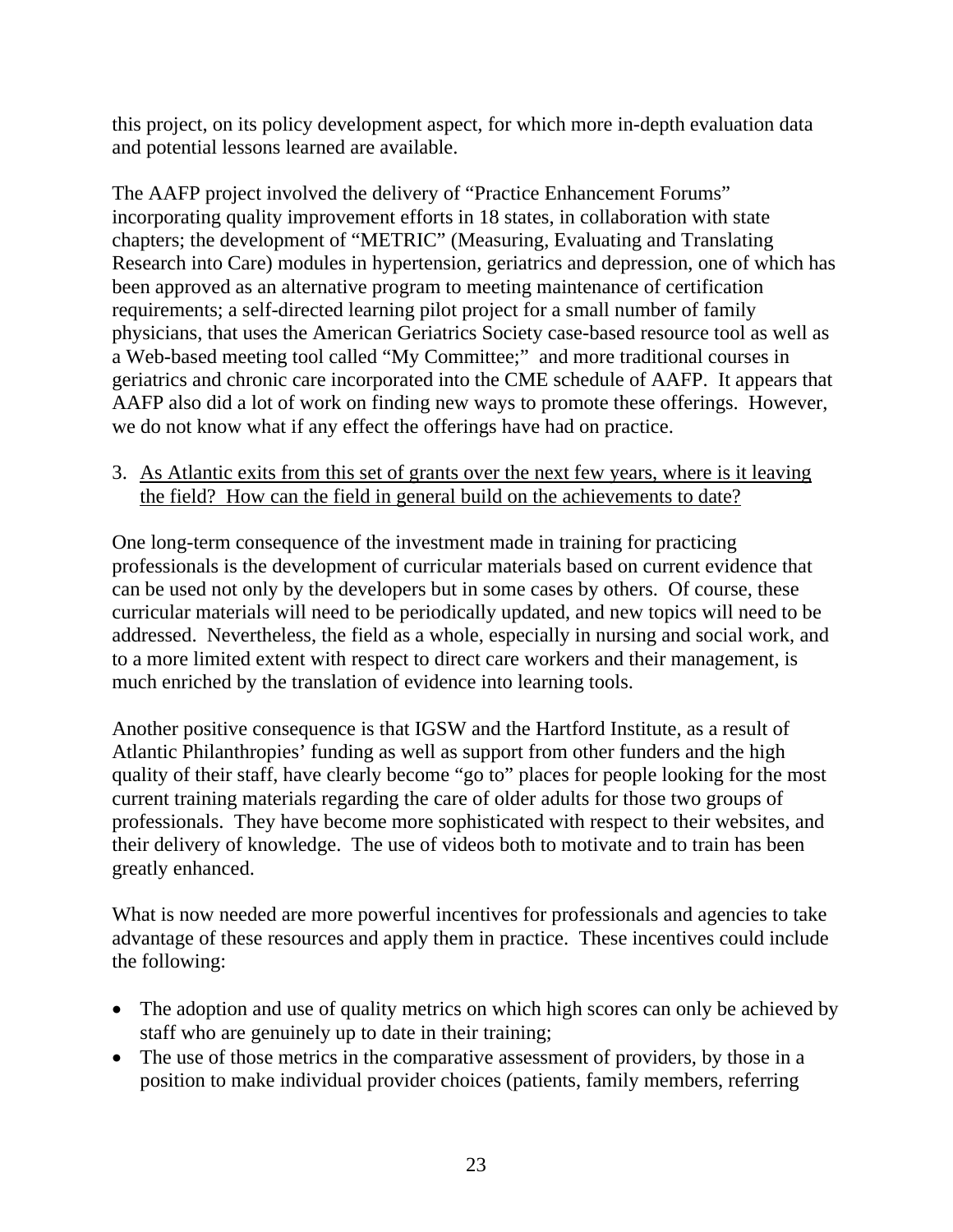this project, on its policy development aspect, for which more in-depth evaluation data and potential lessons learned are available.

The AAFP project involved the delivery of "Practice Enhancement Forums" incorporating quality improvement efforts in 18 states, in collaboration with state chapters; the development of "METRIC" (Measuring, Evaluating and Translating Research into Care) modules in hypertension, geriatrics and depression, one of which has been approved as an alternative program to meeting maintenance of certification requirements; a self-directed learning pilot project for a small number of family physicians, that uses the American Geriatrics Society case-based resource tool as well as a Web-based meeting tool called "My Committee;" and more traditional courses in geriatrics and chronic care incorporated into the CME schedule of AAFP. It appears that AAFP also did a lot of work on finding new ways to promote these offerings. However, we do not know what if any effect the offerings have had on practice.

3. <u>As Atlantic exits from this set of grants over the next few years, where is it leaving the field? How can the field in general build on the achievements to date?</u>

One long-term consequence of the investment made in training for practicing professionals is the development of curricular materials based on current evidence that can be used not only by the developers but in some cases by others. Of course, these curricular materials will need to be periodically updated, and new topics will need to be addressed. Nevertheless, the field as a whole, especially in nursing and social work, and to a more limited extent with respect to direct care workers and their management, is much enriched by the translation of evidence into learning tools.

Another positive consequence is that IGSW and the Hartford Institute, as a result of Atlantic Philanthropies' funding as well as support from other funders and the high quality of their staff, have clearly become "go to" places for people looking for the most current training materials regarding the care of older adults for those two groups of professionals. They have become more sophisticated with respect to their websites, and their delivery of knowledge. The use of videos both to motivate and to train has been greatly enhanced.

What is now needed are more powerful incentives for professionals and agencies to take advantage of these resources and apply them in practice. These incentives could include the following:

- The adoption and use of quality metrics on which high scores can only be achieved by staff who are genuinely up to date in their training;
- The use of those metrics in the comparative assessment of providers, by those in a position to make individual provider choices (patients, family members, referring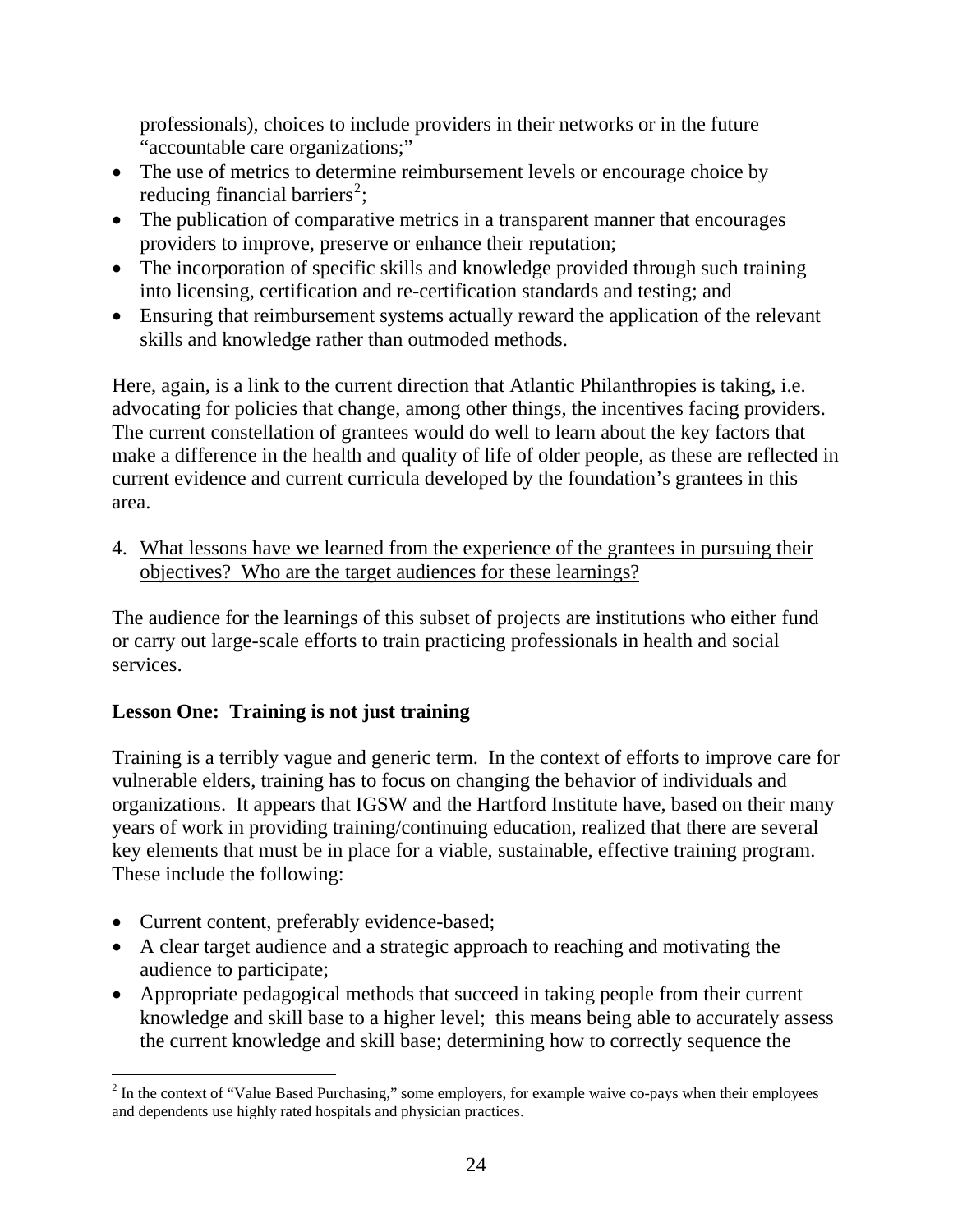professionals), choices to include providers in their networks or in the future "accountable care organizations;"

- The use of metrics to determine reimbursement levels or encourage choice by reducing financial barriers[2];
- The publication of comparative metrics in a transparent manner that encourages providers to improve, preserve or enhance their reputation;
- The incorporation of specific skills and knowledge provided through such training into licensing, certification and re-certification standards and testing; and
- Ensuring that reimbursement systems actually reward the application of the relevant skills and knowledge rather than outmoded methods.

Here, again, is a link to the current direction that Atlantic Philanthropies is taking, i.e. advocating for policies that change, among other things, the incentives facing providers. The current constellation of grantees would do well to learn about the key factors that make a difference in the health and quality of life of older people, as these are reflected in current evidence and current curricula developed by the foundation's grantees in this area.

4. <u>What lessons have we learned from the experience of the grantees in pursuing their objectives? Who are the target audiences for these learnings?</u>

The audience for the learnings of this subset of projects are institutions who either fund or carry out large-scale efforts to train practicing professionals in health and social services.

**Lesson One: Training is not just training**

Training is a terribly vague and generic term. In the context of efforts to improve care for vulnerable elders, training has to focus on changing the behavior of individuals and organizations. It appears that IGSW and the Hartford Institute have, based on their many years of work in providing training/continuing education, realized that there are several key elements that must be in place for a viable, sustainable, effective training program. These include the following:

- Current content, preferably evidence-based;
- A clear target audience and a strategic approach to reaching and motivating the audience to participate;
- Appropriate pedagogical methods that succeed in taking people from their current knowledge and skill base to a higher level; this means being able to accurately assess the current knowledge and skill base; determining how to correctly sequence the

[2] In the context of "Value Based Purchasing," some employers, for example waive co-pays when their employees and dependents use highly rated hospitals and physician practices.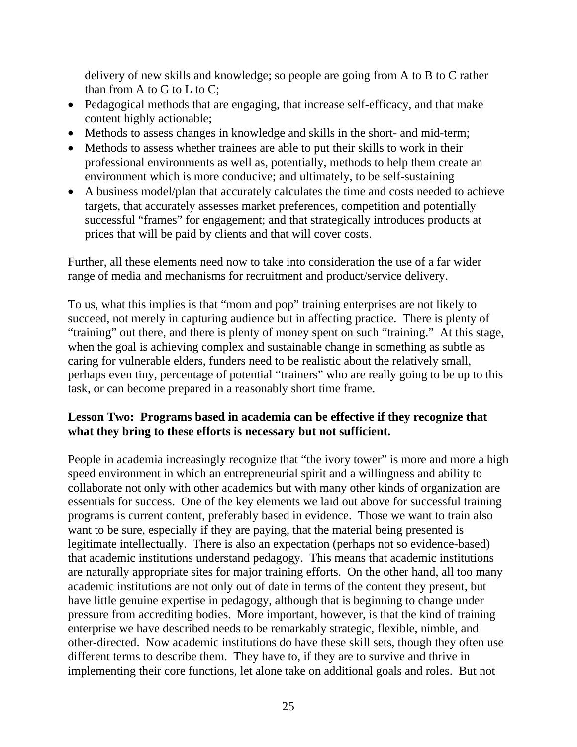delivery of new skills and knowledge; so people are going from A to B to C rather than from A to G to L to C;

- Pedagogical methods that are engaging, that increase self-efficacy, and that make content highly actionable;
- Methods to assess changes in knowledge and skills in the short- and mid-term;
- Methods to assess whether trainees are able to put their skills to work in their professional environments as well as, potentially, methods to help them create an environment which is more conducive; and ultimately, to be self-sustaining
- A business model/plan that accurately calculates the time and costs needed to achieve targets, that accurately assesses market preferences, competition and potentially successful "frames" for engagement; and that strategically introduces products at prices that will be paid by clients and that will cover costs.

Further, all these elements need now to take into consideration the use of a far wider range of media and mechanisms for recruitment and product/service delivery.

To us, what this implies is that "mom and pop" training enterprises are not likely to succeed, not merely in capturing audience but in affecting practice. There is plenty of "training" out there, and there is plenty of money spent on such "training." At this stage, when the goal is achieving complex and sustainable change in something as subtle as caring for vulnerable elders, funders need to be realistic about the relatively small, perhaps even tiny, percentage of potential "trainers" who are really going to be up to this task, or can become prepared in a reasonably short time frame.

**Lesson Two: Programs based in academia can be effective if they recognize that what they bring to these efforts is necessary but not sufficient.**

People in academia increasingly recognize that "the ivory tower" is more and more a high speed environment in which an entrepreneurial spirit and a willingness and ability to collaborate not only with other academics but with many other kinds of organization are essentials for success. One of the key elements we laid out above for successful training programs is current content, preferably based in evidence. Those we want to train also want to be sure, especially if they are paying, that the material being presented is legitimate intellectually. There is also an expectation (perhaps not so evidence-based) that academic institutions understand pedagogy. This means that academic institutions are naturally appropriate sites for major training efforts. On the other hand, all too many academic institutions are not only out of date in terms of the content they present, but have little genuine expertise in pedagogy, although that is beginning to change under pressure from accrediting bodies. More important, however, is that the kind of training enterprise we have described needs to be remarkably strategic, flexible, nimble, and other-directed. Now academic institutions do have these skill sets, though they often use different terms to describe them. They have to, if they are to survive and thrive in implementing their core functions, let alone take on additional goals and roles. But not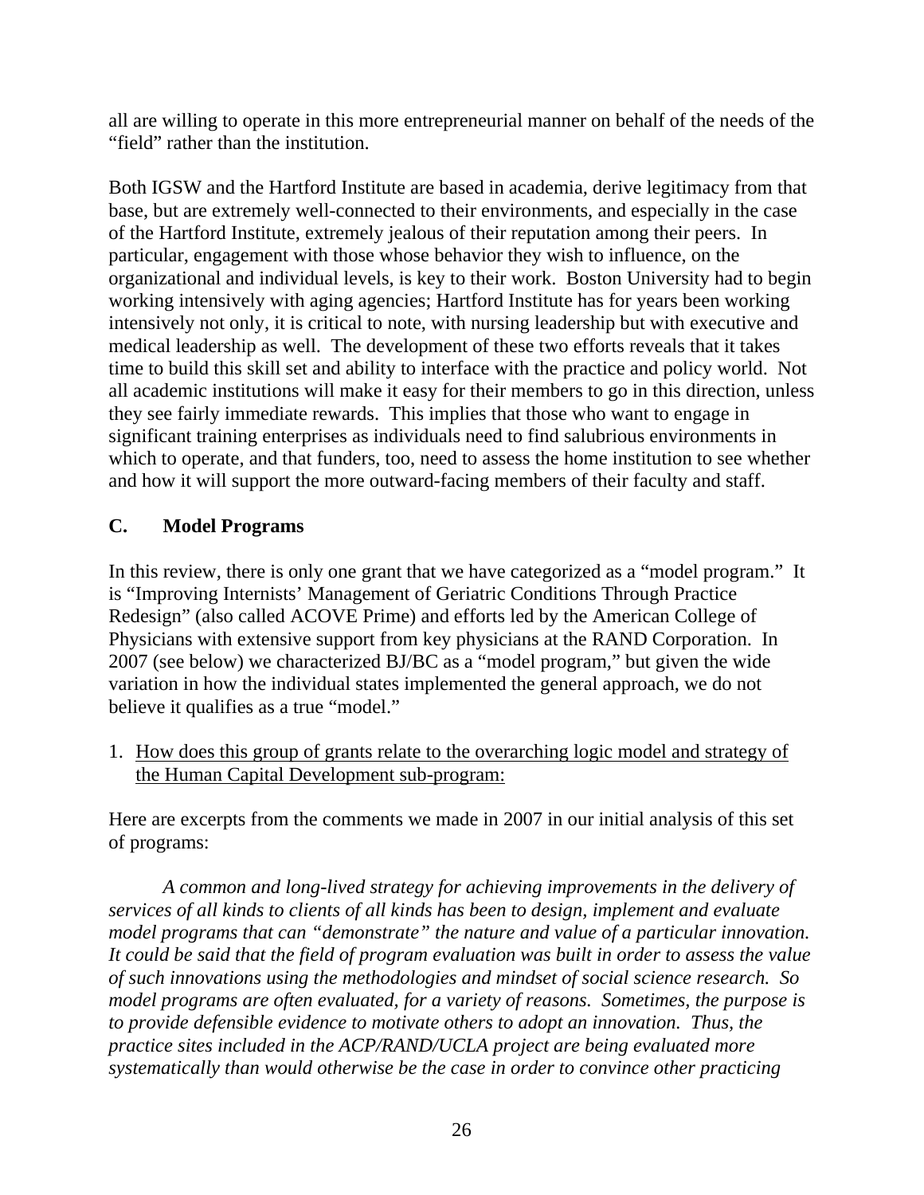all are willing to operate in this more entrepreneurial manner on behalf of the needs of the "field" rather than the institution.

Both IGSW and the Hartford Institute are based in academia, derive legitimacy from that base, but are extremely well-connected to their environments, and especially in the case of the Hartford Institute, extremely jealous of their reputation among their peers. In particular, engagement with those whose behavior they wish to influence, on the organizational and individual levels, is key to their work. Boston University had to begin working intensively with aging agencies; Hartford Institute has for years been working intensively not only, it is critical to note, with nursing leadership but with executive and medical leadership as well. The development of these two efforts reveals that it takes time to build this skill set and ability to interface with the practice and policy world. Not all academic institutions will make it easy for their members to go in this direction, unless they see fairly immediate rewards. This implies that those who want to engage in significant training enterprises as individuals need to find salubrious environments in which to operate, and that funders, too, need to assess the home institution to see whether and how it will support the more outward-facing members of their faculty and staff.

## C. Model Programs

In this review, there is only one grant that we have categorized as a "model program." It is "Improving Internists' Management of Geriatric Conditions Through Practice Redesign" (also called ACOVE Prime) and efforts led by the American College of Physicians with extensive support from key physicians at the RAND Corporation. In 2007 (see below) we characterized BJ/BC as a "model program," but given the wide variation in how the individual states implemented the general approach, we do not believe it qualifies as a true "model."

1. How does this group of grants relate to the overarching logic model and strategy of the Human Capital Development sub-program:

Here are excerpts from the comments we made in 2007 in our initial analysis of this set of programs:

*A common and long-lived strategy for achieving improvements in the delivery of services of all kinds to clients of all kinds has been to design, implement and evaluate model programs that can "demonstrate" the nature and value of a particular innovation. It could be said that the field of program evaluation was built in order to assess the value of such innovations using the methodologies and mindset of social science research. So model programs are often evaluated, for a variety of reasons. Sometimes, the purpose is to provide defensible evidence to motivate others to adopt an innovation. Thus, the practice sites included in the ACP/RAND/UCLA project are being evaluated more systematically than would otherwise be the case in order to convince other practicing*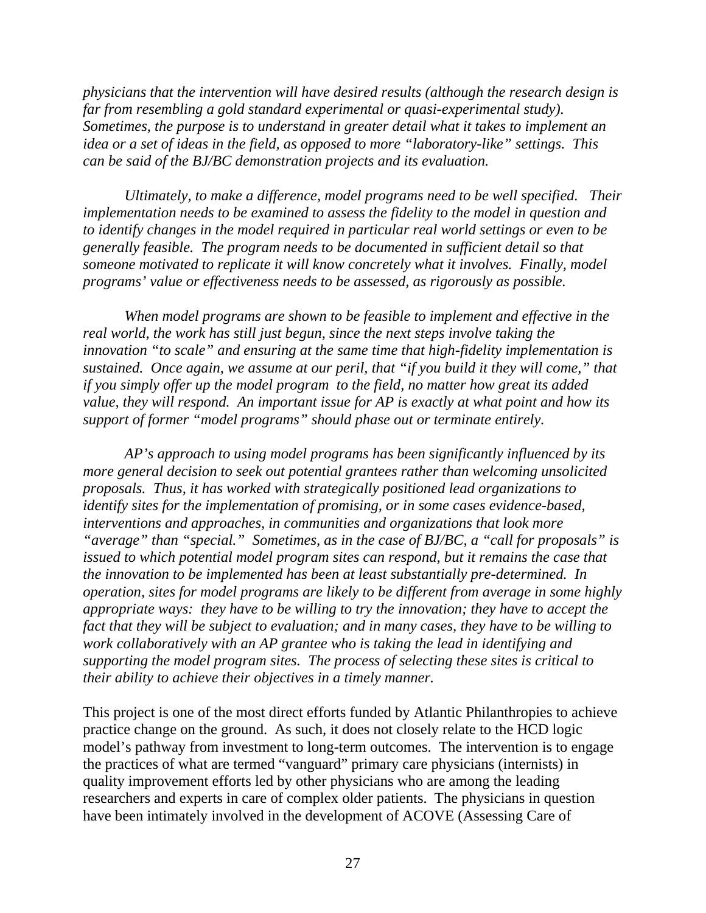*physicians that the intervention will have desired results (although the research design is far from resembling a gold standard experimental or quasi-experimental study). Sometimes, the purpose is to understand in greater detail what it takes to implement an idea or a set of ideas in the field, as opposed to more "laboratory-like" settings. This can be said of the BJ/BC demonstration projects and its evaluation.*

*Ultimately, to make a difference, model programs need to be well specified. Their implementation needs to be examined to assess the fidelity to the model in question and to identify changes in the model required in particular real world settings or even to be generally feasible. The program needs to be documented in sufficient detail so that someone motivated to replicate it will know concretely what it involves. Finally, model programs' value or effectiveness needs to be assessed, as rigorously as possible.*

*When model programs are shown to be feasible to implement and effective in the real world, the work has still just begun, since the next steps involve taking the innovation "to scale" and ensuring at the same time that high-fidelity implementation is sustained. Once again, we assume at our peril, that "if you build it they will come," that if you simply offer up the model program to the field, no matter how great its added value, they will respond. An important issue for AP is exactly at what point and how its support of former "model programs" should phase out or terminate entirely.*

*AP's approach to using model programs has been significantly influenced by its more general decision to seek out potential grantees rather than welcoming unsolicited proposals. Thus, it has worked with strategically positioned lead organizations to identify sites for the implementation of promising, or in some cases evidence-based, interventions and approaches, in communities and organizations that look more "average" than "special." Sometimes, as in the case of BJ/BC, a "call for proposals" is issued to which potential model program sites can respond, but it remains the case that the innovation to be implemented has been at least substantially pre-determined. In operation, sites for model programs are likely to be different from average in some highly appropriate ways: they have to be willing to try the innovation; they have to accept the fact that they will be subject to evaluation; and in many cases, they have to be willing to work collaboratively with an AP grantee who is taking the lead in identifying and supporting the model program sites. The process of selecting these sites is critical to their ability to achieve their objectives in a timely manner.*

This project is one of the most direct efforts funded by Atlantic Philanthropies to achieve practice change on the ground. As such, it does not closely relate to the HCD logic model's pathway from investment to long-term outcomes. The intervention is to engage the practices of what are termed "vanguard" primary care physicians (internists) in quality improvement efforts led by other physicians who are among the leading researchers and experts in care of complex older patients. The physicians in question have been intimately involved in the development of ACOVE (Assessing Care of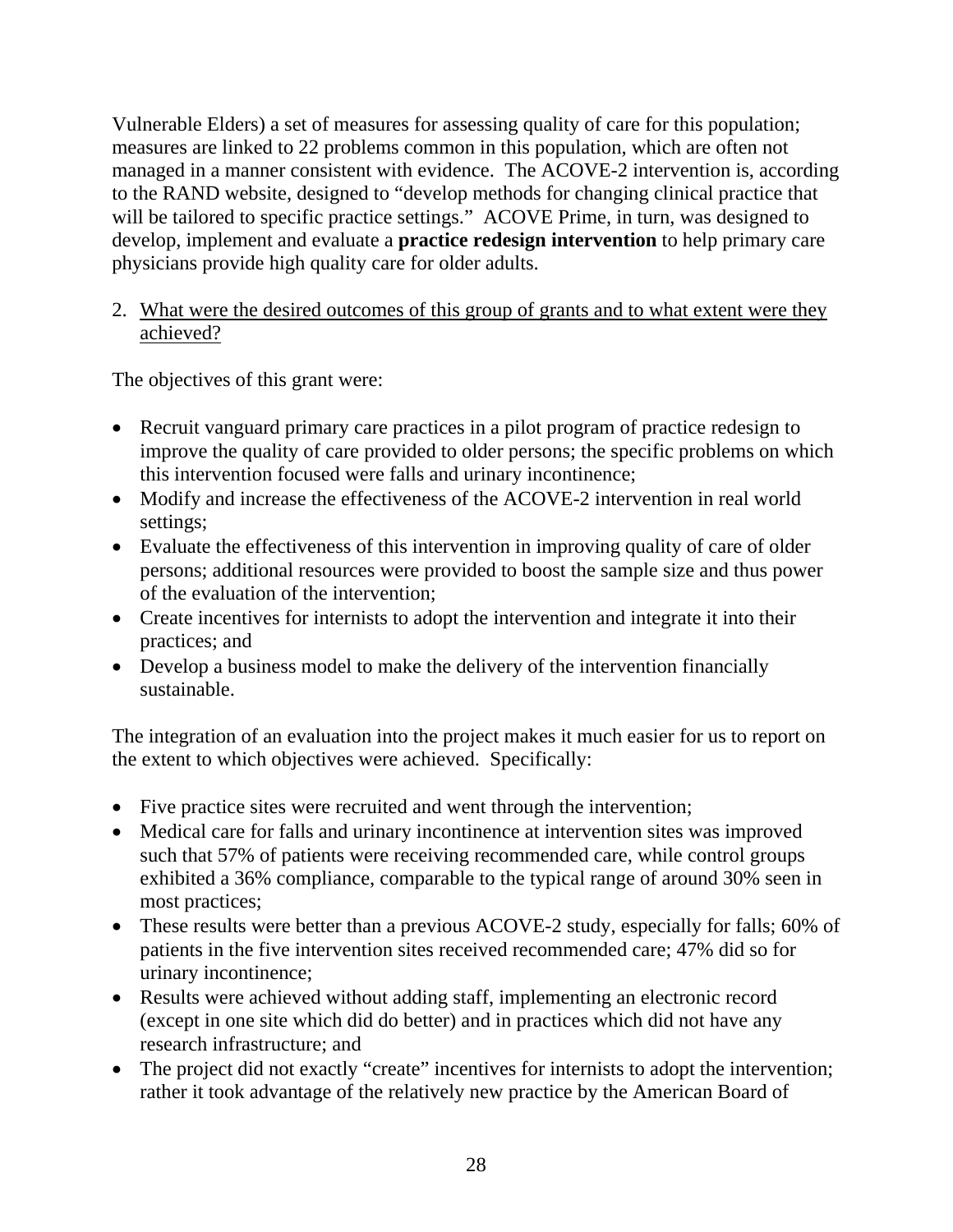Vulnerable Elders) a set of measures for assessing quality of care for this population; measures are linked to 22 problems common in this population, which are often not managed in a manner consistent with evidence. The ACOVE-2 intervention is, according to the RAND website, designed to "develop methods for changing clinical practice that will be tailored to specific practice settings." ACOVE Prime, in turn, was designed to develop, implement and evaluate a **practice redesign intervention** to help primary care physicians provide high quality care for older adults.

2. <u>What were the desired outcomes of this group of grants and to what extent were they achieved?</u>

The objectives of this grant were:

- Recruit vanguard primary care practices in a pilot program of practice redesign to improve the quality of care provided to older persons; the specific problems on which this intervention focused were falls and urinary incontinence;
- Modify and increase the effectiveness of the ACOVE-2 intervention in real world settings;
- Evaluate the effectiveness of this intervention in improving quality of care of older persons; additional resources were provided to boost the sample size and thus power of the evaluation of the intervention;
- Create incentives for internists to adopt the intervention and integrate it into their practices; and
- Develop a business model to make the delivery of the intervention financially sustainable.

The integration of an evaluation into the project makes it much easier for us to report on the extent to which objectives were achieved. Specifically:

- Five practice sites were recruited and went through the intervention;
- Medical care for falls and urinary incontinence at intervention sites was improved such that 57% of patients were receiving recommended care, while control groups exhibited a 36% compliance, comparable to the typical range of around 30% seen in most practices;
- These results were better than a previous ACOVE-2 study, especially for falls; 60% of patients in the five intervention sites received recommended care; 47% did so for urinary incontinence;
- Results were achieved without adding staff, implementing an electronic record (except in one site which did do better) and in practices which did not have any research infrastructure; and
- The project did not exactly "create" incentives for internists to adopt the intervention; rather it took advantage of the relatively new practice by the American Board of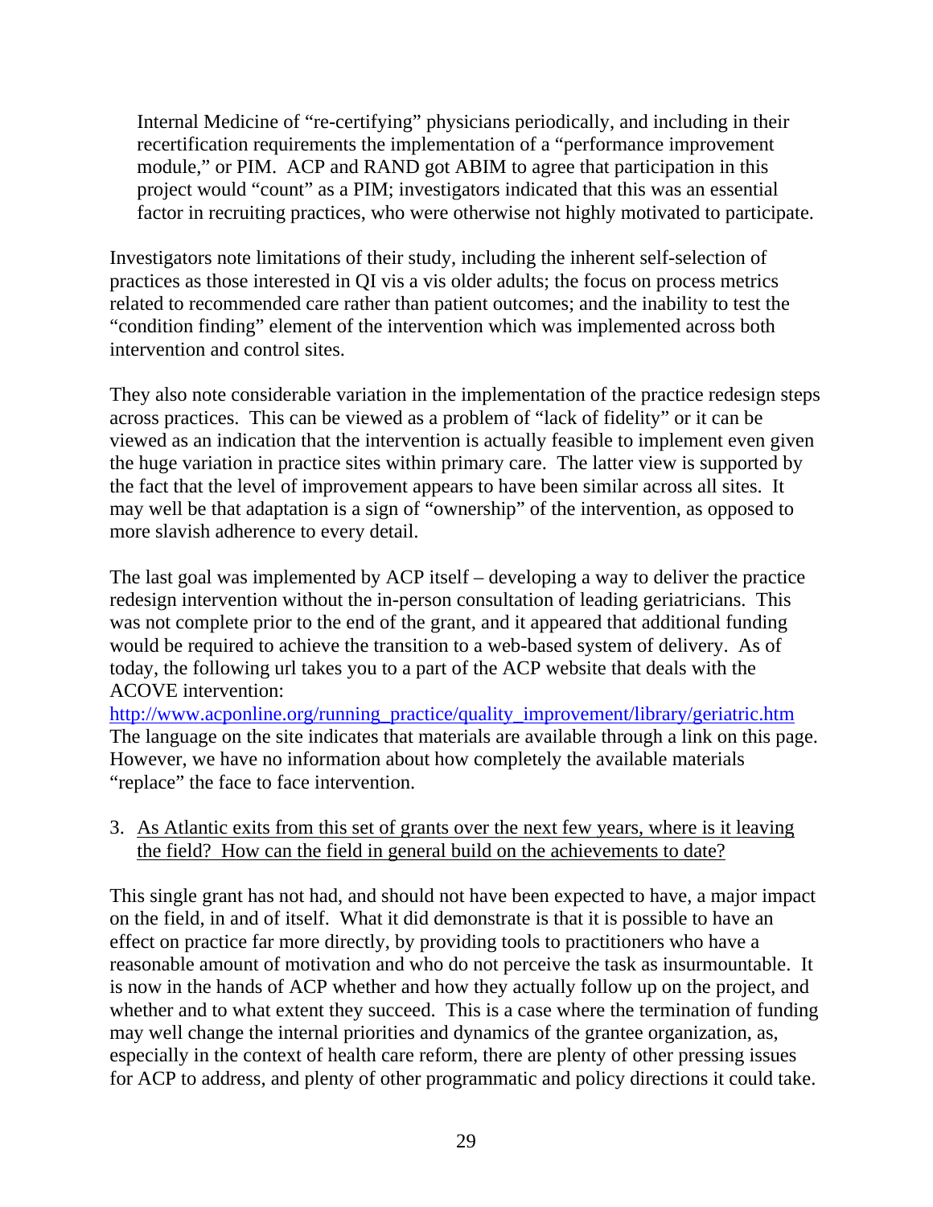Internal Medicine of "re-certifying" physicians periodically, and including in their recertification requirements the implementation of a "performance improvement module," or PIM. ACP and RAND got ABIM to agree that participation in this project would "count" as a PIM; investigators indicated that this was an essential factor in recruiting practices, who were otherwise not highly motivated to participate.

Investigators note limitations of their study, including the inherent self-selection of practices as those interested in QI vis a vis older adults; the focus on process metrics related to recommended care rather than patient outcomes; and the inability to test the "condition finding" element of the intervention which was implemented across both intervention and control sites.

They also note considerable variation in the implementation of the practice redesign steps across practices. This can be viewed as a problem of "lack of fidelity" or it can be viewed as an indication that the intervention is actually feasible to implement even given the huge variation in practice sites within primary care. The latter view is supported by the fact that the level of improvement appears to have been similar across all sites. It may well be that adaptation is a sign of "ownership" of the intervention, as opposed to more slavish adherence to every detail.

The last goal was implemented by ACP itself – developing a way to deliver the practice redesign intervention without the in-person consultation of leading geriatricians. This was not complete prior to the end of the grant, and it appeared that additional funding would be required to achieve the transition to a web-based system of delivery. As of today, the following url takes you to a part of the ACP website that deals with the ACOVE intervention:
http://www.acponline.org/running_practice/quality_improvement/library/geriatric.htm
The language on the site indicates that materials are available through a link on this page. However, we have no information about how completely the available materials "replace" the face to face intervention.

3. As Atlantic exits from this set of grants over the next few years, where is it leaving the field? How can the field in general build on the achievements to date?

This single grant has not had, and should not have been expected to have, a major impact on the field, in and of itself. What it did demonstrate is that it is possible to have an effect on practice far more directly, by providing tools to practitioners who have a reasonable amount of motivation and who do not perceive the task as insurmountable. It is now in the hands of ACP whether and how they actually follow up on the project, and whether and to what extent they succeed. This is a case where the termination of funding may well change the internal priorities and dynamics of the grantee organization, as, especially in the context of health care reform, there are plenty of other pressing issues for ACP to address, and plenty of other programmatic and policy directions it could take.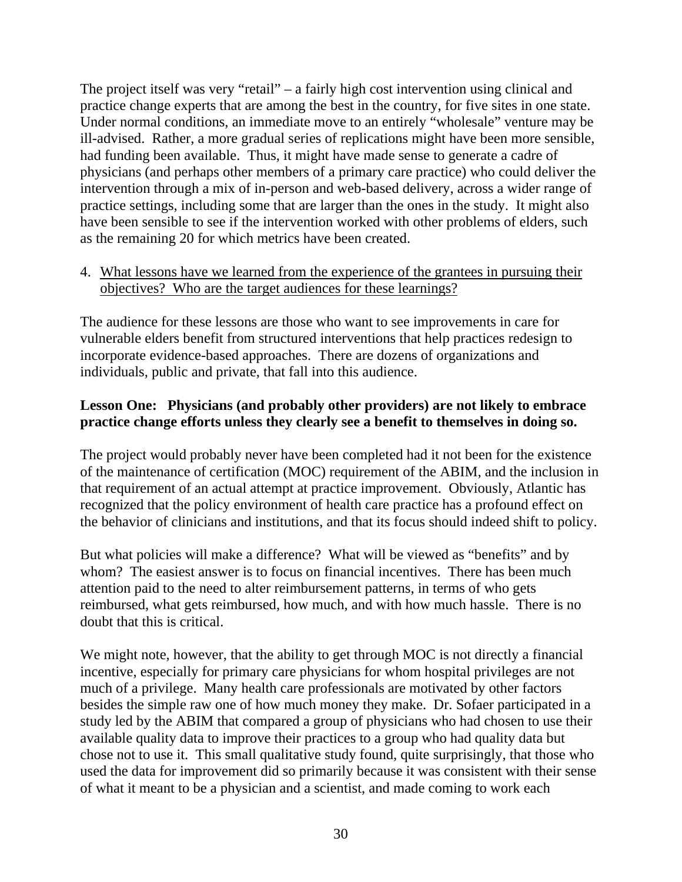The project itself was very "retail" – a fairly high cost intervention using clinical and practice change experts that are among the best in the country, for five sites in one state. Under normal conditions, an immediate move to an entirely "wholesale" venture may be ill-advised. Rather, a more gradual series of replications might have been more sensible, had funding been available. Thus, it might have made sense to generate a cadre of physicians (and perhaps other members of a primary care practice) who could deliver the intervention through a mix of in-person and web-based delivery, across a wider range of practice settings, including some that are larger than the ones in the study. It might also have been sensible to see if the intervention worked with other problems of elders, such as the remaining 20 for which metrics have been created.

4. <u>What lessons have we learned from the experience of the grantees in pursuing their objectives? Who are the target audiences for these learnings?</u>

The audience for these lessons are those who want to see improvements in care for vulnerable elders benefit from structured interventions that help practices redesign to incorporate evidence-based approaches. There are dozens of organizations and individuals, public and private, that fall into this audience.

**Lesson One: Physicians (and probably other providers) are not likely to embrace practice change efforts unless they clearly see a benefit to themselves in doing so.**

The project would probably never have been completed had it not been for the existence of the maintenance of certification (MOC) requirement of the ABIM, and the inclusion in that requirement of an actual attempt at practice improvement. Obviously, Atlantic has recognized that the policy environment of health care practice has a profound effect on the behavior of clinicians and institutions, and that its focus should indeed shift to policy.

But what policies will make a difference? What will be viewed as "benefits" and by whom? The easiest answer is to focus on financial incentives. There has been much attention paid to the need to alter reimbursement patterns, in terms of who gets reimbursed, what gets reimbursed, how much, and with how much hassle. There is no doubt that this is critical.

We might note, however, that the ability to get through MOC is not directly a financial incentive, especially for primary care physicians for whom hospital privileges are not much of a privilege. Many health care professionals are motivated by other factors besides the simple raw one of how much money they make. Dr. Sofaer participated in a study led by the ABIM that compared a group of physicians who had chosen to use their available quality data to improve their practices to a group who had quality data but chose not to use it. This small qualitative study found, quite surprisingly, that those who used the data for improvement did so primarily because it was consistent with their sense of what it meant to be a physician and a scientist, and made coming to work each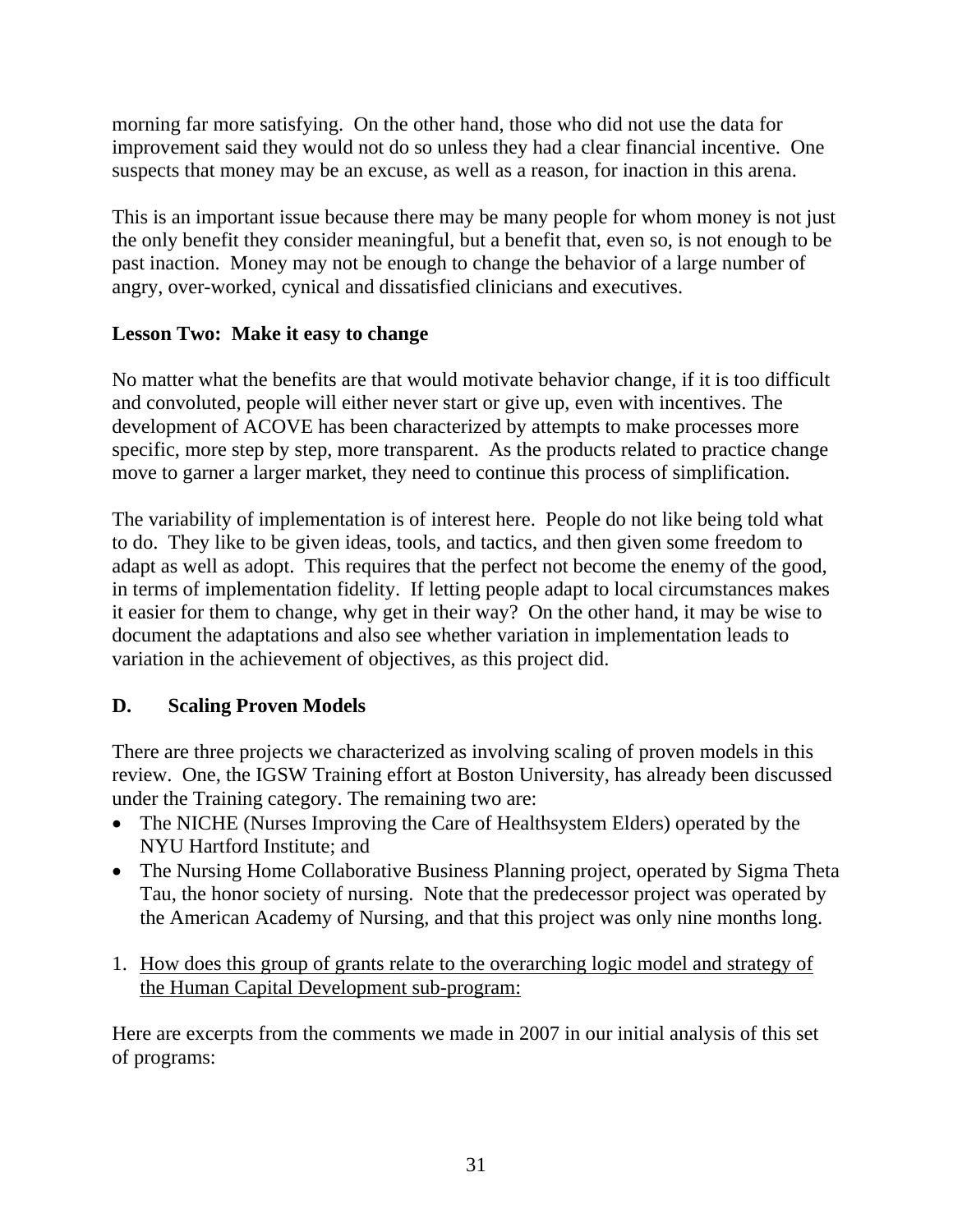morning far more satisfying. On the other hand, those who did not use the data for improvement said they would not do so unless they had a clear financial incentive. One suspects that money may be an excuse, as well as a reason, for inaction in this arena.

This is an important issue because there may be many people for whom money is not just the only benefit they consider meaningful, but a benefit that, even so, is not enough to be past inaction. Money may not be enough to change the behavior of a large number of angry, over-worked, cynical and dissatisfied clinicians and executives.

**Lesson Two: Make it easy to change**

No matter what the benefits are that would motivate behavior change, if it is too difficult and convoluted, people will either never start or give up, even with incentives. The development of ACOVE has been characterized by attempts to make processes more specific, more step by step, more transparent. As the products related to practice change move to garner a larger market, they need to continue this process of simplification.

The variability of implementation is of interest here. People do not like being told what to do. They like to be given ideas, tools, and tactics, and then given some freedom to adapt as well as adopt. This requires that the perfect not become the enemy of the good, in terms of implementation fidelity. If letting people adapt to local circumstances makes it easier for them to change, why get in their way? On the other hand, it may be wise to document the adaptations and also see whether variation in implementation leads to variation in the achievement of objectives, as this project did.

## D. Scaling Proven Models

There are three projects we characterized as involving scaling of proven models in this review. One, the IGSW Training effort at Boston University, has already been discussed under the Training category. The remaining two are:

- The NICHE (Nurses Improving the Care of Healthsystem Elders) operated by the NYU Hartford Institute; and
- The Nursing Home Collaborative Business Planning project, operated by Sigma Theta Tau, the honor society of nursing. Note that the predecessor project was operated by the American Academy of Nursing, and that this project was only nine months long.

1. <u>How does this group of grants relate to the overarching logic model and strategy of the Human Capital Development sub-program:</u>

Here are excerpts from the comments we made in 2007 in our initial analysis of this set of programs: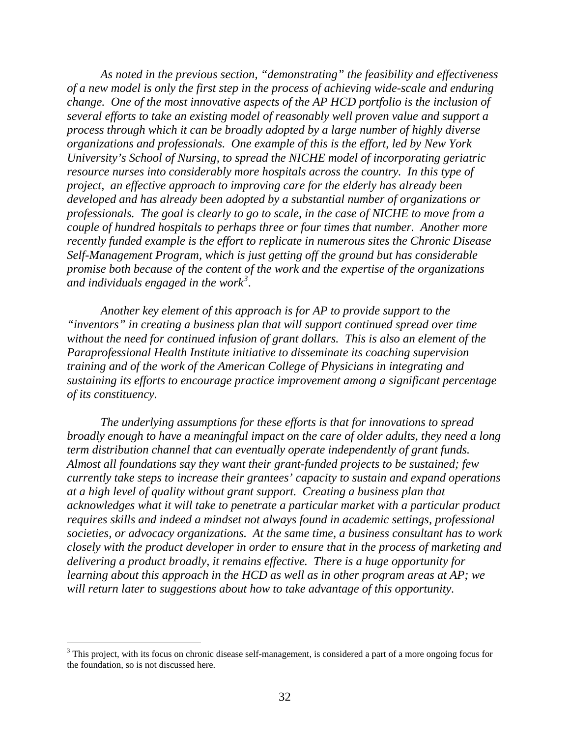*As noted in the previous section, "demonstrating" the feasibility and effectiveness of a new model is only the first step in the process of achieving wide-scale and enduring change. One of the most innovative aspects of the AP HCD portfolio is the inclusion of several efforts to take an existing model of reasonably well proven value and support a process through which it can be broadly adopted by a large number of highly diverse organizations and professionals. One example of this is the effort, led by New York University's School of Nursing, to spread the NICHE model of incorporating geriatric resource nurses into considerably more hospitals across the country. In this type of project, an effective approach to improving care for the elderly has already been developed and has already been adopted by a substantial number of organizations or professionals. The goal is clearly to go to scale, in the case of NICHE to move from a couple of hundred hospitals to perhaps three or four times that number. Another more recently funded example is the effort to replicate in numerous sites the Chronic Disease Self-Management Program, which is just getting off the ground but has considerable promise both because of the content of the work and the expertise of the organizations and individuals engaged in the work[3].*

*Another key element of this approach is for AP to provide support to the "inventors" in creating a business plan that will support continued spread over time without the need for continued infusion of grant dollars. This is also an element of the Paraprofessional Health Institute initiative to disseminate its coaching supervision training and of the work of the American College of Physicians in integrating and sustaining its efforts to encourage practice improvement among a significant percentage of its constituency.*

*The underlying assumptions for these efforts is that for innovations to spread broadly enough to have a meaningful impact on the care of older adults, they need a long term distribution channel that can eventually operate independently of grant funds. Almost all foundations say they want their grant-funded projects to be sustained; few currently take steps to increase their grantees' capacity to sustain and expand operations at a high level of quality without grant support. Creating a business plan that acknowledges what it will take to penetrate a particular market with a particular product requires skills and indeed a mindset not always found in academic settings, professional societies, or advocacy organizations. At the same time, a business consultant has to work closely with the product developer in order to ensure that in the process of marketing and delivering a product broadly, it remains effective. There is a huge opportunity for learning about this approach in the HCD as well as in other program areas at AP; we will return later to suggestions about how to take advantage of this opportunity.*

---

[3] This project, with its focus on chronic disease self-management, is considered a part of a more ongoing focus for the foundation, so is not discussed here.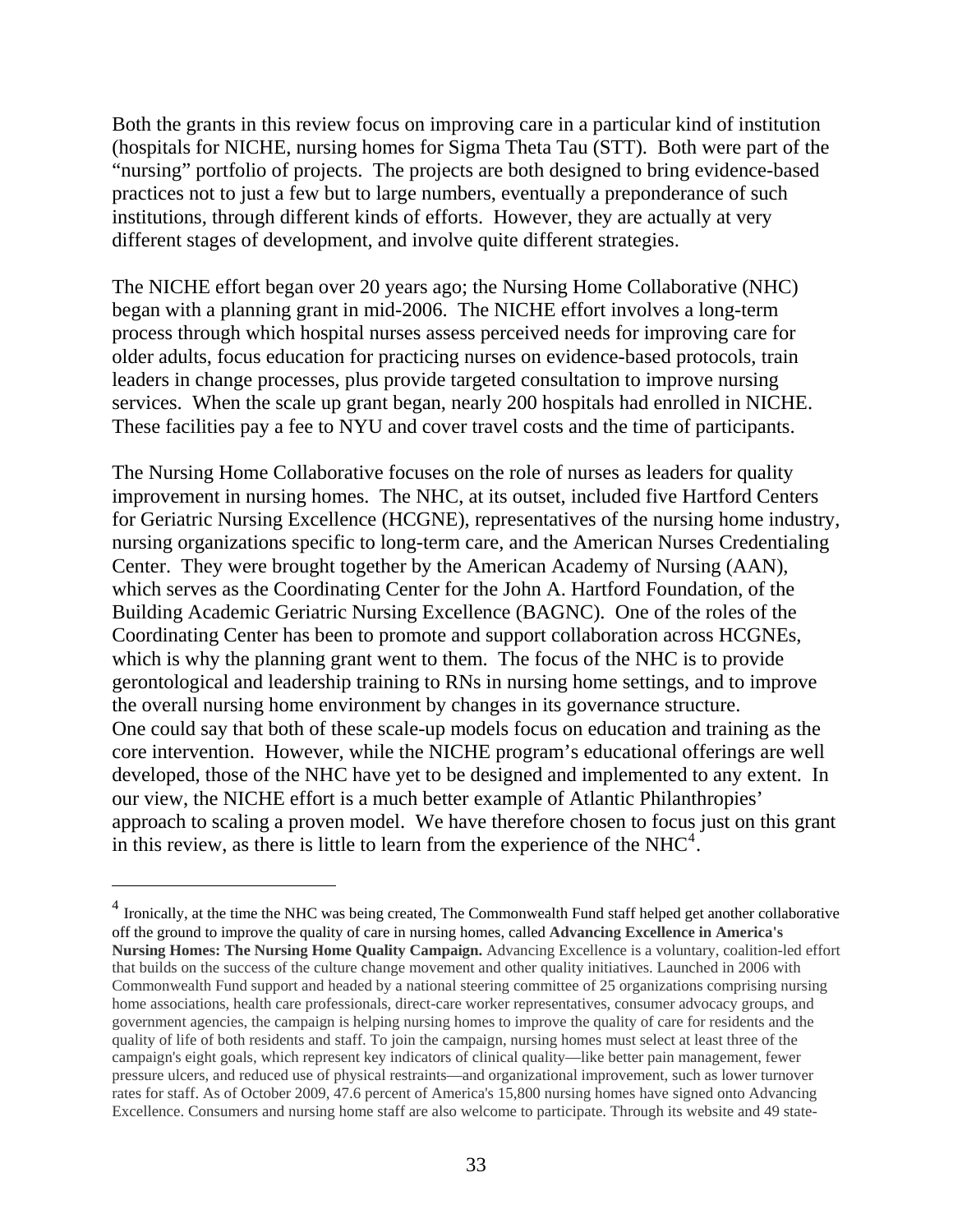Both the grants in this review focus on improving care in a particular kind of institution (hospitals for NICHE, nursing homes for Sigma Theta Tau (STT). Both were part of the "nursing" portfolio of projects. The projects are both designed to bring evidence-based practices not to just a few but to large numbers, eventually a preponderance of such institutions, through different kinds of efforts. However, they are actually at very different stages of development, and involve quite different strategies.

The NICHE effort began over 20 years ago; the Nursing Home Collaborative (NHC) began with a planning grant in mid-2006. The NICHE effort involves a long-term process through which hospital nurses assess perceived needs for improving care for older adults, focus education for practicing nurses on evidence-based protocols, train leaders in change processes, plus provide targeted consultation to improve nursing services. When the scale up grant began, nearly 200 hospitals had enrolled in NICHE. These facilities pay a fee to NYU and cover travel costs and the time of participants.

The Nursing Home Collaborative focuses on the role of nurses as leaders for quality improvement in nursing homes. The NHC, at its outset, included five Hartford Centers for Geriatric Nursing Excellence (HCGNE), representatives of the nursing home industry, nursing organizations specific to long-term care, and the American Nurses Credentialing Center. They were brought together by the American Academy of Nursing (AAN), which serves as the Coordinating Center for the John A. Hartford Foundation, of the Building Academic Geriatric Nursing Excellence (BAGNC). One of the roles of the Coordinating Center has been to promote and support collaboration across HCGNEs, which is why the planning grant went to them. The focus of the NHC is to provide gerontological and leadership training to RNs in nursing home settings, and to improve the overall nursing home environment by changes in its governance structure.
One could say that both of these scale-up models focus on education and training as the core intervention. However, while the NICHE program's educational offerings are well developed, those of the NHC have yet to be designed and implemented to any extent. In our view, the NICHE effort is a much better example of Atlantic Philanthropies' approach to scaling a proven model. We have therefore chosen to focus just on this grant in this review, as there is little to learn from the experience of the NHC[4].

---

[4] Ironically, at the time the NHC was being created, The Commonwealth Fund staff helped get another collaborative off the ground to improve the quality of care in nursing homes, called **Advancing Excellence in America's Nursing Homes: The Nursing Home Quality Campaign.** Advancing Excellence is a voluntary, coalition-led effort that builds on the success of the culture change movement and other quality initiatives. Launched in 2006 with Commonwealth Fund support and headed by a national steering committee of 25 organizations comprising nursing home associations, health care professionals, direct-care worker representatives, consumer advocacy groups, and government agencies, the campaign is helping nursing homes to improve the quality of care for residents and the quality of life of both residents and staff. To join the campaign, nursing homes must select at least three of the campaign's eight goals, which represent key indicators of clinical quality—like better pain management, fewer pressure ulcers, and reduced use of physical restraints—and organizational improvement, such as lower turnover rates for staff. As of October 2009, 47.6 percent of America's 15,800 nursing homes have signed onto Advancing Excellence. Consumers and nursing home staff are also welcome to participate. Through its website and 49 state-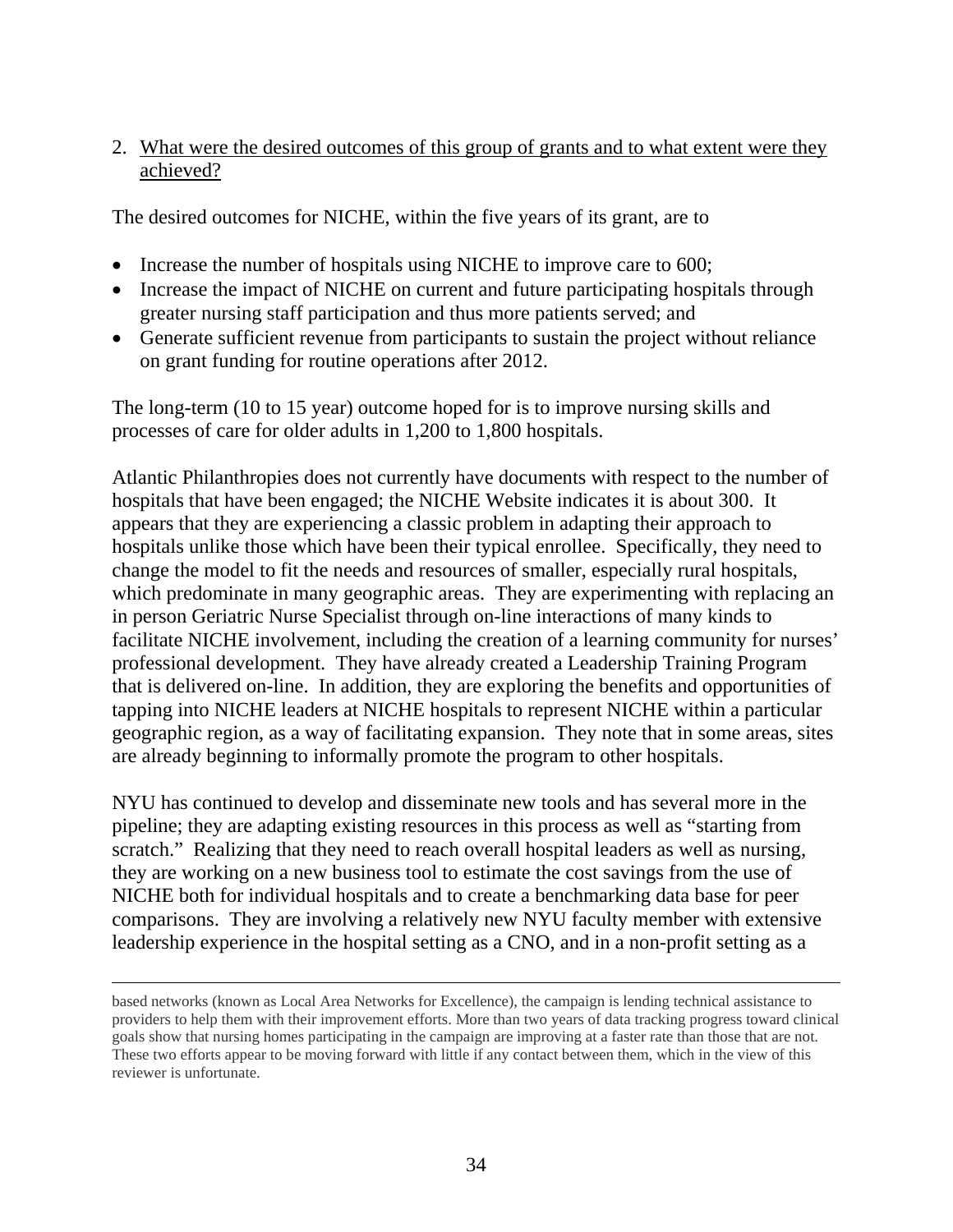2. <u>What were the desired outcomes of this group of grants and to what extent were they achieved?</u>

The desired outcomes for NICHE, within the five years of its grant, are to

- Increase the number of hospitals using NICHE to improve care to 600;
- Increase the impact of NICHE on current and future participating hospitals through greater nursing staff participation and thus more patients served; and
- Generate sufficient revenue from participants to sustain the project without reliance on grant funding for routine operations after 2012.

The long-term (10 to 15 year) outcome hoped for is to improve nursing skills and processes of care for older adults in 1,200 to 1,800 hospitals.

Atlantic Philanthropies does not currently have documents with respect to the number of hospitals that have been engaged; the NICHE Website indicates it is about 300. It appears that they are experiencing a classic problem in adapting their approach to hospitals unlike those which have been their typical enrollee. Specifically, they need to change the model to fit the needs and resources of smaller, especially rural hospitals, which predominate in many geographic areas. They are experimenting with replacing an in person Geriatric Nurse Specialist through on-line interactions of many kinds to facilitate NICHE involvement, including the creation of a learning community for nurses' professional development. They have already created a Leadership Training Program that is delivered on-line. In addition, they are exploring the benefits and opportunities of tapping into NICHE leaders at NICHE hospitals to represent NICHE within a particular geographic region, as a way of facilitating expansion. They note that in some areas, sites are already beginning to informally promote the program to other hospitals.

NYU has continued to develop and disseminate new tools and has several more in the pipeline; they are adapting existing resources in this process as well as "starting from scratch." Realizing that they need to reach overall hospital leaders as well as nursing, they are working on a new business tool to estimate the cost savings from the use of NICHE both for individual hospitals and to create a benchmarking data base for peer comparisons. They are involving a relatively new NYU faculty member with extensive leadership experience in the hospital setting as a CNO, and in a non-profit setting as a

---

based networks (known as Local Area Networks for Excellence), the campaign is lending technical assistance to providers to help them with their improvement efforts. More than two years of data tracking progress toward clinical goals show that nursing homes participating in the campaign are improving at a faster rate than those that are not. These two efforts appear to be moving forward with little if any contact between them, which in the view of this reviewer is unfortunate.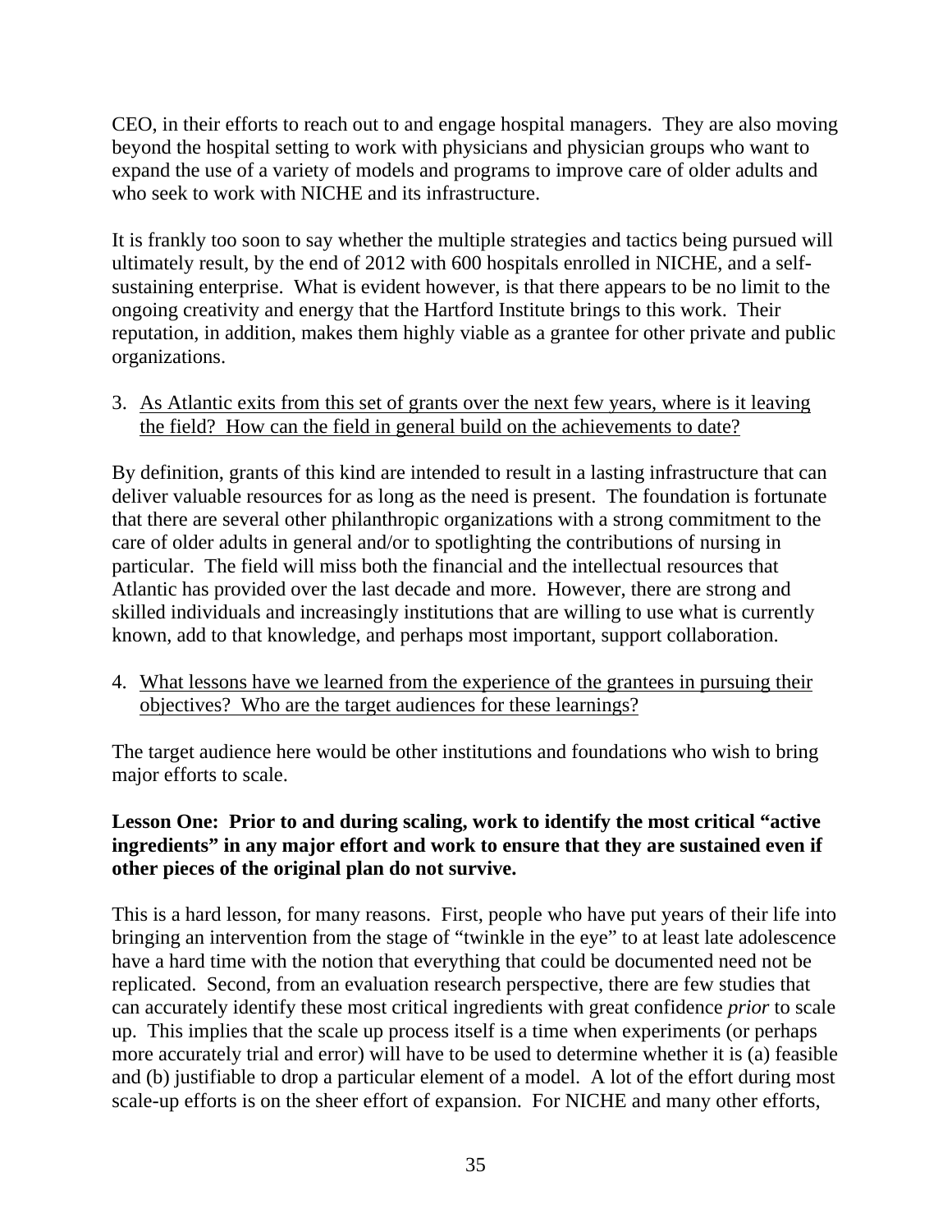CEO, in their efforts to reach out to and engage hospital managers. They are also moving beyond the hospital setting to work with physicians and physician groups who want to expand the use of a variety of models and programs to improve care of older adults and who seek to work with NICHE and its infrastructure.

It is frankly too soon to say whether the multiple strategies and tactics being pursued will ultimately result, by the end of 2012 with 600 hospitals enrolled in NICHE, and a self-sustaining enterprise. What is evident however, is that there appears to be no limit to the ongoing creativity and energy that the Hartford Institute brings to this work. Their reputation, in addition, makes them highly viable as a grantee for other private and public organizations.

3. As Atlantic exits from this set of grants over the next few years, where is it leaving the field? How can the field in general build on the achievements to date?

By definition, grants of this kind are intended to result in a lasting infrastructure that can deliver valuable resources for as long as the need is present. The foundation is fortunate that there are several other philanthropic organizations with a strong commitment to the care of older adults in general and/or to spotlighting the contributions of nursing in particular. The field will miss both the financial and the intellectual resources that Atlantic has provided over the last decade and more. However, there are strong and skilled individuals and increasingly institutions that are willing to use what is currently known, add to that knowledge, and perhaps most important, support collaboration.

4. What lessons have we learned from the experience of the grantees in pursuing their objectives? Who are the target audiences for these learnings?

The target audience here would be other institutions and foundations who wish to bring major efforts to scale.

**Lesson One: Prior to and during scaling, work to identify the most critical "active ingredients" in any major effort and work to ensure that they are sustained even if other pieces of the original plan do not survive.**

This is a hard lesson, for many reasons. First, people who have put years of their life into bringing an intervention from the stage of "twinkle in the eye" to at least late adolescence have a hard time with the notion that everything that could be documented need not be replicated. Second, from an evaluation research perspective, there are few studies that can accurately identify these most critical ingredients with great confidence *prior* to scale up. This implies that the scale up process itself is a time when experiments (or perhaps more accurately trial and error) will have to be used to determine whether it is (a) feasible and (b) justifiable to drop a particular element of a model. A lot of the effort during most scale-up efforts is on the sheer effort of expansion. For NICHE and many other efforts,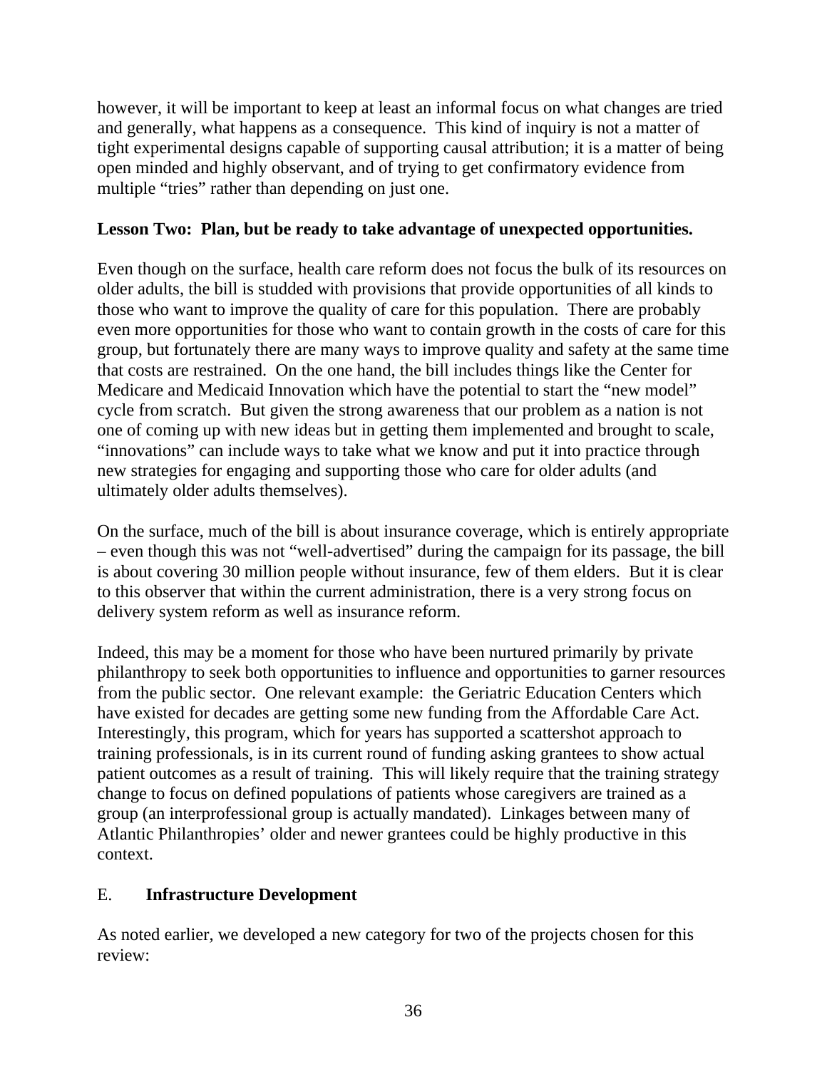however, it will be important to keep at least an informal focus on what changes are tried and generally, what happens as a consequence. This kind of inquiry is not a matter of tight experimental designs capable of supporting causal attribution; it is a matter of being open minded and highly observant, and of trying to get confirmatory evidence from multiple "tries" rather than depending on just one.

**Lesson Two: Plan, but be ready to take advantage of unexpected opportunities.**

Even though on the surface, health care reform does not focus the bulk of its resources on older adults, the bill is studded with provisions that provide opportunities of all kinds to those who want to improve the quality of care for this population. There are probably even more opportunities for those who want to contain growth in the costs of care for this group, but fortunately there are many ways to improve quality and safety at the same time that costs are restrained. On the one hand, the bill includes things like the Center for Medicare and Medicaid Innovation which have the potential to start the "new model" cycle from scratch. But given the strong awareness that our problem as a nation is not one of coming up with new ideas but in getting them implemented and brought to scale, "innovations" can include ways to take what we know and put it into practice through new strategies for engaging and supporting those who care for older adults (and ultimately older adults themselves).

On the surface, much of the bill is about insurance coverage, which is entirely appropriate – even though this was not "well-advertised" during the campaign for its passage, the bill is about covering 30 million people without insurance, few of them elders. But it is clear to this observer that within the current administration, there is a very strong focus on delivery system reform as well as insurance reform.

Indeed, this may be a moment for those who have been nurtured primarily by private philanthropy to seek both opportunities to influence and opportunities to garner resources from the public sector. One relevant example: the Geriatric Education Centers which have existed for decades are getting some new funding from the Affordable Care Act. Interestingly, this program, which for years has supported a scattershot approach to training professionals, is in its current round of funding asking grantees to show actual patient outcomes as a result of training. This will likely require that the training strategy change to focus on defined populations of patients whose caregivers are trained as a group (an interprofessional group is actually mandated). Linkages between many of Atlantic Philanthropies' older and newer grantees could be highly productive in this context.

## E. **Infrastructure Development**

As noted earlier, we developed a new category for two of the projects chosen for this review: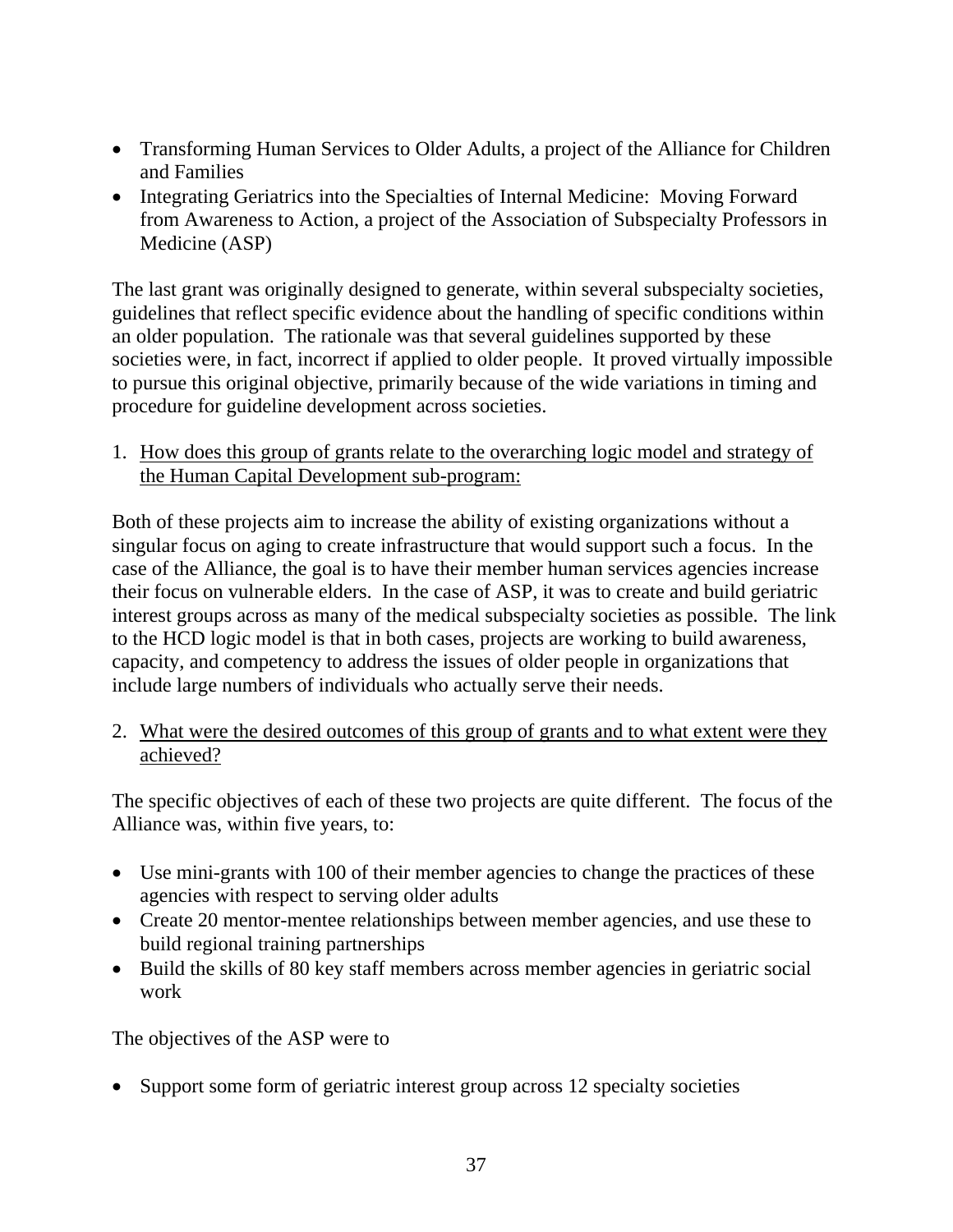- Transforming Human Services to Older Adults, a project of the Alliance for Children and Families
- Integrating Geriatrics into the Specialties of Internal Medicine: Moving Forward from Awareness to Action, a project of the Association of Subspecialty Professors in Medicine (ASP)

The last grant was originally designed to generate, within several subspecialty societies, guidelines that reflect specific evidence about the handling of specific conditions within an older population. The rationale was that several guidelines supported by these societies were, in fact, incorrect if applied to older people. It proved virtually impossible to pursue this original objective, primarily because of the wide variations in timing and procedure for guideline development across societies.

1. <u>How does this group of grants relate to the overarching logic model and strategy of the Human Capital Development sub-program:</u>

Both of these projects aim to increase the ability of existing organizations without a singular focus on aging to create infrastructure that would support such a focus. In the case of the Alliance, the goal is to have their member human services agencies increase their focus on vulnerable elders. In the case of ASP, it was to create and build geriatric interest groups across as many of the medical subspecialty societies as possible. The link to the HCD logic model is that in both cases, projects are working to build awareness, capacity, and competency to address the issues of older people in organizations that include large numbers of individuals who actually serve their needs.

2. <u>What were the desired outcomes of this group of grants and to what extent were they achieved?</u>

The specific objectives of each of these two projects are quite different. The focus of the Alliance was, within five years, to:

- Use mini-grants with 100 of their member agencies to change the practices of these agencies with respect to serving older adults
- Create 20 mentor-mentee relationships between member agencies, and use these to build regional training partnerships
- Build the skills of 80 key staff members across member agencies in geriatric social work

The objectives of the ASP were to

- Support some form of geriatric interest group across 12 specialty societies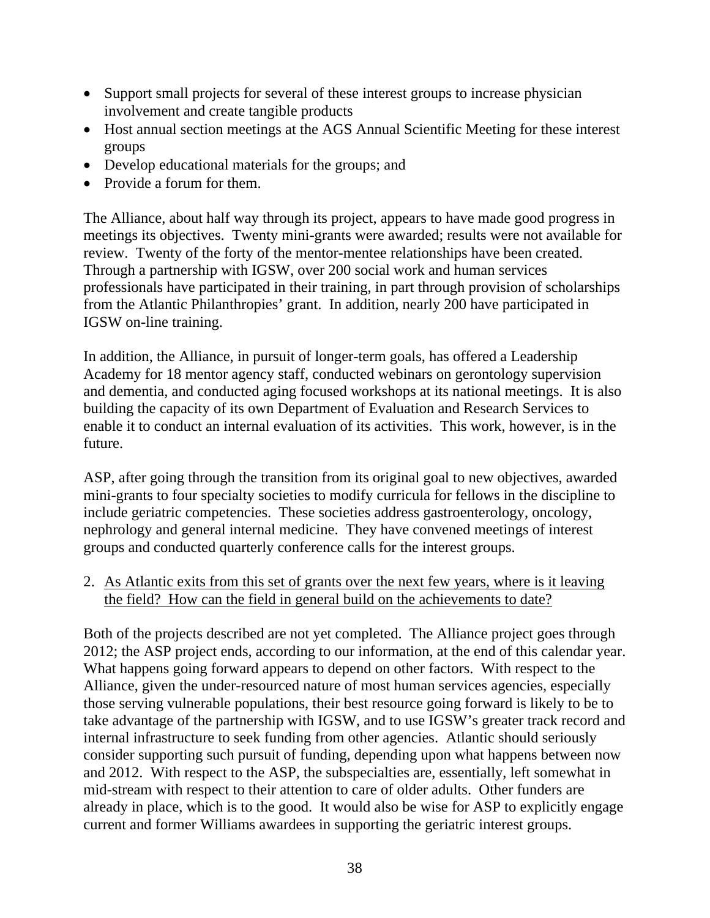- Support small projects for several of these interest groups to increase physician involvement and create tangible products
- Host annual section meetings at the AGS Annual Scientific Meeting for these interest groups
- Develop educational materials for the groups; and
- Provide a forum for them.

The Alliance, about half way through its project, appears to have made good progress in meetings its objectives. Twenty mini-grants were awarded; results were not available for review. Twenty of the forty of the mentor-mentee relationships have been created. Through a partnership with IGSW, over 200 social work and human services professionals have participated in their training, in part through provision of scholarships from the Atlantic Philanthropies' grant. In addition, nearly 200 have participated in IGSW on-line training.

In addition, the Alliance, in pursuit of longer-term goals, has offered a Leadership Academy for 18 mentor agency staff, conducted webinars on gerontology supervision and dementia, and conducted aging focused workshops at its national meetings. It is also building the capacity of its own Department of Evaluation and Research Services to enable it to conduct an internal evaluation of its activities. This work, however, is in the future.

ASP, after going through the transition from its original goal to new objectives, awarded mini-grants to four specialty societies to modify curricula for fellows in the discipline to include geriatric competencies. These societies address gastroenterology, oncology, nephrology and general internal medicine. They have convened meetings of interest groups and conducted quarterly conference calls for the interest groups.

2. <u>As Atlantic exits from this set of grants over the next few years, where is it leaving the field? How can the field in general build on the achievements to date?</u>

Both of the projects described are not yet completed. The Alliance project goes through 2012; the ASP project ends, according to our information, at the end of this calendar year. What happens going forward appears to depend on other factors. With respect to the Alliance, given the under-resourced nature of most human services agencies, especially those serving vulnerable populations, their best resource going forward is likely to be to take advantage of the partnership with IGSW, and to use IGSW's greater track record and internal infrastructure to seek funding from other agencies. Atlantic should seriously consider supporting such pursuit of funding, depending upon what happens between now and 2012. With respect to the ASP, the subspecialties are, essentially, left somewhat in mid-stream with respect to their attention to care of older adults. Other funders are already in place, which is to the good. It would also be wise for ASP to explicitly engage current and former Williams awardees in supporting the geriatric interest groups.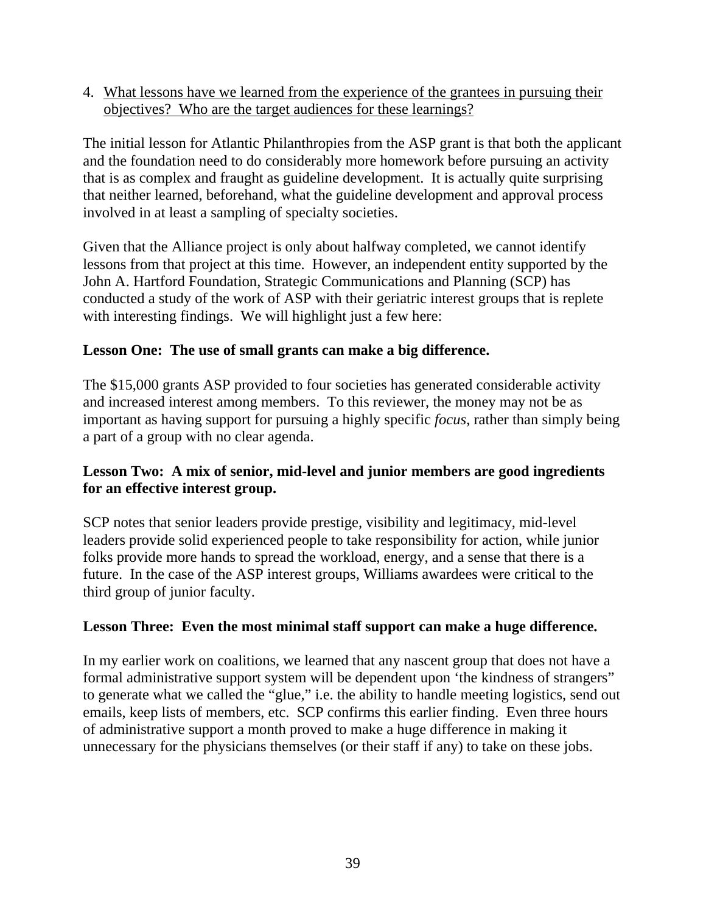4. <u>What lessons have we learned from the experience of the grantees in pursuing their objectives? Who are the target audiences for these learnings?</u>

The initial lesson for Atlantic Philanthropies from the ASP grant is that both the applicant and the foundation need to do considerably more homework before pursuing an activity that is as complex and fraught as guideline development. It is actually quite surprising that neither learned, beforehand, what the guideline development and approval process involved in at least a sampling of specialty societies.

Given that the Alliance project is only about halfway completed, we cannot identify lessons from that project at this time. However, an independent entity supported by the John A. Hartford Foundation, Strategic Communications and Planning (SCP) has conducted a study of the work of ASP with their geriatric interest groups that is replete with interesting findings. We will highlight just a few here:

**Lesson One: The use of small grants can make a big difference.**

The $15,000 grants ASP provided to four societies has generated considerable activity and increased interest among members. To this reviewer, the money may not be as important as having support for pursuing a highly specific *focus*, rather than simply being a part of a group with no clear agenda.

**Lesson Two: A mix of senior, mid-level and junior members are good ingredients for an effective interest group.**

SCP notes that senior leaders provide prestige, visibility and legitimacy, mid-level leaders provide solid experienced people to take responsibility for action, while junior folks provide more hands to spread the workload, energy, and a sense that there is a future. In the case of the ASP interest groups, Williams awardees were critical to the third group of junior faculty.

**Lesson Three: Even the most minimal staff support can make a huge difference.**

In my earlier work on coalitions, we learned that any nascent group that does not have a formal administrative support system will be dependent upon 'the kindness of strangers" to generate what we called the "glue," i.e. the ability to handle meeting logistics, send out emails, keep lists of members, etc. SCP confirms this earlier finding. Even three hours of administrative support a month proved to make a huge difference in making it unnecessary for the physicians themselves (or their staff if any) to take on these jobs.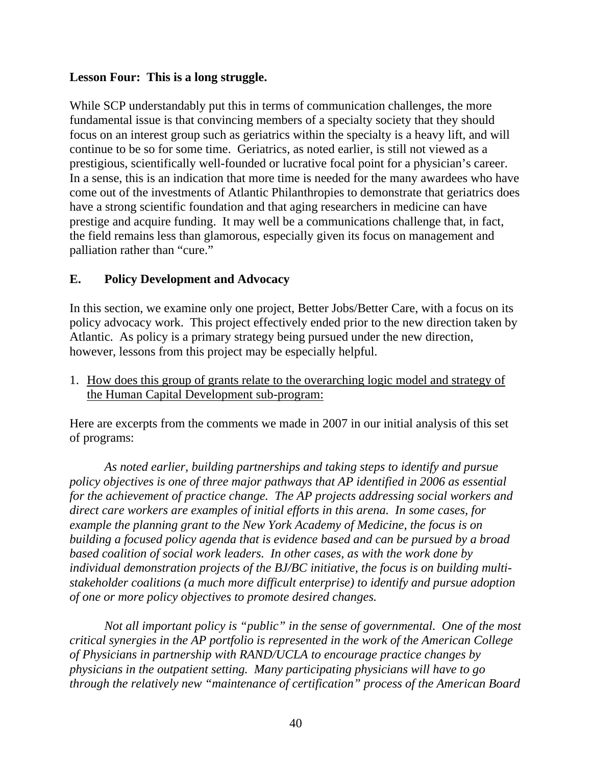**Lesson Four: This is a long struggle.**

While SCP understandably put this in terms of communication challenges, the more fundamental issue is that convincing members of a specialty society that they should focus on an interest group such as geriatrics within the specialty is a heavy lift, and will continue to be so for some time. Geriatrics, as noted earlier, is still not viewed as a prestigious, scientifically well-founded or lucrative focal point for a physician's career. In a sense, this is an indication that more time is needed for the many awardees who have come out of the investments of Atlantic Philanthropies to demonstrate that geriatrics does have a strong scientific foundation and that aging researchers in medicine can have prestige and acquire funding. It may well be a communications challenge that, in fact, the field remains less than glamorous, especially given its focus on management and palliation rather than "cure."

## E. Policy Development and Advocacy

In this section, we examine only one project, Better Jobs/Better Care, with a focus on its policy advocacy work. This project effectively ended prior to the new direction taken by Atlantic. As policy is a primary strategy being pursued under the new direction, however, lessons from this project may be especially helpful.

1. <u>How does this group of grants relate to the overarching logic model and strategy of the Human Capital Development sub-program:</u>

Here are excerpts from the comments we made in 2007 in our initial analysis of this set of programs:

*As noted earlier, building partnerships and taking steps to identify and pursue policy objectives is one of three major pathways that AP identified in 2006 as essential for the achievement of practice change. The AP projects addressing social workers and direct care workers are examples of initial efforts in this arena. In some cases, for example the planning grant to the New York Academy of Medicine, the focus is on building a focused policy agenda that is evidence based and can be pursued by a broad based coalition of social work leaders. In other cases, as with the work done by individual demonstration projects of the BJ/BC initiative, the focus is on building multi-stakeholder coalitions (a much more difficult enterprise) to identify and pursue adoption of one or more policy objectives to promote desired changes.*

*Not all important policy is "public" in the sense of governmental. One of the most critical synergies in the AP portfolio is represented in the work of the American College of Physicians in partnership with RAND/UCLA to encourage practice changes by physicians in the outpatient setting. Many participating physicians will have to go through the relatively new "maintenance of certification" process of the American Board*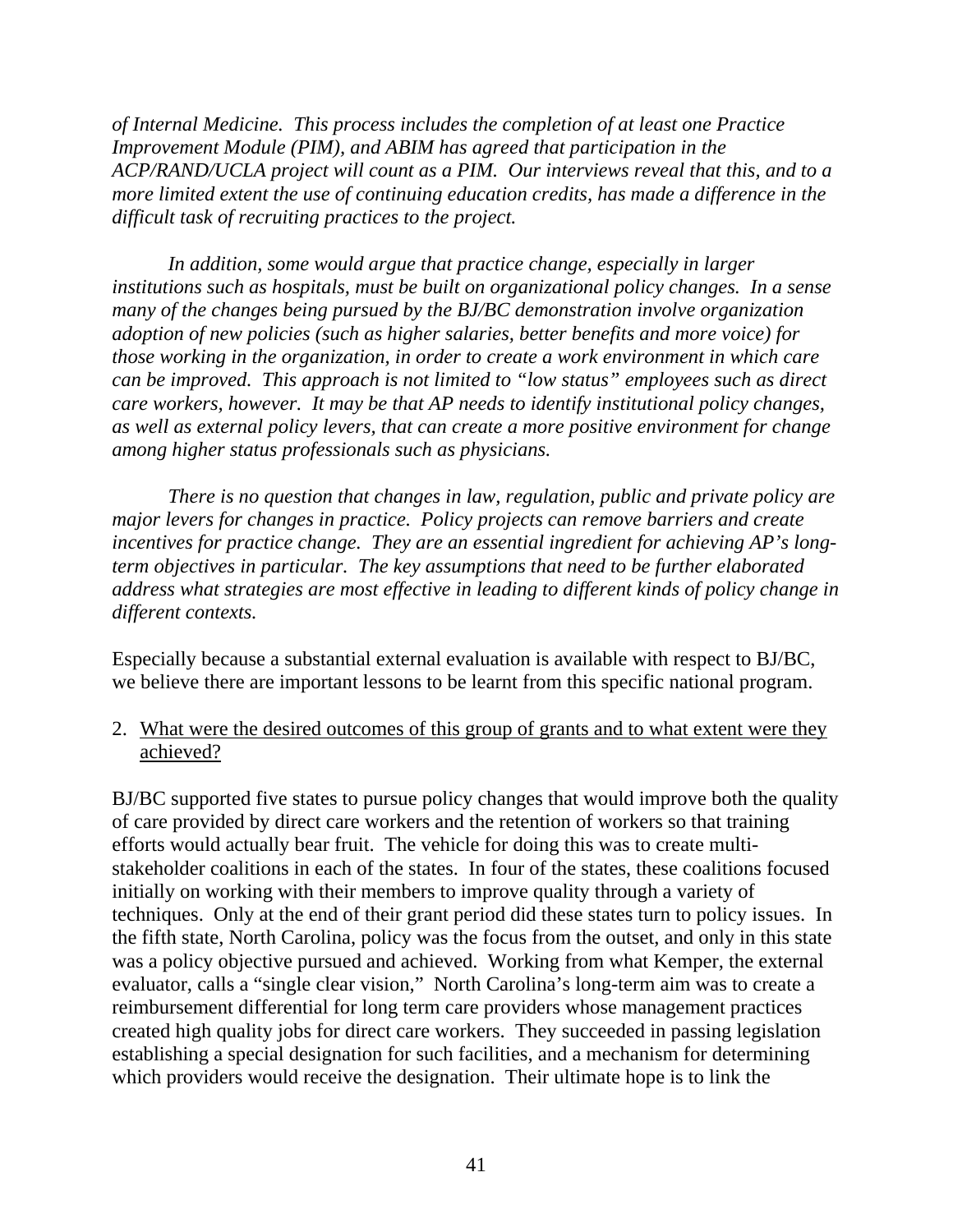*of Internal Medicine. This process includes the completion of at least one Practice Improvement Module (PIM), and ABIM has agreed that participation in the ACP/RAND/UCLA project will count as a PIM. Our interviews reveal that this, and to a more limited extent the use of continuing education credits, has made a difference in the difficult task of recruiting practices to the project.*

*In addition, some would argue that practice change, especially in larger institutions such as hospitals, must be built on organizational policy changes. In a sense many of the changes being pursued by the BJ/BC demonstration involve organization adoption of new policies (such as higher salaries, better benefits and more voice) for those working in the organization, in order to create a work environment in which care can be improved. This approach is not limited to "low status" employees such as direct care workers, however. It may be that AP needs to identify institutional policy changes, as well as external policy levers, that can create a more positive environment for change among higher status professionals such as physicians.*

*There is no question that changes in law, regulation, public and private policy are major levers for changes in practice. Policy projects can remove barriers and create incentives for practice change. They are an essential ingredient for achieving AP's long-term objectives in particular. The key assumptions that need to be further elaborated address what strategies are most effective in leading to different kinds of policy change in different contexts.*

Especially because a substantial external evaluation is available with respect to BJ/BC, we believe there are important lessons to be learnt from this specific national program.

2. <u>What were the desired outcomes of this group of grants and to what extent were they achieved?</u>

BJ/BC supported five states to pursue policy changes that would improve both the quality of care provided by direct care workers and the retention of workers so that training efforts would actually bear fruit. The vehicle for doing this was to create multi-stakeholder coalitions in each of the states. In four of the states, these coalitions focused initially on working with their members to improve quality through a variety of techniques. Only at the end of their grant period did these states turn to policy issues. In the fifth state, North Carolina, policy was the focus from the outset, and only in this state was a policy objective pursued and achieved. Working from what Kemper, the external evaluator, calls a "single clear vision," North Carolina's long-term aim was to create a reimbursement differential for long term care providers whose management practices created high quality jobs for direct care workers. They succeeded in passing legislation establishing a special designation for such facilities, and a mechanism for determining which providers would receive the designation. Their ultimate hope is to link the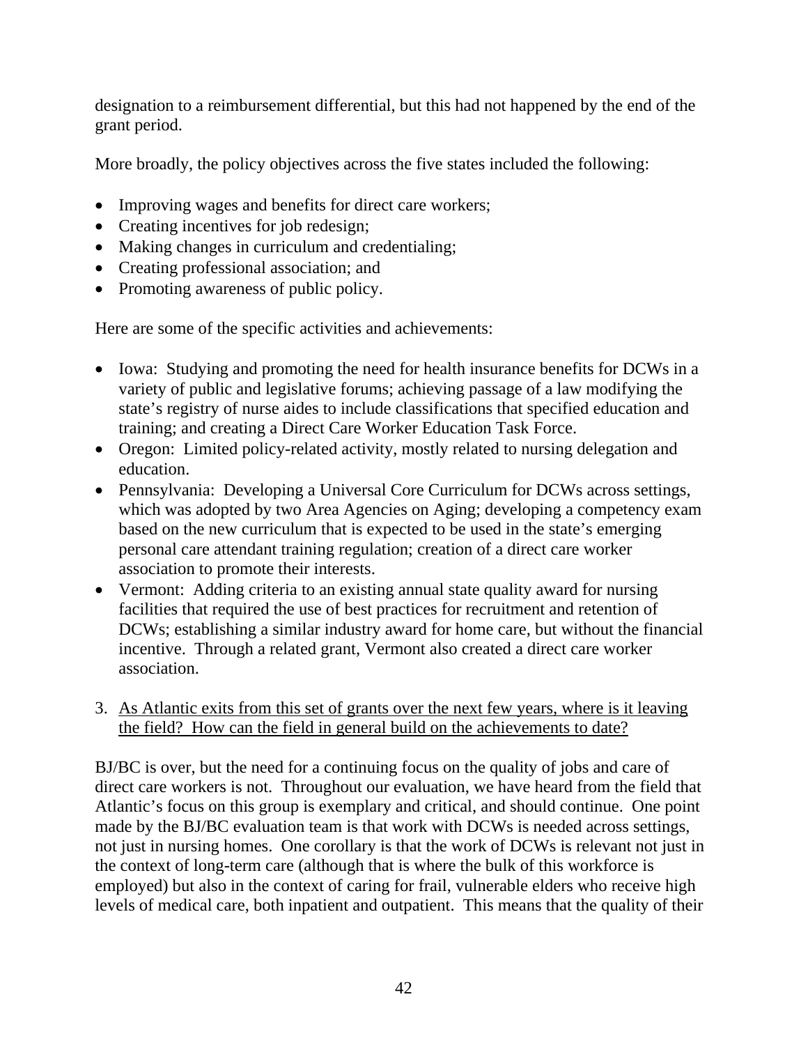designation to a reimbursement differential, but this had not happened by the end of the grant period.

More broadly, the policy objectives across the five states included the following:

- Improving wages and benefits for direct care workers;
- Creating incentives for job redesign;
- Making changes in curriculum and credentialing;
- Creating professional association; and
- Promoting awareness of public policy.

Here are some of the specific activities and achievements:

- Iowa: Studying and promoting the need for health insurance benefits for DCWs in a variety of public and legislative forums; achieving passage of a law modifying the state's registry of nurse aides to include classifications that specified education and training; and creating a Direct Care Worker Education Task Force.
- Oregon: Limited policy-related activity, mostly related to nursing delegation and education.
- Pennsylvania: Developing a Universal Core Curriculum for DCWs across settings, which was adopted by two Area Agencies on Aging; developing a competency exam based on the new curriculum that is expected to be used in the state's emerging personal care attendant training regulation; creation of a direct care worker association to promote their interests.
- Vermont: Adding criteria to an existing annual state quality award for nursing facilities that required the use of best practices for recruitment and retention of DCWs; establishing a similar industry award for home care, but without the financial incentive. Through a related grant, Vermont also created a direct care worker association.

3. <u>As Atlantic exits from this set of grants over the next few years, where is it leaving the field? How can the field in general build on the achievements to date?</u>

BJ/BC is over, but the need for a continuing focus on the quality of jobs and care of direct care workers is not. Throughout our evaluation, we have heard from the field that Atlantic's focus on this group is exemplary and critical, and should continue. One point made by the BJ/BC evaluation team is that work with DCWs is needed across settings, not just in nursing homes. One corollary is that the work of DCWs is relevant not just in the context of long-term care (although that is where the bulk of this workforce is employed) but also in the context of caring for frail, vulnerable elders who receive high levels of medical care, both inpatient and outpatient. This means that the quality of their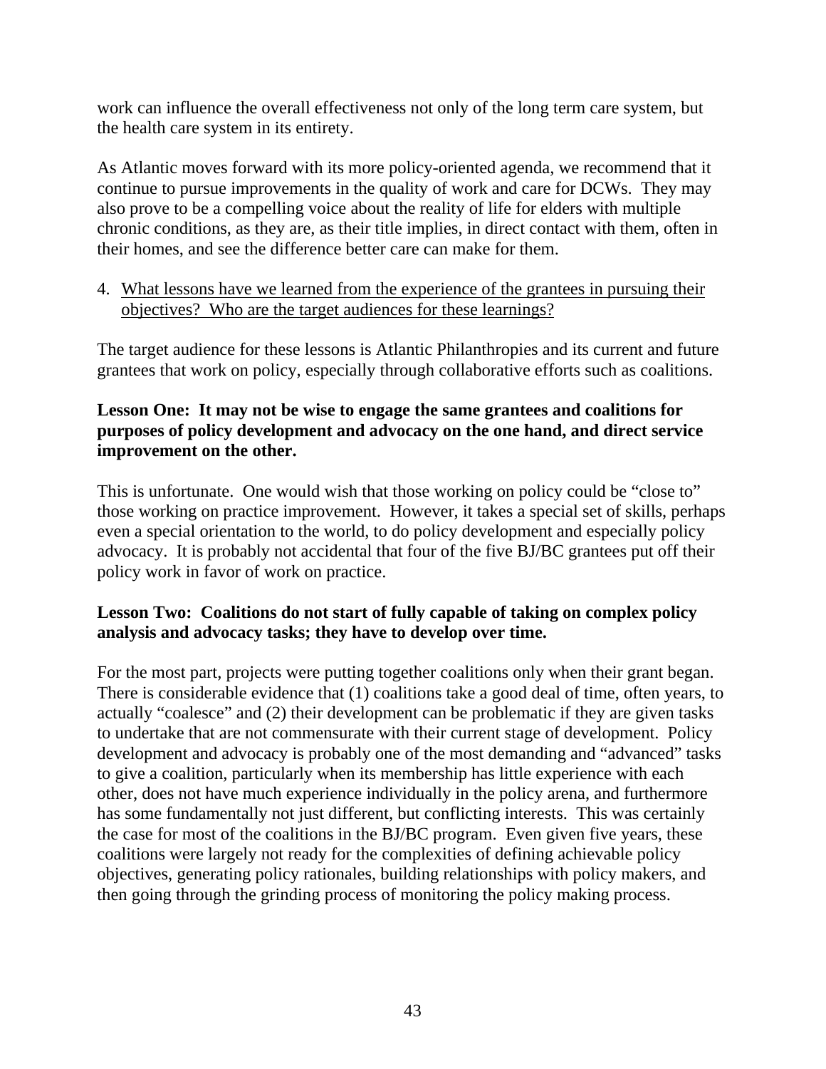work can influence the overall effectiveness not only of the long term care system, but the health care system in its entirety.

As Atlantic moves forward with its more policy-oriented agenda, we recommend that it continue to pursue improvements in the quality of work and care for DCWs. They may also prove to be a compelling voice about the reality of life for elders with multiple chronic conditions, as they are, as their title implies, in direct contact with them, often in their homes, and see the difference better care can make for them.

4. What lessons have we learned from the experience of the grantees in pursuing their objectives? Who are the target audiences for these learnings?

The target audience for these lessons is Atlantic Philanthropies and its current and future grantees that work on policy, especially through collaborative efforts such as coalitions.

**Lesson One: It may not be wise to engage the same grantees and coalitions for purposes of policy development and advocacy on the one hand, and direct service improvement on the other.**

This is unfortunate. One would wish that those working on policy could be "close to" those working on practice improvement. However, it takes a special set of skills, perhaps even a special orientation to the world, to do policy development and especially policy advocacy. It is probably not accidental that four of the five BJ/BC grantees put off their policy work in favor of work on practice.

**Lesson Two: Coalitions do not start of fully capable of taking on complex policy analysis and advocacy tasks; they have to develop over time.**

For the most part, projects were putting together coalitions only when their grant began. There is considerable evidence that (1) coalitions take a good deal of time, often years, to actually "coalesce" and (2) their development can be problematic if they are given tasks to undertake that are not commensurate with their current stage of development. Policy development and advocacy is probably one of the most demanding and "advanced" tasks to give a coalition, particularly when its membership has little experience with each other, does not have much experience individually in the policy arena, and furthermore has some fundamentally not just different, but conflicting interests. This was certainly the case for most of the coalitions in the BJ/BC program. Even given five years, these coalitions were largely not ready for the complexities of defining achievable policy objectives, generating policy rationales, building relationships with policy makers, and then going through the grinding process of monitoring the policy making process.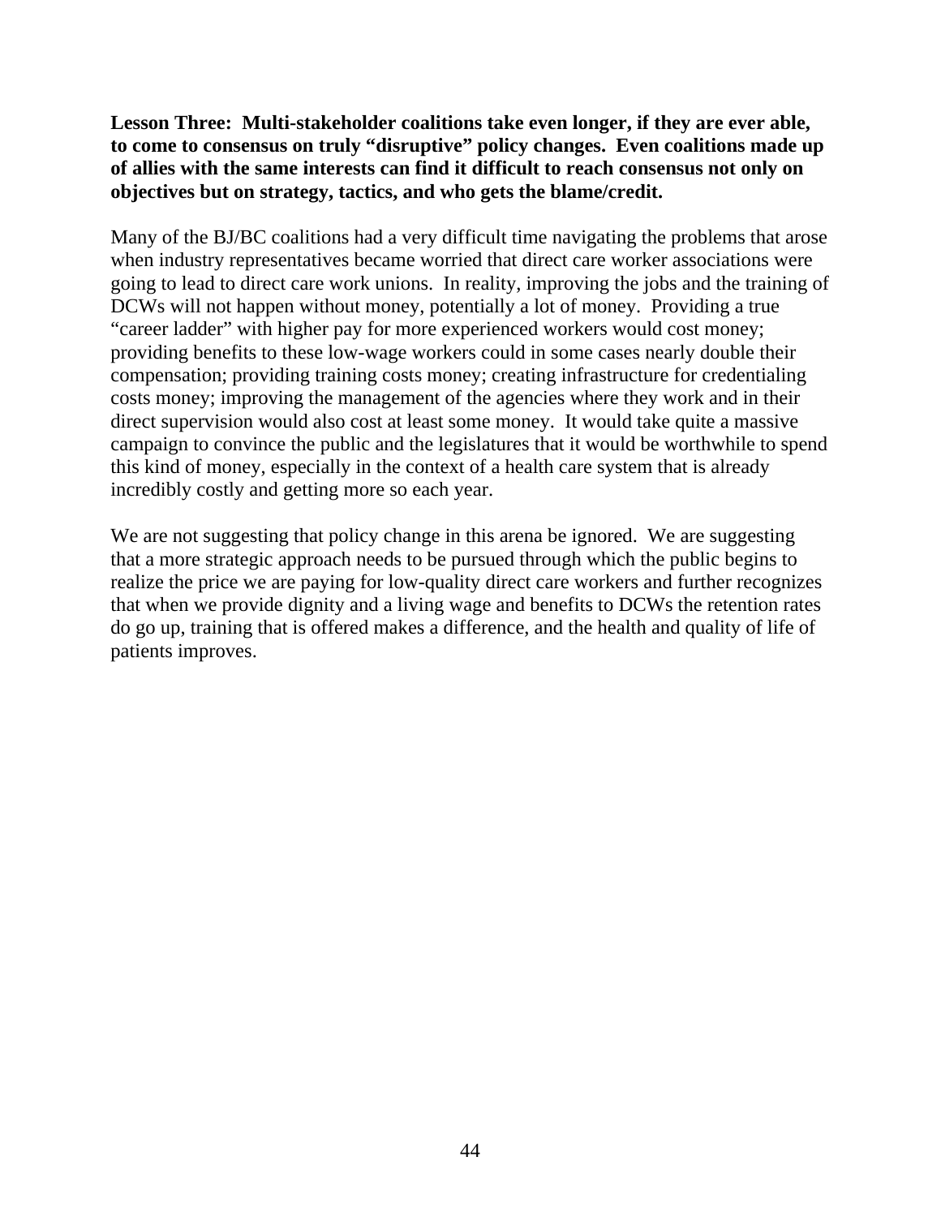**Lesson Three: Multi-stakeholder coalitions take even longer, if they are ever able, to come to consensus on truly "disruptive" policy changes. Even coalitions made up of allies with the same interests can find it difficult to reach consensus not only on objectives but on strategy, tactics, and who gets the blame/credit.**

Many of the BJ/BC coalitions had a very difficult time navigating the problems that arose when industry representatives became worried that direct care worker associations were going to lead to direct care work unions. In reality, improving the jobs and the training of DCWs will not happen without money, potentially a lot of money. Providing a true "career ladder" with higher pay for more experienced workers would cost money; providing benefits to these low-wage workers could in some cases nearly double their compensation; providing training costs money; creating infrastructure for credentialing costs money; improving the management of the agencies where they work and in their direct supervision would also cost at least some money. It would take quite a massive campaign to convince the public and the legislatures that it would be worthwhile to spend this kind of money, especially in the context of a health care system that is already incredibly costly and getting more so each year.

We are not suggesting that policy change in this arena be ignored. We are suggesting that a more strategic approach needs to be pursued through which the public begins to realize the price we are paying for low-quality direct care workers and further recognizes that when we provide dignity and a living wage and benefits to DCWs the retention rates do go up, training that is offered makes a difference, and the health and quality of life of patients improves.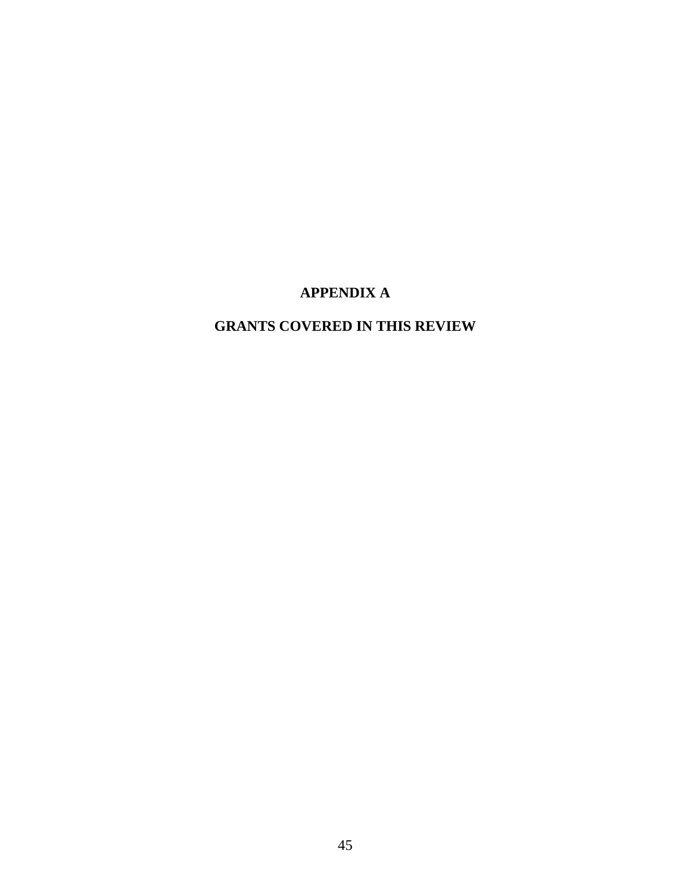# APPENDIX A

## GRANTS COVERED IN THIS REVIEW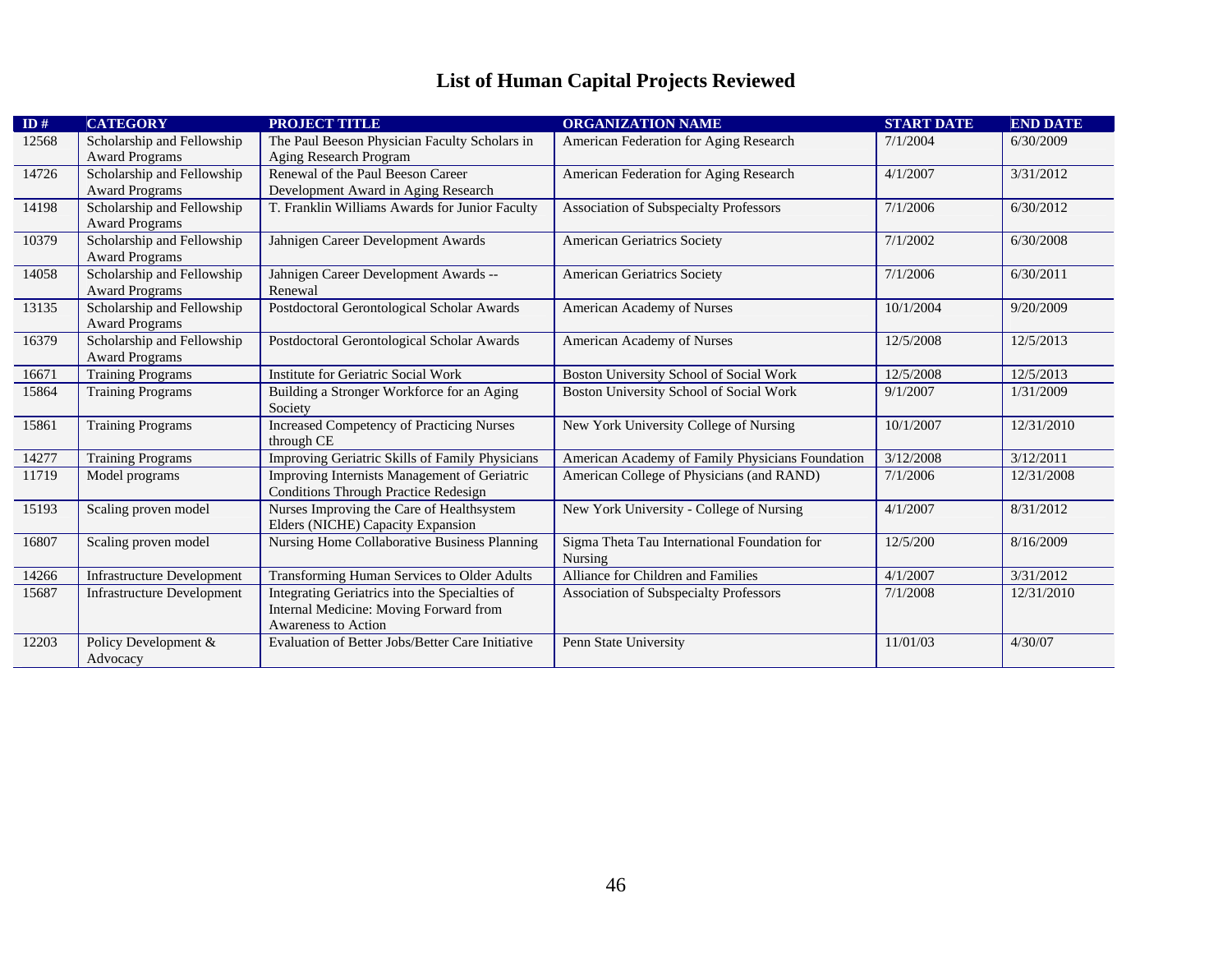# List of Human Capital Projects Reviewed

| ID # | CATEGORY | PROJECT TITLE | ORGANIZATION NAME | START DATE | END DATE |
|---|---|---|---|---|---|
| 12568 | Scholarship and Fellowship Award Programs | The Paul Beeson Physician Faculty Scholars in Aging Research Program | American Federation for Aging Research | 7/1/2004 | 6/30/2009 |
| 14726 | Scholarship and Fellowship Award Programs | Renewal of the Paul Beeson Career Development Award in Aging Research | American Federation for Aging Research | 4/1/2007 | 3/31/2012 |
| 14198 | Scholarship and Fellowship Award Programs | T. Franklin Williams Awards for Junior Faculty | Association of Subspecialty Professors | 7/1/2006 | 6/30/2012 |
| 10379 | Scholarship and Fellowship Award Programs | Jahnigen Career Development Awards | American Geriatrics Society | 7/1/2002 | 6/30/2008 |
| 14058 | Scholarship and Fellowship Award Programs | Jahnigen Career Development Awards -- Renewal | American Geriatrics Society | 7/1/2006 | 6/30/2011 |
| 13135 | Scholarship and Fellowship Award Programs | Postdoctoral Gerontological Scholar Awards | American Academy of Nurses | 10/1/2004 | 9/20/2009 |
| 16379 | Scholarship and Fellowship Award Programs | Postdoctoral Gerontological Scholar Awards | American Academy of Nurses | 12/5/2008 | 12/5/2013 |
| 16671 | Training Programs | Institute for Geriatric Social Work | Boston University School of Social Work | 12/5/2008 | 12/5/2013 |
| 15864 | Training Programs | Building a Stronger Workforce for an Aging Society | Boston University School of Social Work | 9/1/2007 | 1/31/2009 |
| 15861 | Training Programs | Increased Competency of Practicing Nurses through CE | New York University College of Nursing | 10/1/2007 | 12/31/2010 |
| 14277 | Training Programs | Improving Geriatric Skills of Family Physicians | American Academy of Family Physicians Foundation | 3/12/2008 | 3/12/2011 |
| 11719 | Model programs | Improving Internists Management of Geriatric Conditions Through Practice Redesign | American College of Physicians (and RAND) | 7/1/2006 | 12/31/2008 |
| 15193 | Scaling proven model | Nurses Improving the Care of Healthsystem Elders (NICHE) Capacity Expansion | New York University - College of Nursing | 4/1/2007 | 8/31/2012 |
| 16807 | Scaling proven model | Nursing Home Collaborative Business Planning | Sigma Theta Tau International Foundation for Nursing | 12/5/200 | 8/16/2009 |
| 14266 | Infrastructure Development | Transforming Human Services to Older Adults | Alliance for Children and Families | 4/1/2007 | 3/31/2012 |
| 15687 | Infrastructure Development | Integrating Geriatrics into the Specialties of Internal Medicine: Moving Forward from Awareness to Action | Association of Subspecialty Professors | 7/1/2008 | 12/31/2010 |
| 12203 | Policy Development & Advocacy | Evaluation of Better Jobs/Better Care Initiative | Penn State University | 11/01/03 | 4/30/07 |